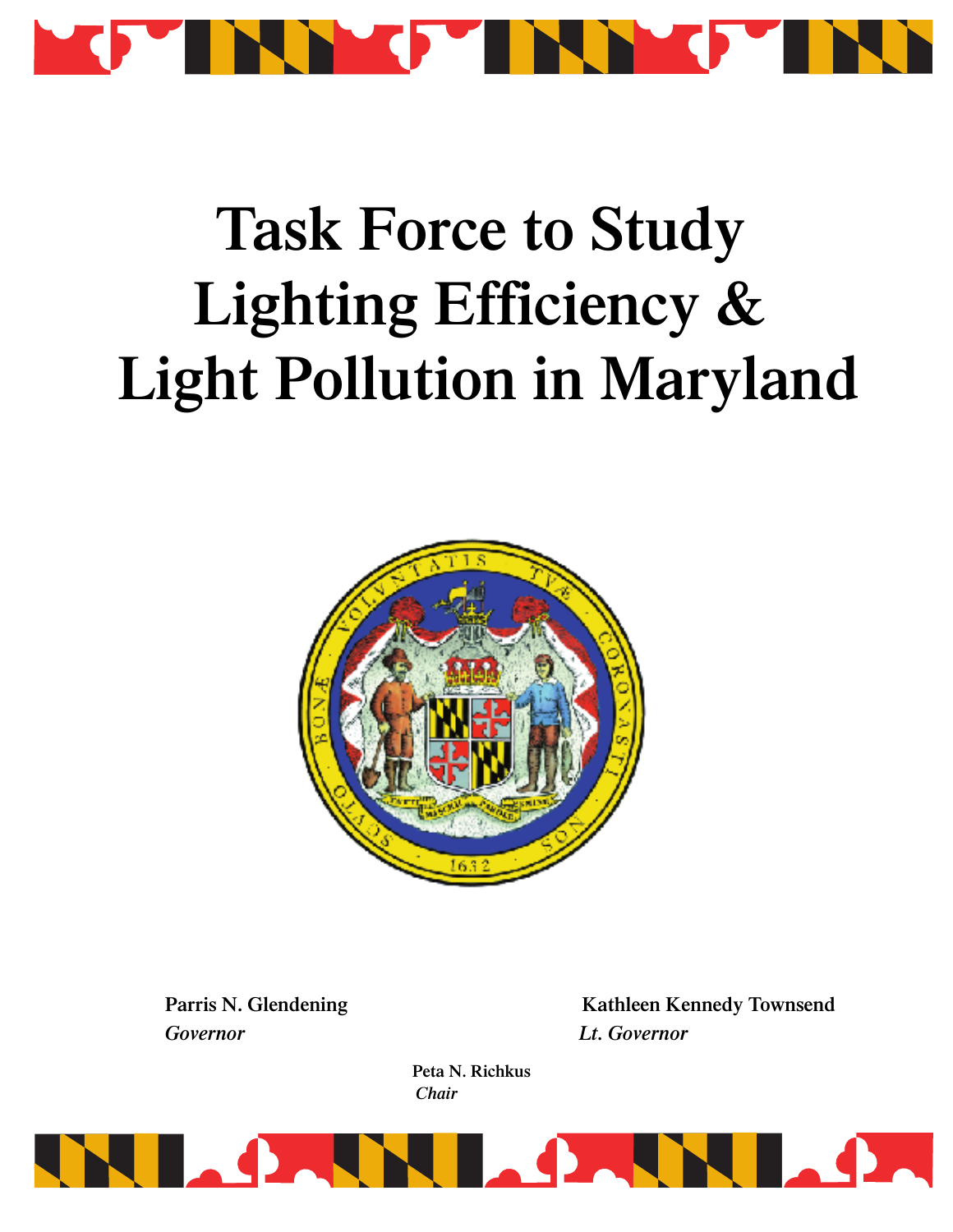# Task Force to Study Lighting Efficiency & Light Pollution in Maryland

**Parris N. Glendening**
*Governor*

**Kathleen Kennedy Townsend**
*Lt. Governor*

**Peta N. Richkus**
*Chair*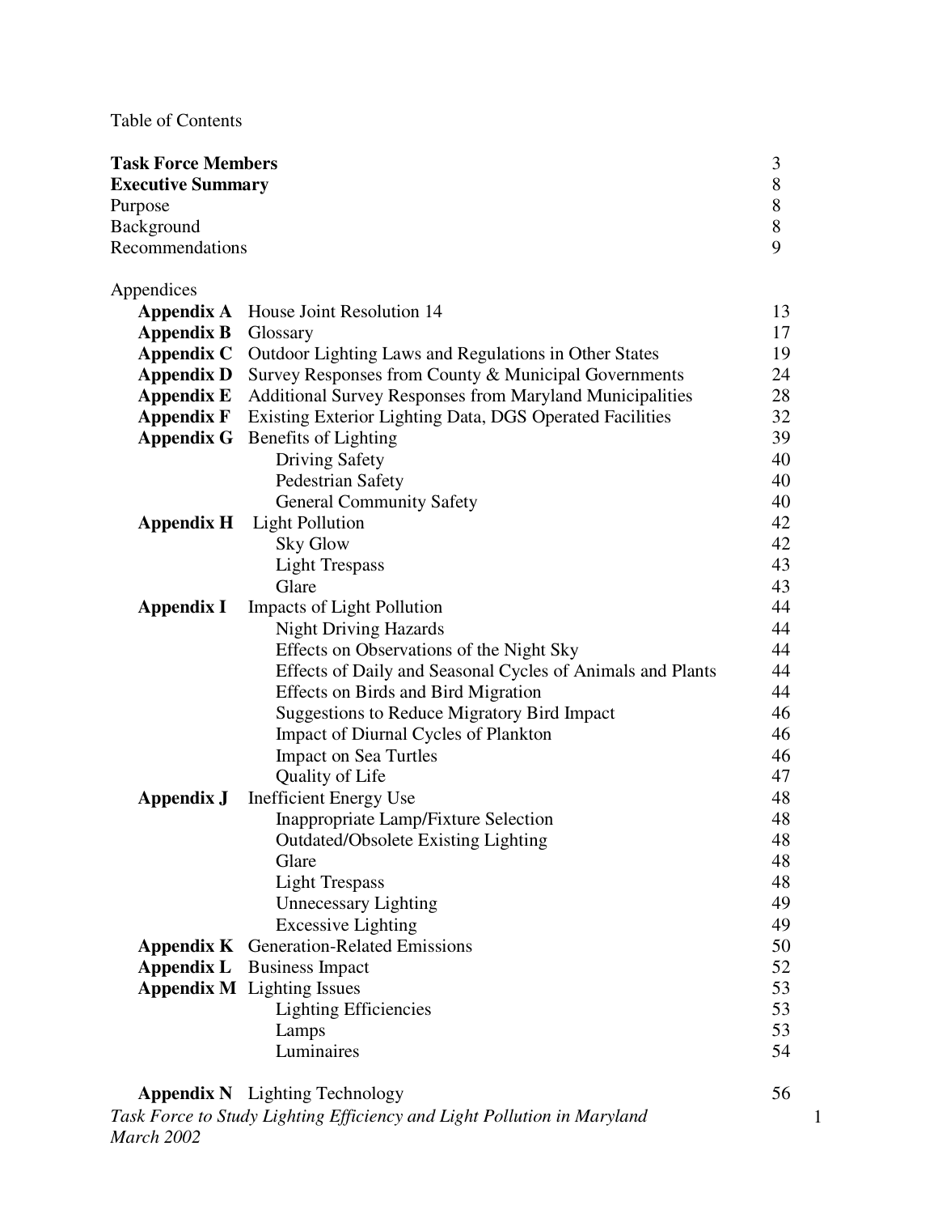Table of Contents

| | | |
|---|---|---|
| **Task Force Members** | | 3 |
| **Executive Summary** | | 8 |
| Purpose | | 8 |
| Background | | 8 |
| Recommendations | | 9 |

Appendices

| | | |
|---|---|---|
| **Appendix A** | House Joint Resolution 14 | 13 |
| **Appendix B** | Glossary | 17 |
| **Appendix C** | Outdoor Lighting Laws and Regulations in Other States | 19 |
| **Appendix D** | Survey Responses from County & Municipal Governments | 24 |
| **Appendix E** | Additional Survey Responses from Maryland Municipalities | 28 |
| **Appendix F** | Existing Exterior Lighting Data, DGS Operated Facilities | 32 |
| **Appendix G** | Benefits of Lighting | 39 |
| | Driving Safety | 40 |
| | Pedestrian Safety | 40 |
| | General Community Safety | 40 |
| **Appendix H** | Light Pollution | 42 |
| | Sky Glow | 42 |
| | Light Trespass | 43 |
| | Glare | 43 |
| **Appendix I** | Impacts of Light Pollution | 44 |
| | Night Driving Hazards | 44 |
| | Effects on Observations of the Night Sky | 44 |
| | Effects of Daily and Seasonal Cycles of Animals and Plants | 44 |
| | Effects on Birds and Bird Migration | 44 |
| | Suggestions to Reduce Migratory Bird Impact | 46 |
| | Impact of Diurnal Cycles of Plankton | 46 |
| | Impact on Sea Turtles | 46 |
| | Quality of Life | 47 |
| **Appendix J** | Inefficient Energy Use | 48 |
| | Inappropriate Lamp/Fixture Selection | 48 |
| | Outdated/Obsolete Existing Lighting | 48 |
| | Glare | 48 |
| | Light Trespass | 48 |
| | Unnecessary Lighting | 49 |
| | Excessive Lighting | 49 |
| **Appendix K** | Generation-Related Emissions | 50 |
| **Appendix L** | Business Impact | 52 |
| **Appendix M** | Lighting Issues | 53 |
| | Lighting Efficiencies | 53 |
| | Lamps | 53 |
| | Luminaires | 54 |
| **Appendix N** | Lighting Technology | 56 |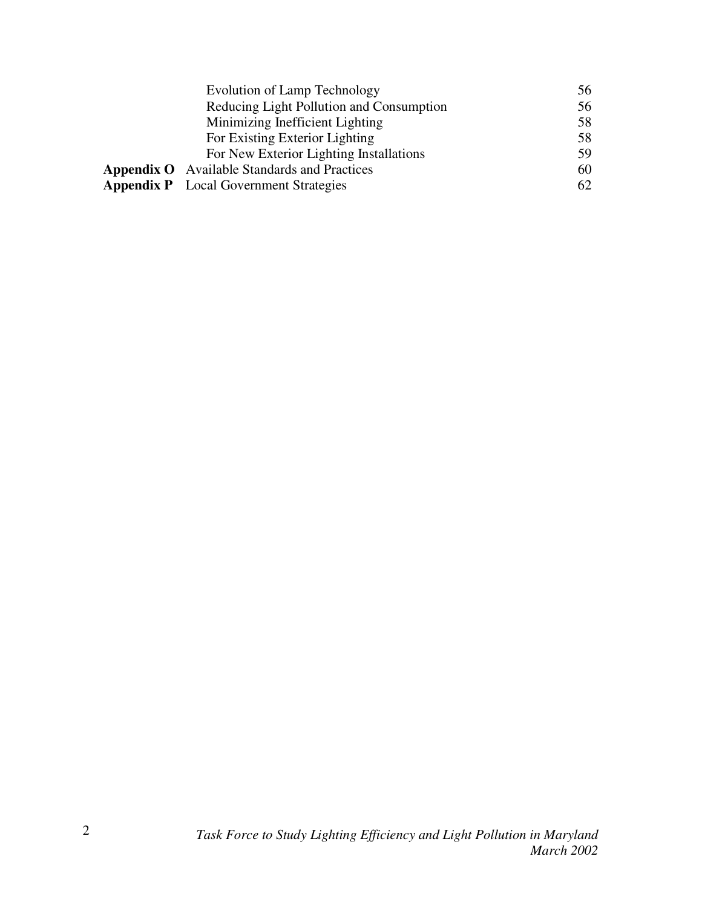| | | |
|---|---|---|
| | Evolution of Lamp Technology | 56 |
| | Reducing Light Pollution and Consumption | 56 |
| | Minimizing Inefficient Lighting | 58 |
| | For Existing Exterior Lighting | 58 |
| | For New Exterior Lighting Installations | 59 |
| **Appendix O** | Available Standards and Practices | 60 |
| **Appendix P** | Local Government Strategies | 62 |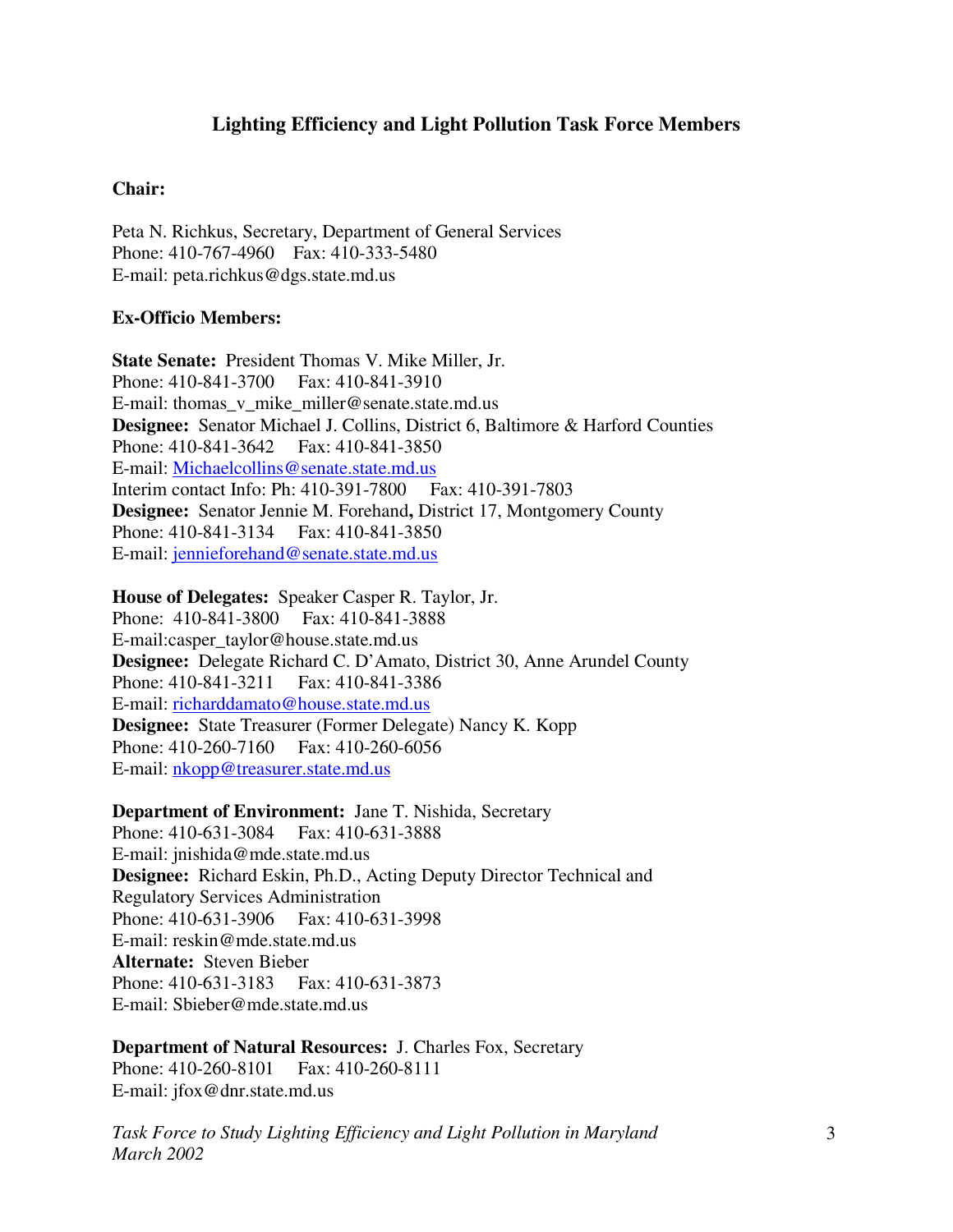## Lighting Efficiency and Light Pollution Task Force Members

**Chair:**

Peta N. Richkus, Secretary, Department of General Services
Phone: 410-767-4960 Fax: 410-333-5480
E-mail: peta.richkus@dgs.state.md.us

**Ex-Officio Members:**

**State Senate:** President Thomas V. Mike Miller, Jr.
Phone: 410-841-3700 Fax: 410-841-3910
E-mail: thomas_v_mike_miller@senate.state.md.us
**Designee:** Senator Michael J. Collins, District 6, Baltimore & Harford Counties
Phone: 410-841-3642 Fax: 410-841-3850
E-mail: Michaelcollins@senate.state.md.us
Interim contact Info: Ph: 410-391-7800 Fax: 410-391-7803
**Designee:** Senator Jennie M. Forehand**,** District 17, Montgomery County
Phone: 410-841-3134 Fax: 410-841-3850
E-mail: jennieforehand@senate.state.md.us

**House of Delegates:** Speaker Casper R. Taylor, Jr.
Phone: 410-841-3800 Fax: 410-841-3888
E-mail:casper_taylor@house.state.md.us
**Designee:** Delegate Richard C. D'Amato, District 30, Anne Arundel County
Phone: 410-841-3211 Fax: 410-841-3386
E-mail: richarddamato@house.state.md.us
**Designee:** State Treasurer (Former Delegate) Nancy K. Kopp
Phone: 410-260-7160 Fax: 410-260-6056
E-mail: nkopp@treasurer.state.md.us

**Department of Environment:** Jane T. Nishida, Secretary
Phone: 410-631-3084 Fax: 410-631-3888
E-mail: jnishida@mde.state.md.us
**Designee:** Richard Eskin, Ph.D., Acting Deputy Director Technical and Regulatory Services Administration
Phone: 410-631-3906 Fax: 410-631-3998
E-mail: reskin@mde.state.md.us
**Alternate:** Steven Bieber
Phone: 410-631-3183 Fax: 410-631-3873
E-mail: Sbieber@mde.state.md.us

**Department of Natural Resources:** J. Charles Fox, Secretary
Phone: 410-260-8101 Fax: 410-260-8111
E-mail: jfox@dnr.state.md.us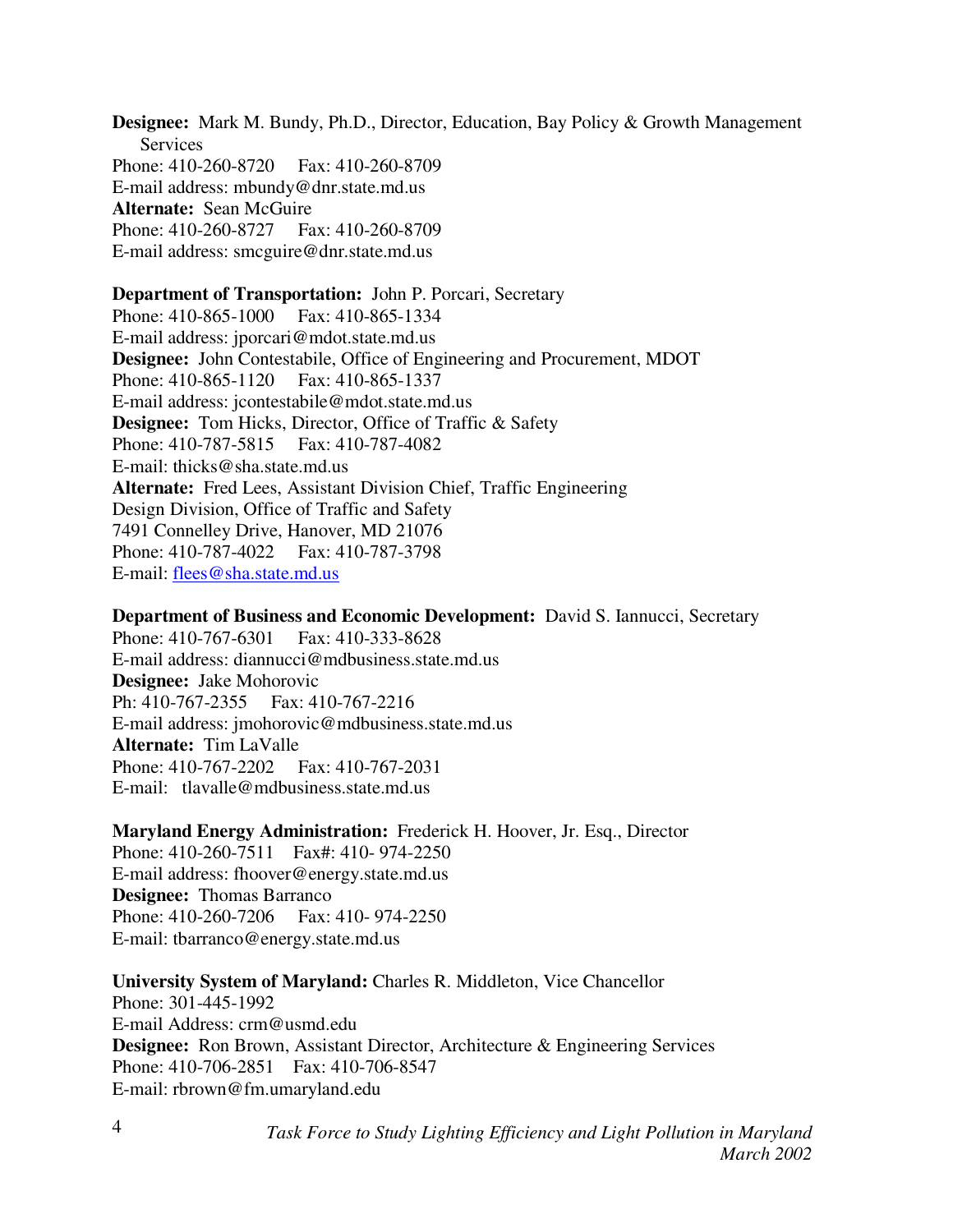**Designee:** Mark M. Bundy, Ph.D., Director, Education, Bay Policy & Growth Management Services
Phone: 410-260-8720 Fax: 410-260-8709
E-mail address: mbundy@dnr.state.md.us
**Alternate:** Sean McGuire
Phone: 410-260-8727 Fax: 410-260-8709
E-mail address: smcguire@dnr.state.md.us

**Department of Transportation:** John P. Porcari, Secretary
Phone: 410-865-1000 Fax: 410-865-1334
E-mail address: jporcari@mdot.state.md.us
**Designee:** John Contestabile, Office of Engineering and Procurement, MDOT
Phone: 410-865-1120 Fax: 410-865-1337
E-mail address: jcontestabile@mdot.state.md.us
**Designee:** Tom Hicks, Director, Office of Traffic & Safety
Phone: 410-787-5815 Fax: 410-787-4082
E-mail: thicks@sha.state.md.us
**Alternate:** Fred Lees, Assistant Division Chief, Traffic Engineering Design Division, Office of Traffic and Safety
7491 Connelley Drive, Hanover, MD 21076
Phone: 410-787-4022 Fax: 410-787-3798
E-mail: flees@sha.state.md.us

**Department of Business and Economic Development:** David S. Iannucci, Secretary
Phone: 410-767-6301 Fax: 410-333-8628
E-mail address: diannucci@mdbusiness.state.md.us
**Designee:** Jake Mohorovic
Ph: 410-767-2355 Fax: 410-767-2216
E-mail address: jmohorovic@mdbusiness.state.md.us
**Alternate:** Tim LaValle
Phone: 410-767-2202 Fax: 410-767-2031
E-mail: tlavalle@mdbusiness.state.md.us

**Maryland Energy Administration:** Frederick H. Hoover, Jr. Esq., Director
Phone: 410-260-7511 Fax#: 410- 974-2250
E-mail address: fhoover@energy.state.md.us
**Designee:** Thomas Barranco
Phone: 410-260-7206 Fax: 410- 974-2250
E-mail: tbarranco@energy.state.md.us

**University System of Maryland:** Charles R. Middleton, Vice Chancellor
Phone: 301-445-1992
E-mail Address: crm@usmd.edu
**Designee:** Ron Brown, Assistant Director, Architecture & Engineering Services
Phone: 410-706-2851 Fax: 410-706-8547
E-mail: rbrown@fm.umaryland.edu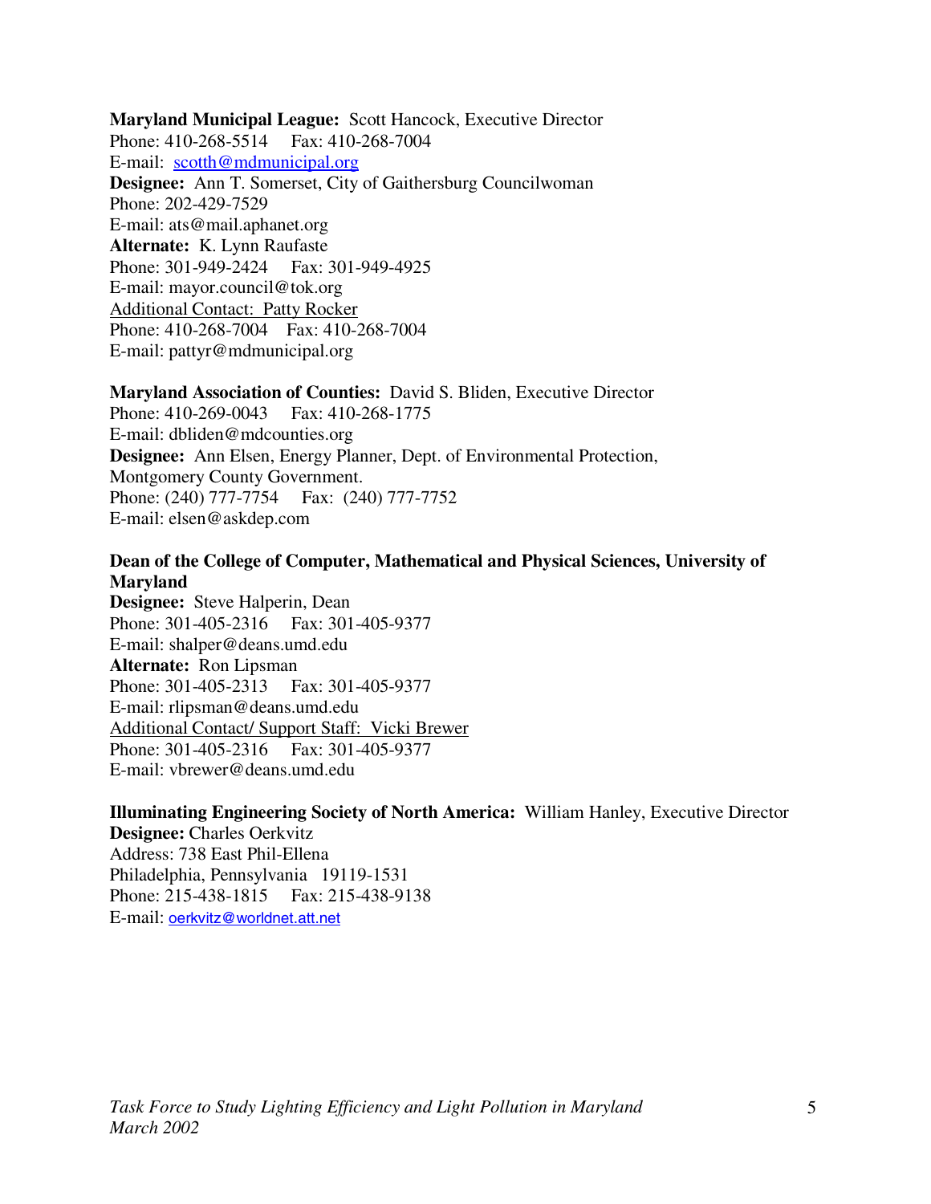**Maryland Municipal League:** Scott Hancock, Executive Director
Phone: 410-268-5514 Fax: 410-268-7004
E-mail: scotth@mdmunicipal.org
**Designee:** Ann T. Somerset, City of Gaithersburg Councilwoman
Phone: 202-429-7529
E-mail: ats@mail.aphanet.org
**Alternate:** K. Lynn Raufaste
Phone: 301-949-2424 Fax: 301-949-4925
E-mail: mayor.council@tok.org
Additional Contact: Patty Rocker
Phone: 410-268-7004 Fax: 410-268-7004
E-mail: pattyr@mdmunicipal.org

**Maryland Association of Counties:** David S. Bliden, Executive Director
Phone: 410-269-0043 Fax: 410-268-1775
E-mail: dbliden@mdcounties.org
**Designee:** Ann Elsen, Energy Planner, Dept. of Environmental Protection, Montgomery County Government.
Phone: (240) 777-7754 Fax: (240) 777-7752
E-mail: elsen@askdep.com

**Dean of the College of Computer, Mathematical and Physical Sciences, University of Maryland**
**Designee:** Steve Halperin, Dean
Phone: 301-405-2316 Fax: 301-405-9377
E-mail: shalper@deans.umd.edu
**Alternate:** Ron Lipsman
Phone: 301-405-2313 Fax: 301-405-9377
E-mail: rlipsman@deans.umd.edu
Additional Contact/ Support Staff: Vicki Brewer
Phone: 301-405-2316 Fax: 301-405-9377
E-mail: vbrewer@deans.umd.edu

**Illuminating Engineering Society of North America:** William Hanley, Executive Director
**Designee:** Charles Oerkvitz
Address: 738 East Phil-Ellena
Philadelphia, Pennsylvania 19119-1531
Phone: 215-438-1815 Fax: 215-438-9138
E-mail: oerkvitz@worldnet.att.net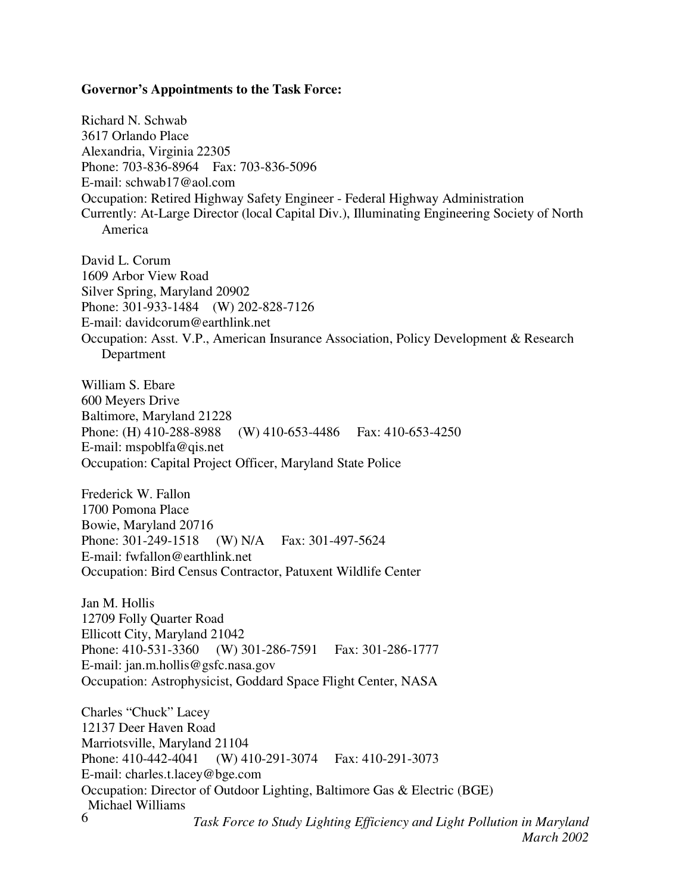**Governor's Appointments to the Task Force:**

Richard N. Schwab
3617 Orlando Place
Alexandria, Virginia 22305
Phone: 703-836-8964 Fax: 703-836-5096
E-mail: schwab17@aol.com
Occupation: Retired Highway Safety Engineer - Federal Highway Administration
Currently: At-Large Director (local Capital Div.), Illuminating Engineering Society of North America

David L. Corum
1609 Arbor View Road
Silver Spring, Maryland 20902
Phone: 301-933-1484 (W) 202-828-7126
E-mail: davidcorum@earthlink.net
Occupation: Asst. V.P., American Insurance Association, Policy Development & Research Department

William S. Ebare
600 Meyers Drive
Baltimore, Maryland 21228
Phone: (H) 410-288-8988 (W) 410-653-4486 Fax: 410-653-4250
E-mail: mspoblfa@qis.net
Occupation: Capital Project Officer, Maryland State Police

Frederick W. Fallon
1700 Pomona Place
Bowie, Maryland 20716
Phone: 301-249-1518 (W) N/A Fax: 301-497-5624
E-mail: fwfallon@earthlink.net
Occupation: Bird Census Contractor, Patuxent Wildlife Center

Jan M. Hollis
12709 Folly Quarter Road
Ellicott City, Maryland 21042
Phone: 410-531-3360 (W) 301-286-7591 Fax: 301-286-1777
E-mail: jan.m.hollis@gsfc.nasa.gov
Occupation: Astrophysicist, Goddard Space Flight Center, NASA

Charles "Chuck" Lacey
12137 Deer Haven Road
Marriotsville, Maryland 21104
Phone: 410-442-4041 (W) 410-291-3074 Fax: 410-291-3073
E-mail: charles.t.lacey@bge.com
Occupation: Director of Outdoor Lighting, Baltimore Gas & Electric (BGE)

Michael Williams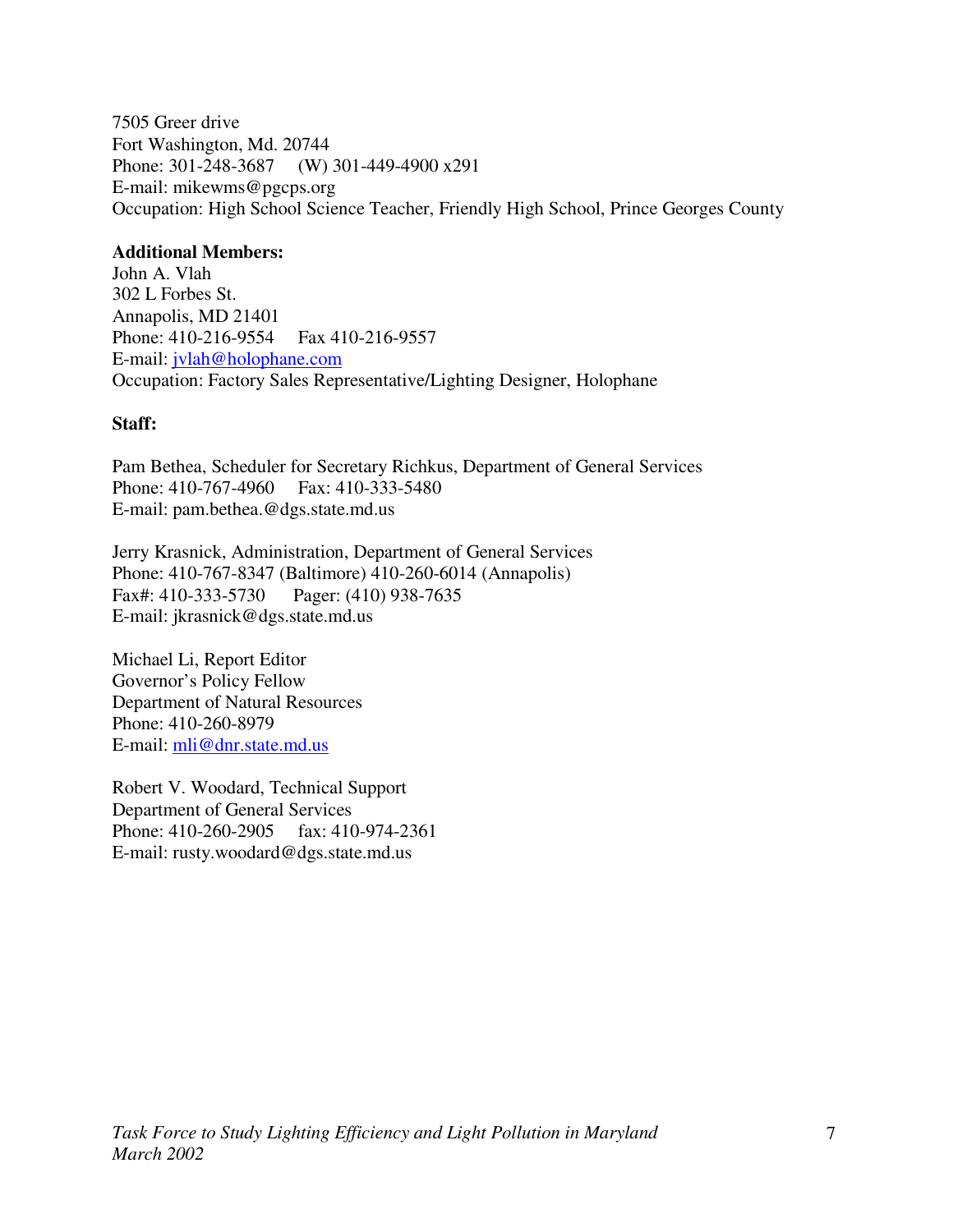7505 Greer drive
Fort Washington, Md. 20744
Phone: 301-248-3687     (W) 301-449-4900 x291
E-mail: mikewms@pgcps.org
Occupation: High School Science Teacher, Friendly High School, Prince Georges County

**Additional Members:**
John A. Vlah
302 L Forbes St.
Annapolis, MD 21401
Phone: 410-216-9554     Fax 410-216-9557
E-mail: jvlah@holophane.com
Occupation: Factory Sales Representative/Lighting Designer, Holophane

**Staff:**

Pam Bethea, Scheduler for Secretary Richkus, Department of General Services
Phone: 410-767-4960     Fax: 410-333-5480
E-mail: pam.bethea.@dgs.state.md.us

Jerry Krasnick, Administration, Department of General Services
Phone: 410-767-8347 (Baltimore) 410-260-6014 (Annapolis)
Fax#: 410-333-5730     Pager: (410) 938-7635
E-mail: jkrasnick@dgs.state.md.us

Michael Li, Report Editor
Governor's Policy Fellow
Department of Natural Resources
Phone: 410-260-8979
E-mail: mli@dnr.state.md.us

Robert V. Woodard, Technical Support
Department of General Services
Phone: 410-260-2905     fax: 410-974-2361
E-mail: rusty.woodard@dgs.state.md.us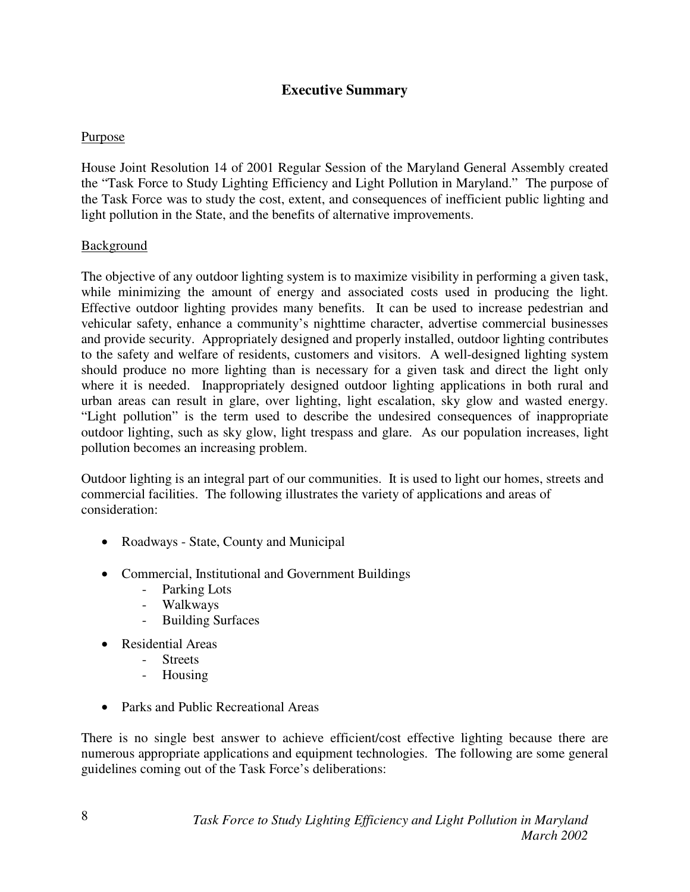## Executive Summary

Purpose

House Joint Resolution 14 of 2001 Regular Session of the Maryland General Assembly created the "Task Force to Study Lighting Efficiency and Light Pollution in Maryland." The purpose of the Task Force was to study the cost, extent, and consequences of inefficient public lighting and light pollution in the State, and the benefits of alternative improvements.

Background

The objective of any outdoor lighting system is to maximize visibility in performing a given task, while minimizing the amount of energy and associated costs used in producing the light. Effective outdoor lighting provides many benefits. It can be used to increase pedestrian and vehicular safety, enhance a community's nighttime character, advertise commercial businesses and provide security. Appropriately designed and properly installed, outdoor lighting contributes to the safety and welfare of residents, customers and visitors. A well-designed lighting system should produce no more lighting than is necessary for a given task and direct the light only where it is needed. Inappropriately designed outdoor lighting applications in both rural and urban areas can result in glare, over lighting, light escalation, sky glow and wasted energy. "Light pollution" is the term used to describe the undesired consequences of inappropriate outdoor lighting, such as sky glow, light trespass and glare. As our population increases, light pollution becomes an increasing problem.

Outdoor lighting is an integral part of our communities. It is used to light our homes, streets and commercial facilities. The following illustrates the variety of applications and areas of consideration:

- Roadways - State, County and Municipal
- Commercial, Institutional and Government Buildings
  - Parking Lots
  - Walkways
  - Building Surfaces
- Residential Areas
  - Streets
  - Housing
- Parks and Public Recreational Areas

There is no single best answer to achieve efficient/cost effective lighting because there are numerous appropriate applications and equipment technologies. The following are some general guidelines coming out of the Task Force's deliberations: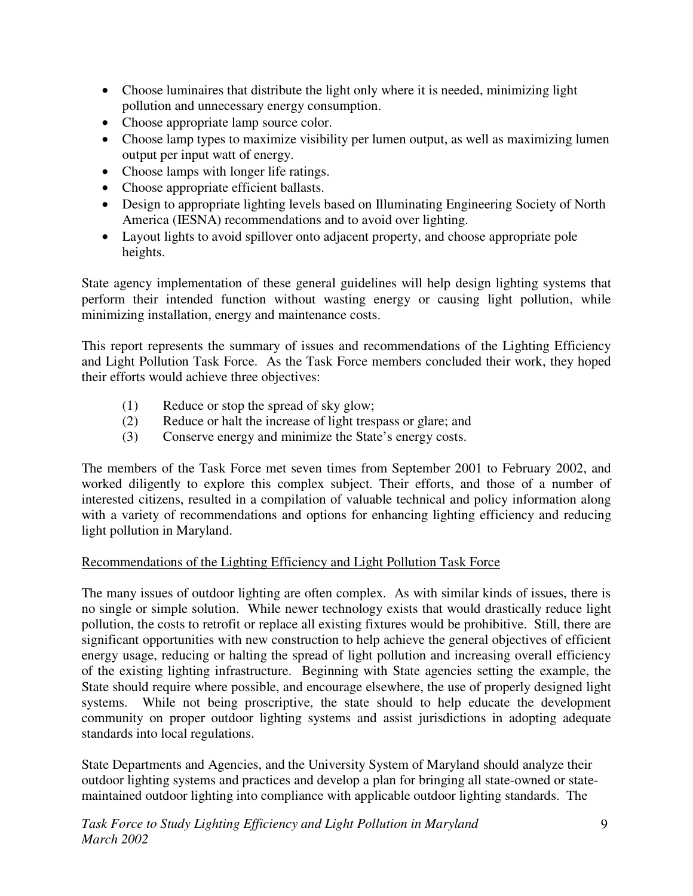- Choose luminaires that distribute the light only where it is needed, minimizing light pollution and unnecessary energy consumption.
- Choose appropriate lamp source color.
- Choose lamp types to maximize visibility per lumen output, as well as maximizing lumen output per input watt of energy.
- Choose lamps with longer life ratings.
- Choose appropriate efficient ballasts.
- Design to appropriate lighting levels based on Illuminating Engineering Society of North America (IESNA) recommendations and to avoid over lighting.
- Layout lights to avoid spillover onto adjacent property, and choose appropriate pole heights.

State agency implementation of these general guidelines will help design lighting systems that perform their intended function without wasting energy or causing light pollution, while minimizing installation, energy and maintenance costs.

This report represents the summary of issues and recommendations of the Lighting Efficiency and Light Pollution Task Force. As the Task Force members concluded their work, they hoped their efforts would achieve three objectives:

(1) Reduce or stop the spread of sky glow;
(2) Reduce or halt the increase of light trespass or glare; and
(3) Conserve energy and minimize the State's energy costs.

The members of the Task Force met seven times from September 2001 to February 2002, and worked diligently to explore this complex subject. Their efforts, and those of a number of interested citizens, resulted in a compilation of valuable technical and policy information along with a variety of recommendations and options for enhancing lighting efficiency and reducing light pollution in Maryland.

<u>Recommendations of the Lighting Efficiency and Light Pollution Task Force</u>

The many issues of outdoor lighting are often complex. As with similar kinds of issues, there is no single or simple solution. While newer technology exists that would drastically reduce light pollution, the costs to retrofit or replace all existing fixtures would be prohibitive. Still, there are significant opportunities with new construction to help achieve the general objectives of efficient energy usage, reducing or halting the spread of light pollution and increasing overall efficiency of the existing lighting infrastructure. Beginning with State agencies setting the example, the State should require where possible, and encourage elsewhere, the use of properly designed light systems. While not being proscriptive, the state should to help educate the development community on proper outdoor lighting systems and assist jurisdictions in adopting adequate standards into local regulations.

State Departments and Agencies, and the University System of Maryland should analyze their outdoor lighting systems and practices and develop a plan for bringing all state-owned or state-maintained outdoor lighting into compliance with applicable outdoor lighting standards. The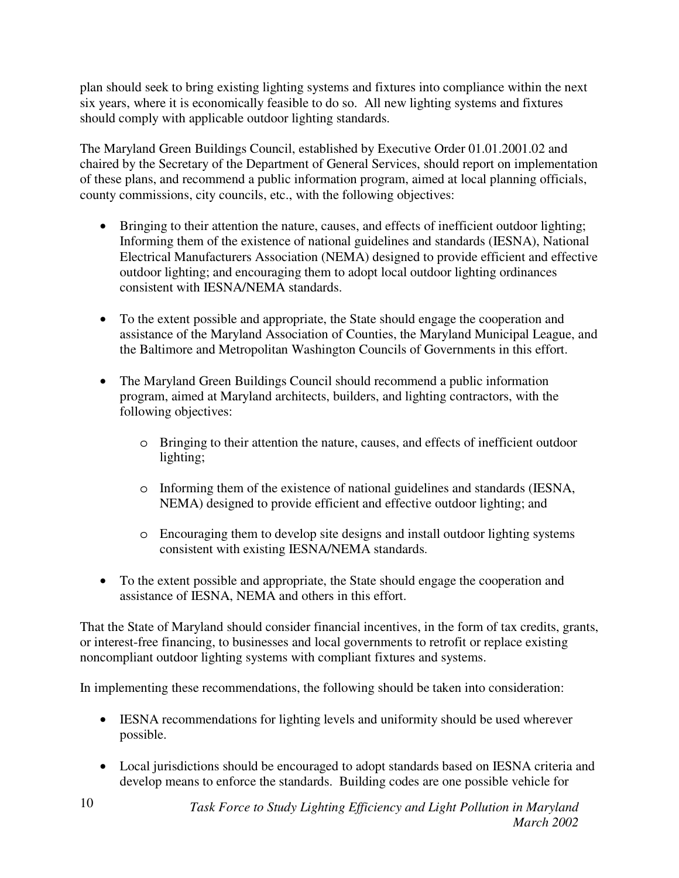plan should seek to bring existing lighting systems and fixtures into compliance within the next six years, where it is economically feasible to do so. All new lighting systems and fixtures should comply with applicable outdoor lighting standards.

The Maryland Green Buildings Council, established by Executive Order 01.01.2001.02 and chaired by the Secretary of the Department of General Services, should report on implementation of these plans, and recommend a public information program, aimed at local planning officials, county commissions, city councils, etc., with the following objectives:

- Bringing to their attention the nature, causes, and effects of inefficient outdoor lighting; Informing them of the existence of national guidelines and standards (IESNA), National Electrical Manufacturers Association (NEMA) designed to provide efficient and effective outdoor lighting; and encouraging them to adopt local outdoor lighting ordinances consistent with IESNA/NEMA standards.

- To the extent possible and appropriate, the State should engage the cooperation and assistance of the Maryland Association of Counties, the Maryland Municipal League, and the Baltimore and Metropolitan Washington Councils of Governments in this effort.

- The Maryland Green Buildings Council should recommend a public information program, aimed at Maryland architects, builders, and lighting contractors, with the following objectives:

    - Bringing to their attention the nature, causes, and effects of inefficient outdoor lighting;

    - Informing them of the existence of national guidelines and standards (IESNA, NEMA) designed to provide efficient and effective outdoor lighting; and

    - Encouraging them to develop site designs and install outdoor lighting systems consistent with existing IESNA/NEMA standards.

- To the extent possible and appropriate, the State should engage the cooperation and assistance of IESNA, NEMA and others in this effort.

That the State of Maryland should consider financial incentives, in the form of tax credits, grants, or interest-free financing, to businesses and local governments to retrofit or replace existing noncompliant outdoor lighting systems with compliant fixtures and systems.

In implementing these recommendations, the following should be taken into consideration:

- IESNA recommendations for lighting levels and uniformity should be used wherever possible.

- Local jurisdictions should be encouraged to adopt standards based on IESNA criteria and develop means to enforce the standards. Building codes are one possible vehicle for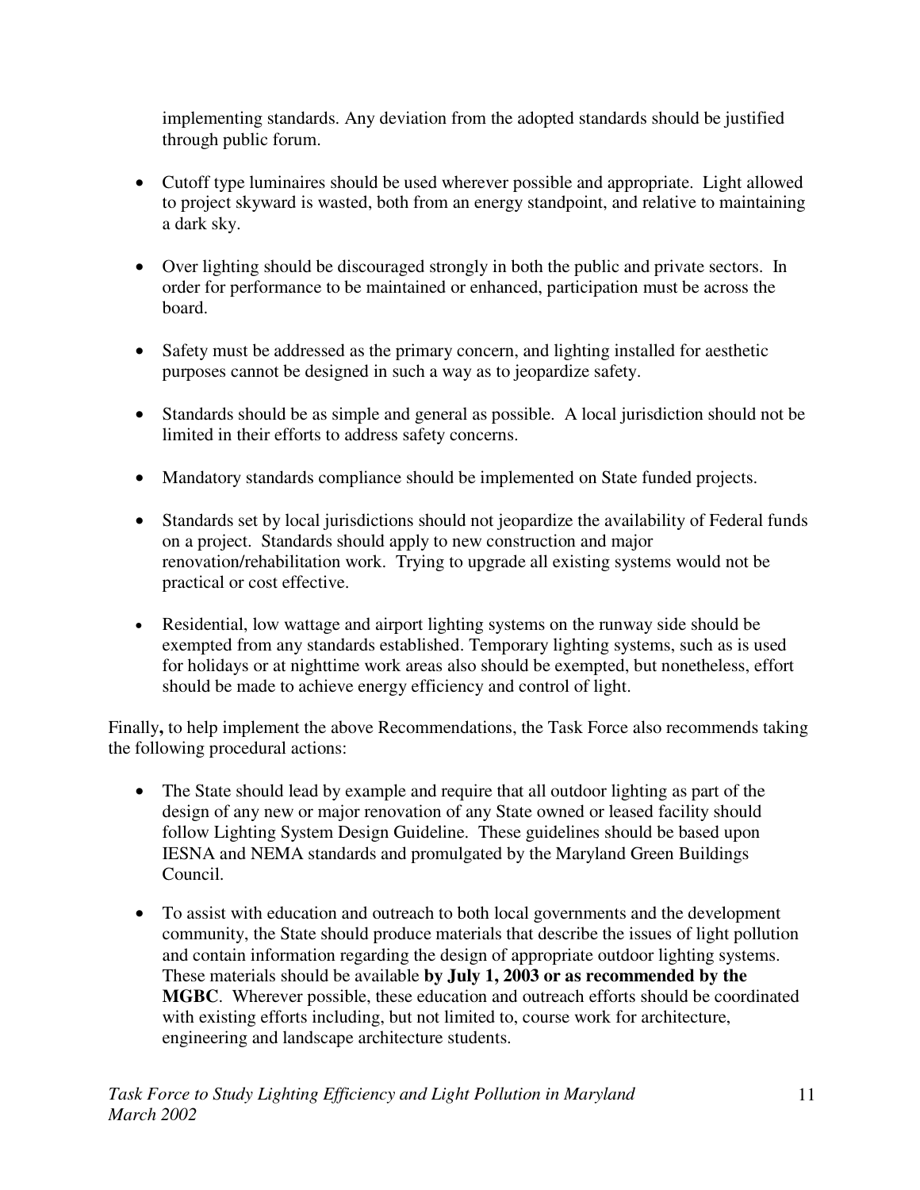implementing standards. Any deviation from the adopted standards should be justified through public forum.

- Cutoff type luminaires should be used wherever possible and appropriate. Light allowed to project skyward is wasted, both from an energy standpoint, and relative to maintaining a dark sky.

- Over lighting should be discouraged strongly in both the public and private sectors. In order for performance to be maintained or enhanced, participation must be across the board.

- Safety must be addressed as the primary concern, and lighting installed for aesthetic purposes cannot be designed in such a way as to jeopardize safety.

- Standards should be as simple and general as possible. A local jurisdiction should not be limited in their efforts to address safety concerns.

- Mandatory standards compliance should be implemented on State funded projects.

- Standards set by local jurisdictions should not jeopardize the availability of Federal funds on a project. Standards should apply to new construction and major renovation/rehabilitation work. Trying to upgrade all existing systems would not be practical or cost effective.

- Residential, low wattage and airport lighting systems on the runway side should be exempted from any standards established. Temporary lighting systems, such as is used for holidays or at nighttime work areas also should be exempted, but nonetheless, effort should be made to achieve energy efficiency and control of light.

Finally**,** to help implement the above Recommendations, the Task Force also recommends taking the following procedural actions:

- The State should lead by example and require that all outdoor lighting as part of the design of any new or major renovation of any State owned or leased facility should follow Lighting System Design Guideline. These guidelines should be based upon IESNA and NEMA standards and promulgated by the Maryland Green Buildings Council.

- To assist with education and outreach to both local governments and the development community, the State should produce materials that describe the issues of light pollution and contain information regarding the design of appropriate outdoor lighting systems. These materials should be available **by July 1, 2003 or as recommended by the MGBC**. Wherever possible, these education and outreach efforts should be coordinated with existing efforts including, but not limited to, course work for architecture, engineering and landscape architecture students.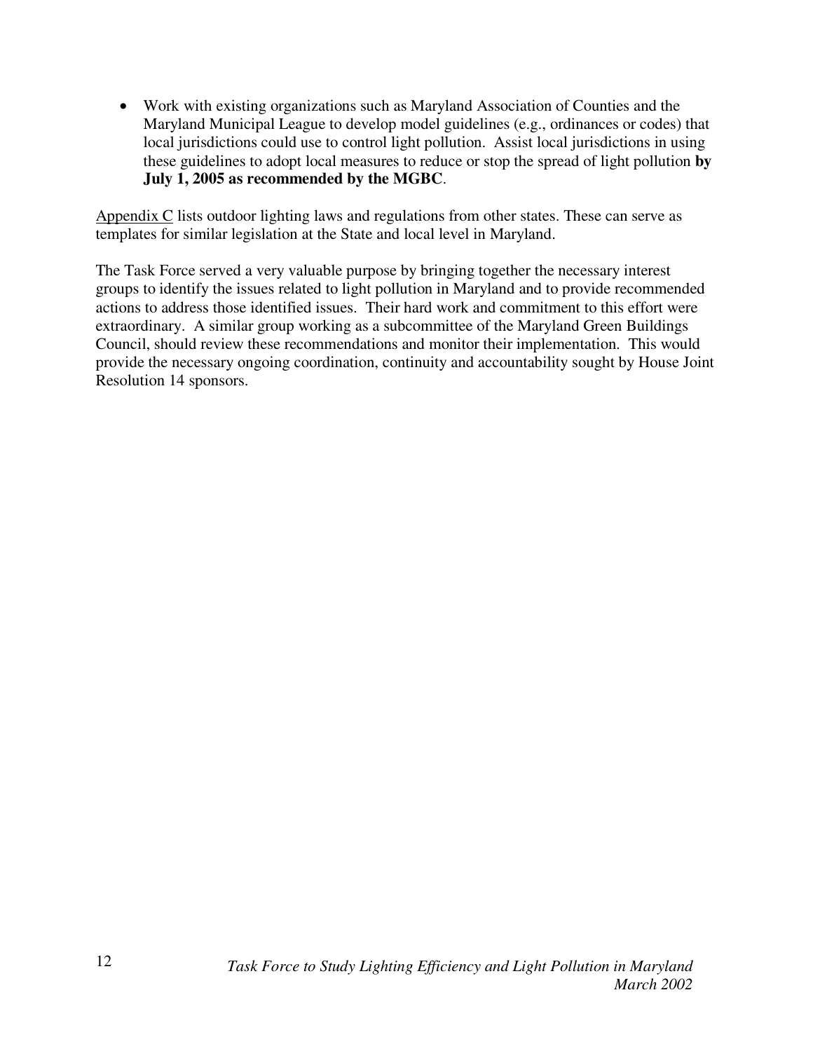- Work with existing organizations such as Maryland Association of Counties and the Maryland Municipal League to develop model guidelines (e.g., ordinances or codes) that local jurisdictions could use to control light pollution. Assist local jurisdictions in using these guidelines to adopt local measures to reduce or stop the spread of light pollution **by July 1, 2005 as recommended by the MGBC**.

Appendix C lists outdoor lighting laws and regulations from other states. These can serve as templates for similar legislation at the State and local level in Maryland.

The Task Force served a very valuable purpose by bringing together the necessary interest groups to identify the issues related to light pollution in Maryland and to provide recommended actions to address those identified issues. Their hard work and commitment to this effort were extraordinary. A similar group working as a subcommittee of the Maryland Green Buildings Council, should review these recommendations and monitor their implementation. This would provide the necessary ongoing coordination, continuity and accountability sought by House Joint Resolution 14 sponsors.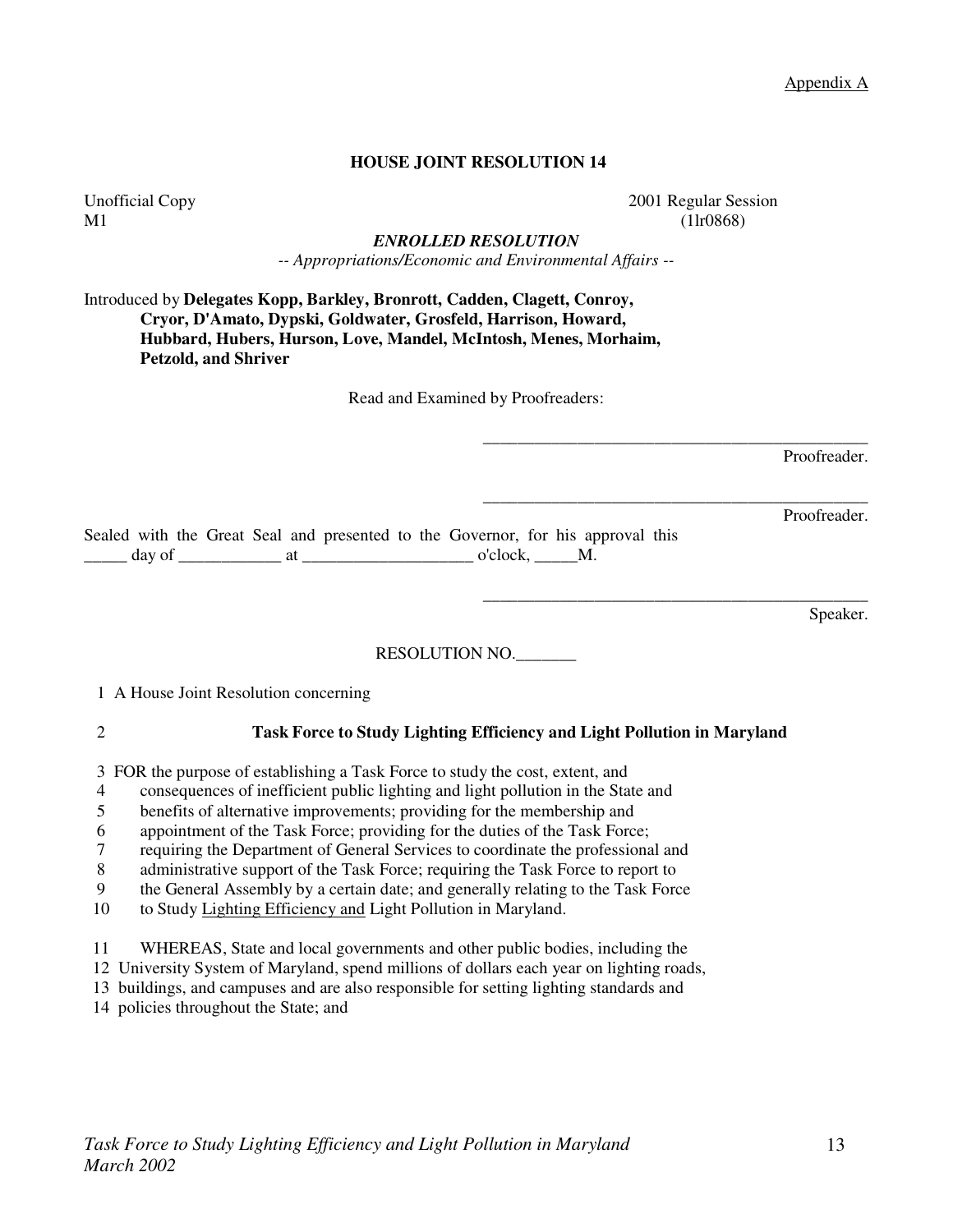Appendix A

## HOUSE JOINT RESOLUTION 14

Unofficial Copy 2001 Regular Session
M1 (1lr0868)

***ENROLLED RESOLUTION***

*-- Appropriations/Economic and Environmental Affairs --*

Introduced by **Delegates Kopp, Barkley, Bronrott, Cadden, Clagett, Conroy, Cryor, D'Amato, Dypski, Goldwater, Grosfeld, Harrison, Howard, Hubbard, Hubers, Hurson, Love, Mandel, McIntosh, Menes, Morhaim, Petzold, and Shriver**

Read and Examined by Proofreaders:

_______________________________________________
Proofreader.

_______________________________________________
Proofreader.

Sealed with the Great Seal and presented to the Governor, for his approval this _____ day of ____________ at ____________________ o'clock, _____M.

_______________________________________________
Speaker.

RESOLUTION NO._______

1 A House Joint Resolution concerning

2 **Task Force to Study Lighting Efficiency and Light Pollution in Maryland**

3 FOR the purpose of establishing a Task Force to study the cost, extent, and
4 consequences of inefficient public lighting and light pollution in the State and
5 benefits of alternative improvements; providing for the membership and
6 appointment of the Task Force; providing for the duties of the Task Force;
7 requiring the Department of General Services to coordinate the professional and
8 administrative support of the Task Force; requiring the Task Force to report to
9 the General Assembly by a certain date; and generally relating to the Task Force
10 to Study <u>Lighting Efficiency and</u> Light Pollution in Maryland.

11 WHEREAS, State and local governments and other public bodies, including the
12 University System of Maryland, spend millions of dollars each year on lighting roads,
13 buildings, and campuses and are also responsible for setting lighting standards and
14 policies throughout the State; and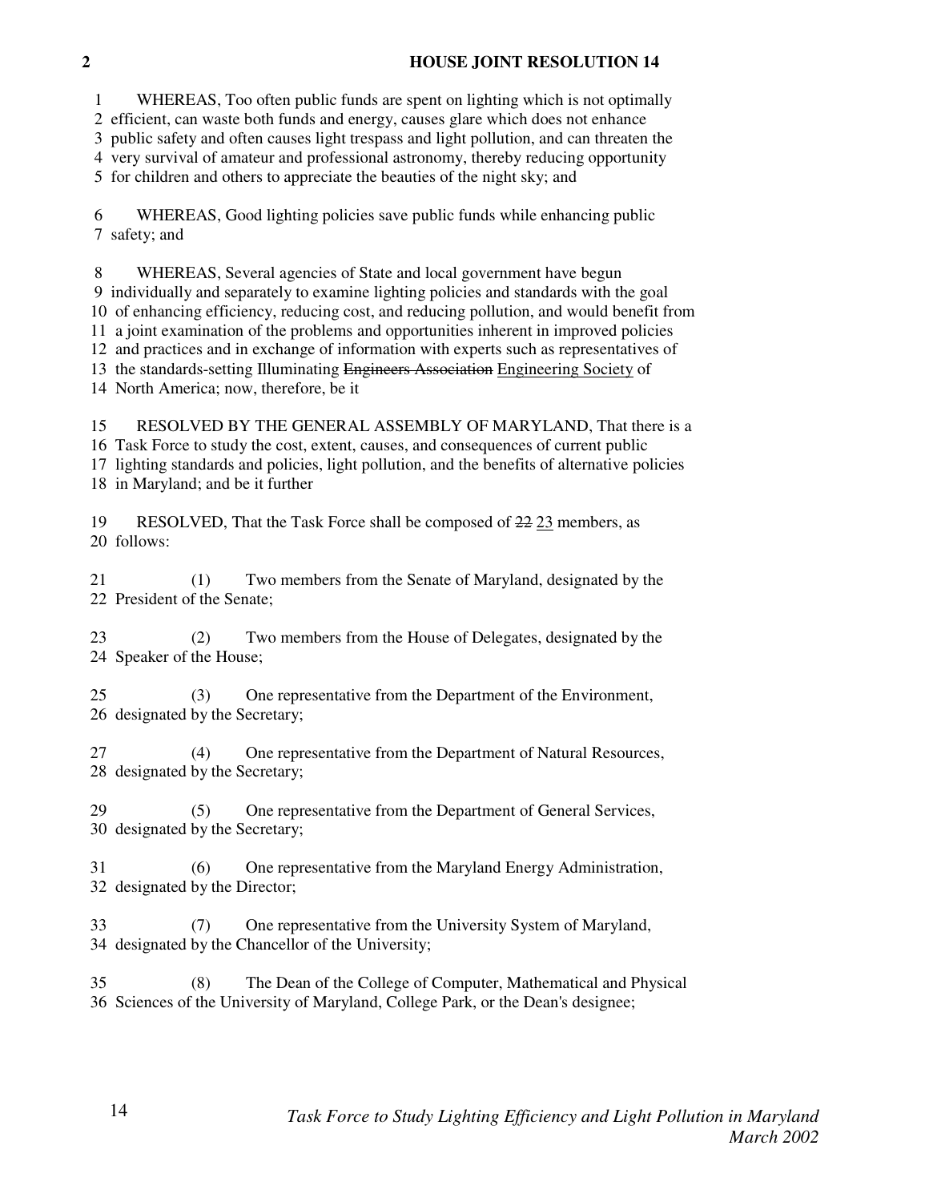WHEREAS, Too often public funds are spent on lighting which is not optimally efficient, can waste both funds and energy, causes glare which does not enhance public safety and often causes light trespass and light pollution, and can threaten the very survival of amateur and professional astronomy, thereby reducing opportunity for children and others to appreciate the beauties of the night sky; and

WHEREAS, Good lighting policies save public funds while enhancing public safety; and

WHEREAS, Several agencies of State and local government have begun individually and separately to examine lighting policies and standards with the goal of enhancing efficiency, reducing cost, and reducing pollution, and would benefit from a joint examination of the problems and opportunities inherent in improved policies and practices and in exchange of information with experts such as representatives of the standards-setting Illuminating ~~Engineers Association~~ Engineering Society of North America; now, therefore, be it

RESOLVED BY THE GENERAL ASSEMBLY OF MARYLAND, That there is a Task Force to study the cost, extent, causes, and consequences of current public lighting standards and policies, light pollution, and the benefits of alternative policies in Maryland; and be it further

RESOLVED, That the Task Force shall be composed of ~~22~~ 23 members, as follows:

(1) Two members from the Senate of Maryland, designated by the President of the Senate;

(2) Two members from the House of Delegates, designated by the Speaker of the House;

(3) One representative from the Department of the Environment, designated by the Secretary;

(4) One representative from the Department of Natural Resources, designated by the Secretary;

(5) One representative from the Department of General Services, designated by the Secretary;

(6) One representative from the Maryland Energy Administration, designated by the Director;

(7) One representative from the University System of Maryland, designated by the Chancellor of the University;

(8) The Dean of the College of Computer, Mathematical and Physical Sciences of the University of Maryland, College Park, or the Dean's designee;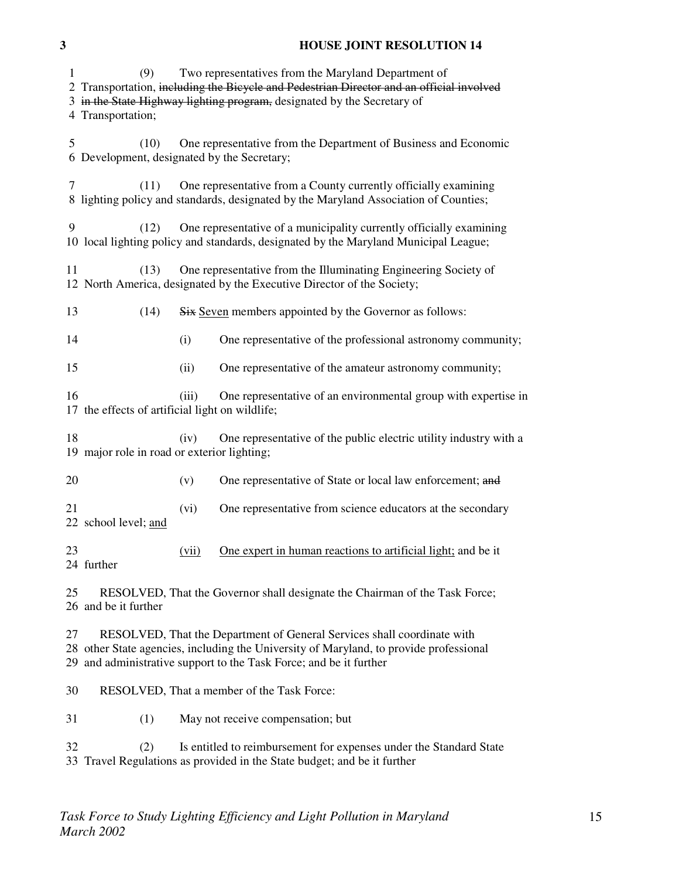(9) Two representatives from the Maryland Department of Transportation, ~~including the Bicycle and Pedestrian Director and an official involved in the State Highway lighting program,~~ designated by the Secretary of Transportation;

(10) One representative from the Department of Business and Economic Development, designated by the Secretary;

(11) One representative from a County currently officially examining lighting policy and standards, designated by the Maryland Association of Counties;

(12) One representative of a municipality currently officially examining local lighting policy and standards, designated by the Maryland Municipal League;

(13) One representative from the Illuminating Engineering Society of North America, designated by the Executive Director of the Society;

(14) ~~Six~~ <u>Seven</u> members appointed by the Governor as follows:

(i) One representative of the professional astronomy community;

(ii) One representative of the amateur astronomy community;

(iii) One representative of an environmental group with expertise in the effects of artificial light on wildlife;

(iv) One representative of the public electric utility industry with a major role in road or exterior lighting;

(v) One representative of State or local law enforcement; ~~and~~

(vi) One representative from science educators at the secondary school level; <u>and</u>

<u>(vii)</u> <u>One expert in human reactions to artificial light;</u> and be it further

RESOLVED, That the Governor shall designate the Chairman of the Task Force; and be it further

RESOLVED, That the Department of General Services shall coordinate with other State agencies, including the University of Maryland, to provide professional and administrative support to the Task Force; and be it further

RESOLVED, That a member of the Task Force:

(1) May not receive compensation; but

(2) Is entitled to reimbursement for expenses under the Standard State Travel Regulations as provided in the State budget; and be it further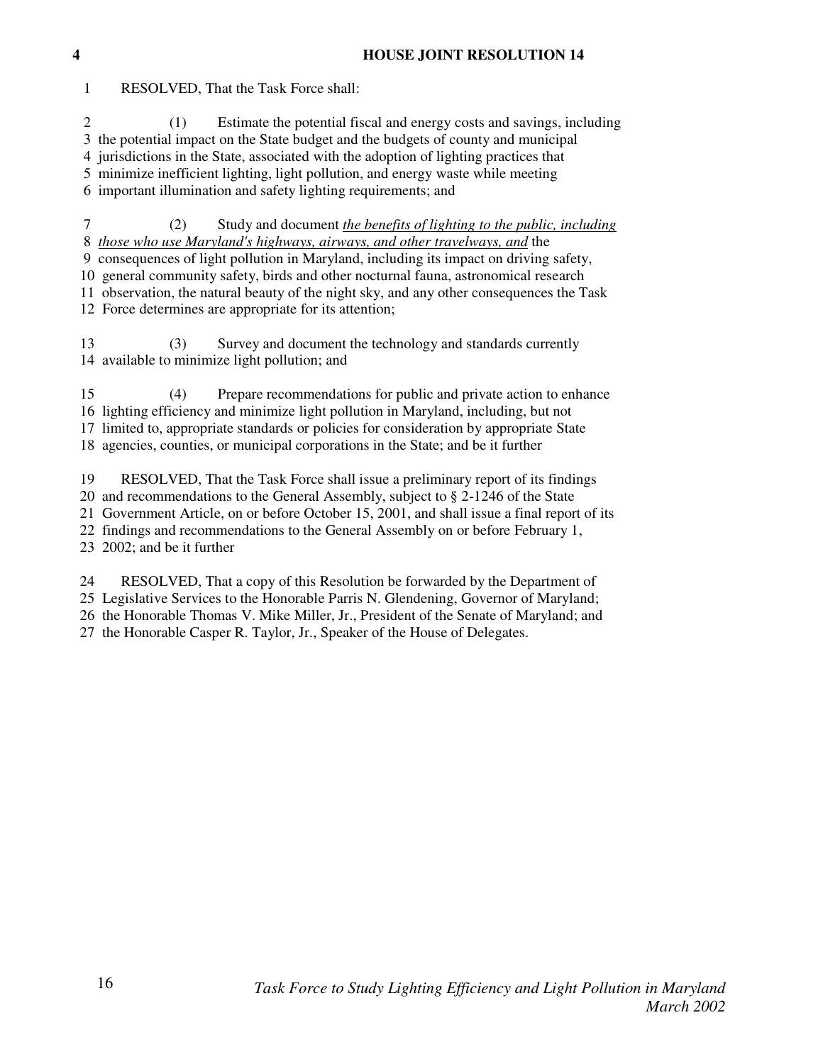RESOLVED, That the Task Force shall:

(1) Estimate the potential fiscal and energy costs and savings, including the potential impact on the State budget and the budgets of county and municipal jurisdictions in the State, associated with the adoption of lighting practices that minimize inefficient lighting, light pollution, and energy waste while meeting important illumination and safety lighting requirements; and

(2) Study and document *the benefits of lighting to the public, including those who use Maryland's highways, airways, and other travelways, and* the consequences of light pollution in Maryland, including its impact on driving safety, general community safety, birds and other nocturnal fauna, astronomical research observation, the natural beauty of the night sky, and any other consequences the Task Force determines are appropriate for its attention;

(3) Survey and document the technology and standards currently available to minimize light pollution; and

(4) Prepare recommendations for public and private action to enhance lighting efficiency and minimize light pollution in Maryland, including, but not limited to, appropriate standards or policies for consideration by appropriate State agencies, counties, or municipal corporations in the State; and be it further

RESOLVED, That the Task Force shall issue a preliminary report of its findings and recommendations to the General Assembly, subject to § 2-1246 of the State Government Article, on or before October 15, 2001, and shall issue a final report of its findings and recommendations to the General Assembly on or before February 1, 2002; and be it further

RESOLVED, That a copy of this Resolution be forwarded by the Department of Legislative Services to the Honorable Parris N. Glendening, Governor of Maryland; the Honorable Thomas V. Mike Miller, Jr., President of the Senate of Maryland; and the Honorable Casper R. Taylor, Jr., Speaker of the House of Delegates.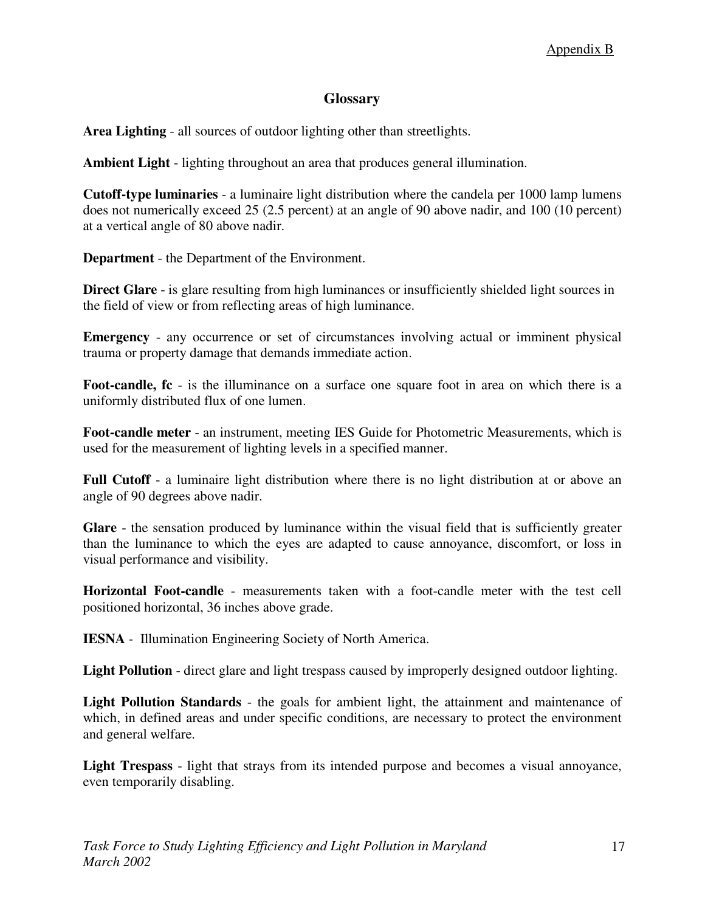Appendix B

## Glossary

**Area Lighting** - all sources of outdoor lighting other than streetlights.

**Ambient Light** - lighting throughout an area that produces general illumination.

**Cutoff-type luminaries** - a luminaire light distribution where the candela per 1000 lamp lumens does not numerically exceed 25 (2.5 percent) at an angle of 90 above nadir, and 100 (10 percent) at a vertical angle of 80 above nadir.

**Department** - the Department of the Environment.

**Direct Glare** - is glare resulting from high luminances or insufficiently shielded light sources in the field of view or from reflecting areas of high luminance.

**Emergency** - any occurrence or set of circumstances involving actual or imminent physical trauma or property damage that demands immediate action.

**Foot-candle, fc** - is the illuminance on a surface one square foot in area on which there is a uniformly distributed flux of one lumen.

**Foot-candle meter** - an instrument, meeting IES Guide for Photometric Measurements, which is used for the measurement of lighting levels in a specified manner.

**Full Cutoff** - a luminaire light distribution where there is no light distribution at or above an angle of 90 degrees above nadir.

**Glare** - the sensation produced by luminance within the visual field that is sufficiently greater than the luminance to which the eyes are adapted to cause annoyance, discomfort, or loss in visual performance and visibility.

**Horizontal Foot-candle** - measurements taken with a foot-candle meter with the test cell positioned horizontal, 36 inches above grade.

**IESNA** - Illumination Engineering Society of North America.

**Light Pollution** - direct glare and light trespass caused by improperly designed outdoor lighting.

**Light Pollution Standards** - the goals for ambient light, the attainment and maintenance of which, in defined areas and under specific conditions, are necessary to protect the environment and general welfare.

**Light Trespass** - light that strays from its intended purpose and becomes a visual annoyance, even temporarily disabling.

*Task Force to Study Lighting Efficiency and Light Pollution in Maryland*
*March 2002*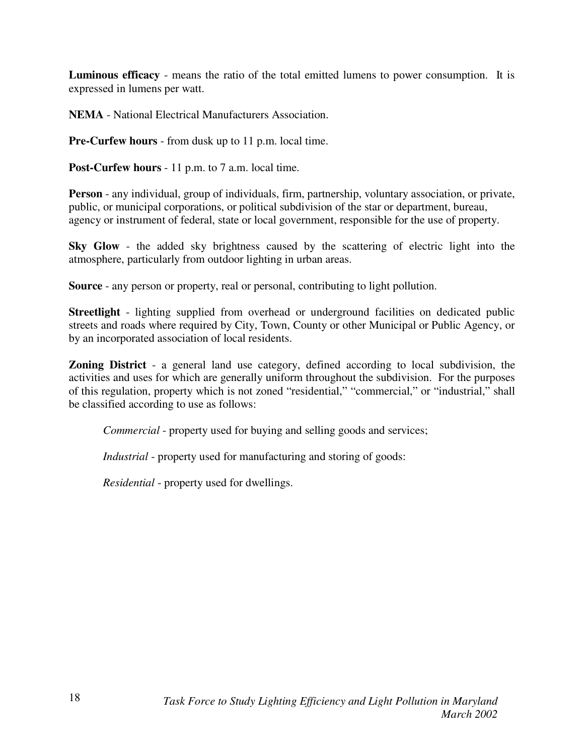**Luminous efficacy** - means the ratio of the total emitted lumens to power consumption. It is expressed in lumens per watt.

**NEMA** - National Electrical Manufacturers Association.

**Pre-Curfew hours** - from dusk up to 11 p.m. local time.

**Post-Curfew hours** - 11 p.m. to 7 a.m. local time.

**Person** - any individual, group of individuals, firm, partnership, voluntary association, or private, public, or municipal corporations, or political subdivision of the star or department, bureau, agency or instrument of federal, state or local government, responsible for the use of property.

**Sky Glow** - the added sky brightness caused by the scattering of electric light into the atmosphere, particularly from outdoor lighting in urban areas.

**Source** - any person or property, real or personal, contributing to light pollution.

**Streetlight** - lighting supplied from overhead or underground facilities on dedicated public streets and roads where required by City, Town, County or other Municipal or Public Agency, or by an incorporated association of local residents.

**Zoning District** - a general land use category, defined according to local subdivision, the activities and uses for which are generally uniform throughout the subdivision. For the purposes of this regulation, property which is not zoned "residential," "commercial," or "industrial," shall be classified according to use as follows:

> *Commercial* - property used for buying and selling goods and services;
>
> *Industrial* - property used for manufacturing and storing of goods:
>
> *Residential* - property used for dwellings.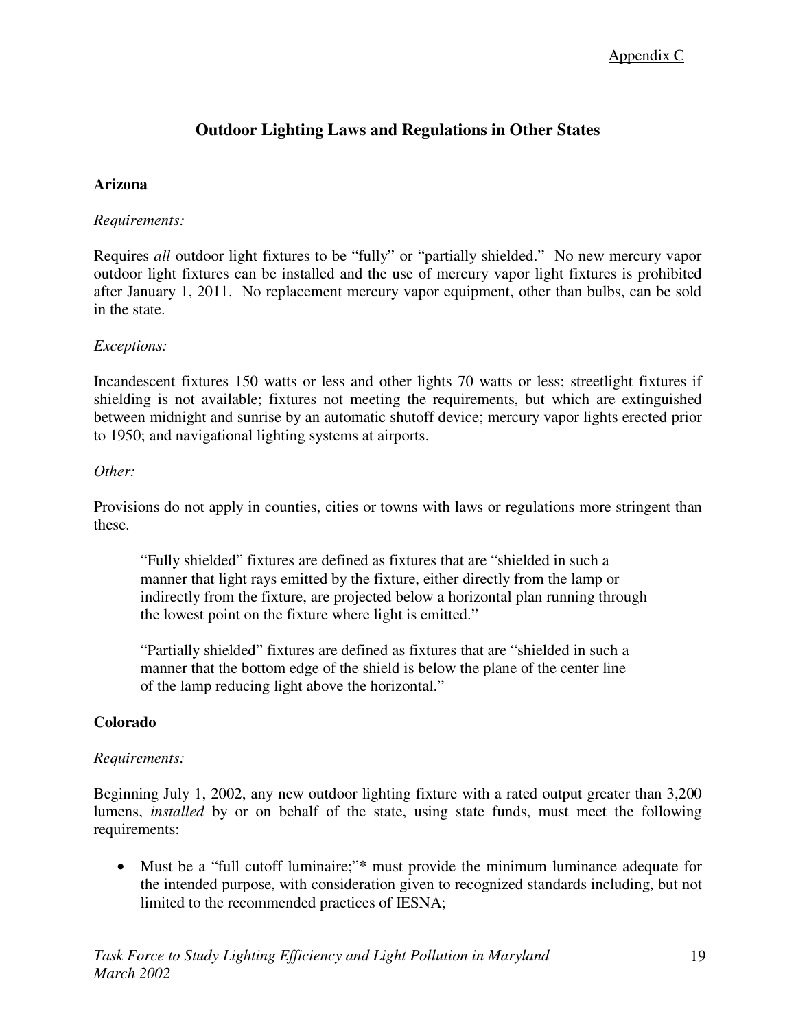Appendix C

# Outdoor Lighting Laws and Regulations in Other States

## Arizona

*Requirements:*

Requires *all* outdoor light fixtures to be "fully" or "partially shielded." No new mercury vapor outdoor light fixtures can be installed and the use of mercury vapor light fixtures is prohibited after January 1, 2011. No replacement mercury vapor equipment, other than bulbs, can be sold in the state.

*Exceptions:*

Incandescent fixtures 150 watts or less and other lights 70 watts or less; streetlight fixtures if shielding is not available; fixtures not meeting the requirements, but which are extinguished between midnight and sunrise by an automatic shutoff device; mercury vapor lights erected prior to 1950; and navigational lighting systems at airports.

*Other:*

Provisions do not apply in counties, cities or towns with laws or regulations more stringent than these.

> "Fully shielded" fixtures are defined as fixtures that are "shielded in such a manner that light rays emitted by the fixture, either directly from the lamp or indirectly from the fixture, are projected below a horizontal plan running through the lowest point on the fixture where light is emitted."
>
> "Partially shielded" fixtures are defined as fixtures that are "shielded in such a manner that the bottom edge of the shield is below the plane of the center line of the lamp reducing light above the horizontal."

## Colorado

*Requirements:*

Beginning July 1, 2002, any new outdoor lighting fixture with a rated output greater than 3,200 lumens, *installed* by or on behalf of the state, using state funds, must meet the following requirements:

- Must be a "full cutoff luminaire;"* must provide the minimum luminance adequate for the intended purpose, with consideration given to recognized standards including, but not limited to the recommended practices of IESNA;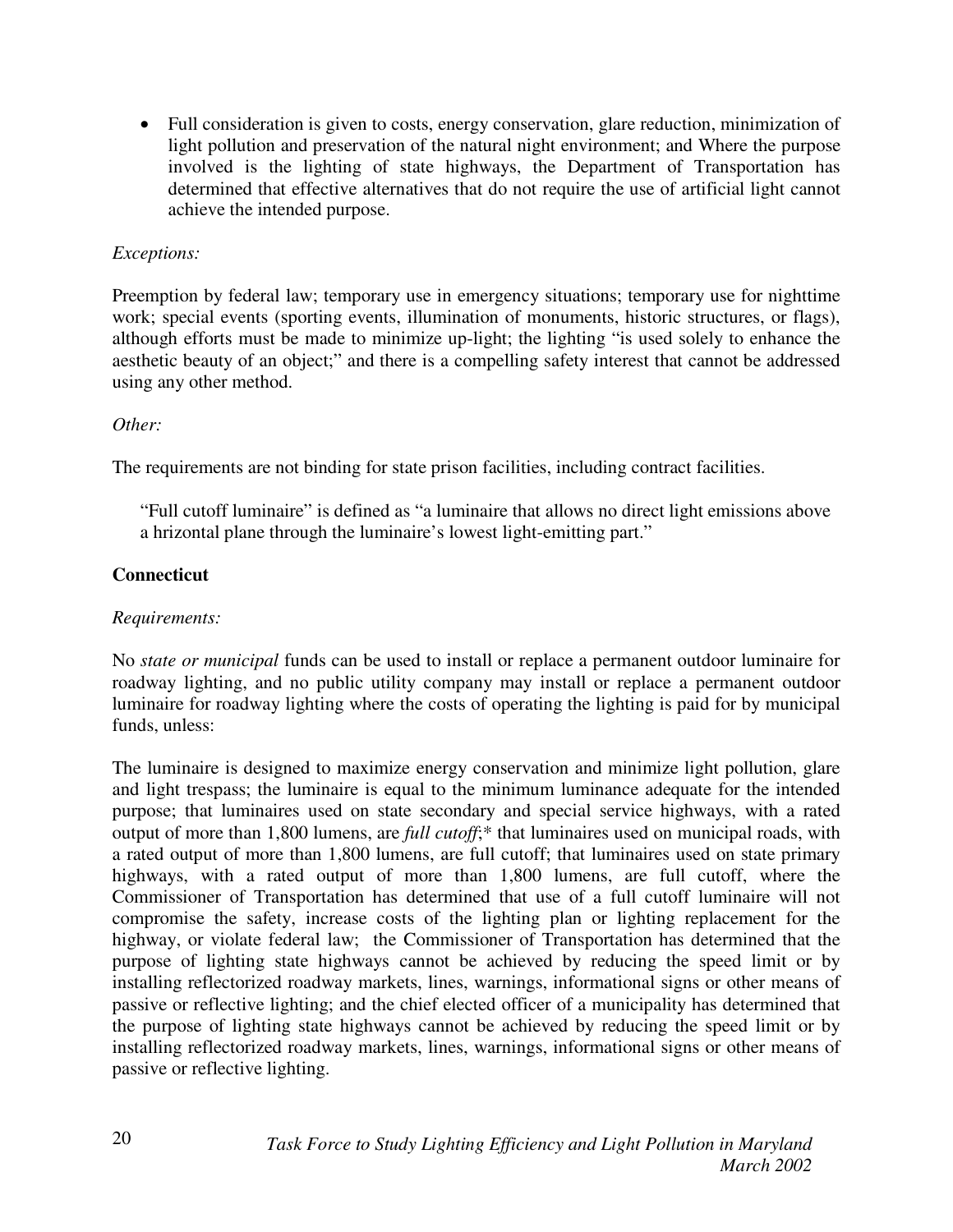- Full consideration is given to costs, energy conservation, glare reduction, minimization of light pollution and preservation of the natural night environment; and Where the purpose involved is the lighting of state highways, the Department of Transportation has determined that effective alternatives that do not require the use of artificial light cannot achieve the intended purpose.

*Exceptions:*

Preemption by federal law; temporary use in emergency situations; temporary use for nighttime work; special events (sporting events, illumination of monuments, historic structures, or flags), although efforts must be made to minimize up-light; the lighting "is used solely to enhance the aesthetic beauty of an object;" and there is a compelling safety interest that cannot be addressed using any other method.

*Other:*

The requirements are not binding for state prison facilities, including contract facilities.

> "Full cutoff luminaire" is defined as "a luminaire that allows no direct light emissions above a hrizontal plane through the luminaire's lowest light-emitting part."

**Connecticut**

*Requirements:*

No *state or municipal* funds can be used to install or replace a permanent outdoor luminaire for roadway lighting, and no public utility company may install or replace a permanent outdoor luminaire for roadway lighting where the costs of operating the lighting is paid for by municipal funds, unless:

The luminaire is designed to maximize energy conservation and minimize light pollution, glare and light trespass; the luminaire is equal to the minimum luminance adequate for the intended purpose; that luminaires used on state secondary and special service highways, with a rated output of more than 1,800 lumens, are *full cutoff*;* that luminaires used on municipal roads, with a rated output of more than 1,800 lumens, are full cutoff; that luminaires used on state primary highways, with a rated output of more than 1,800 lumens, are full cutoff, where the Commissioner of Transportation has determined that use of a full cutoff luminaire will not compromise the safety, increase costs of the lighting plan or lighting replacement for the highway, or violate federal law; the Commissioner of Transportation has determined that the purpose of lighting state highways cannot be achieved by reducing the speed limit or by installing reflectorized roadway markets, lines, warnings, informational signs or other means of passive or reflective lighting; and the chief elected officer of a municipality has determined that the purpose of lighting state highways cannot be achieved by reducing the speed limit or by installing reflectorized roadway markets, lines, warnings, informational signs or other means of passive or reflective lighting.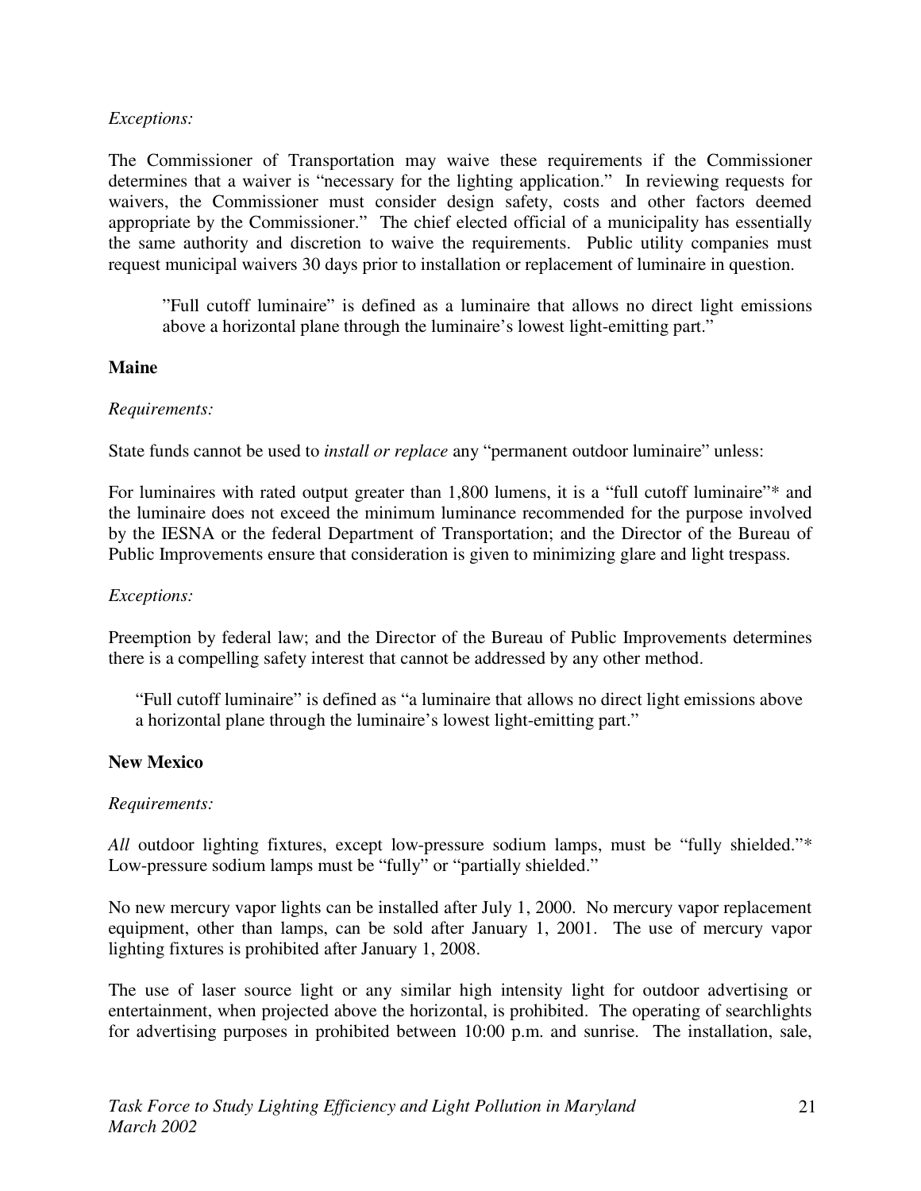*Exceptions:*

The Commissioner of Transportation may waive these requirements if the Commissioner determines that a waiver is "necessary for the lighting application." In reviewing requests for waivers, the Commissioner must consider design safety, costs and other factors deemed appropriate by the Commissioner." The chief elected official of a municipality has essentially the same authority and discretion to waive the requirements. Public utility companies must request municipal waivers 30 days prior to installation or replacement of luminaire in question.

> "Full cutoff luminaire" is defined as a luminaire that allows no direct light emissions above a horizontal plane through the luminaire's lowest light-emitting part."

**Maine**

*Requirements:*

State funds cannot be used to *install or replace* any "permanent outdoor luminaire" unless:

For luminaires with rated output greater than 1,800 lumens, it is a "full cutoff luminaire"* and the luminaire does not exceed the minimum luminance recommended for the purpose involved by the IESNA or the federal Department of Transportation; and the Director of the Bureau of Public Improvements ensure that consideration is given to minimizing glare and light trespass.

*Exceptions:*

Preemption by federal law; and the Director of the Bureau of Public Improvements determines there is a compelling safety interest that cannot be addressed by any other method.

> "Full cutoff luminaire" is defined as "a luminaire that allows no direct light emissions above a horizontal plane through the luminaire's lowest light-emitting part."

**New Mexico**

*Requirements:*

*All* outdoor lighting fixtures, except low-pressure sodium lamps, must be "fully shielded."* Low-pressure sodium lamps must be "fully" or "partially shielded."

No new mercury vapor lights can be installed after July 1, 2000. No mercury vapor replacement equipment, other than lamps, can be sold after January 1, 2001. The use of mercury vapor lighting fixtures is prohibited after January 1, 2008.

The use of laser source light or any similar high intensity light for outdoor advertising or entertainment, when projected above the horizontal, is prohibited. The operating of searchlights for advertising purposes in prohibited between 10:00 p.m. and sunrise. The installation, sale,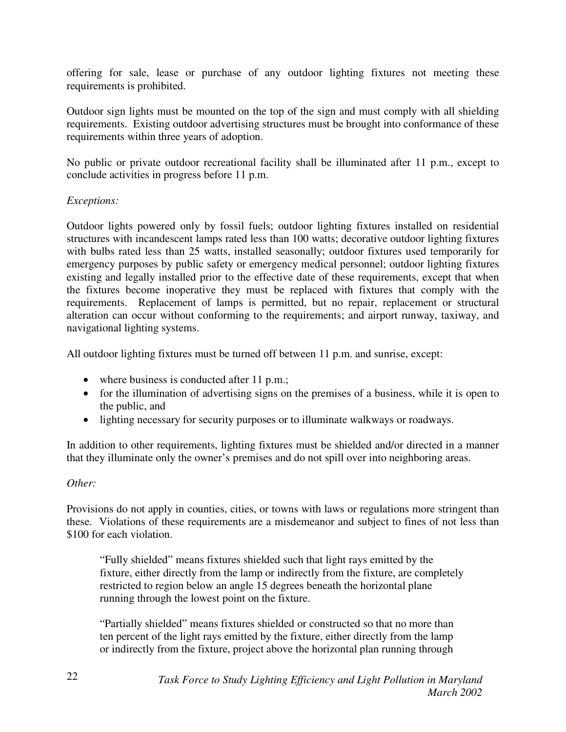offering for sale, lease or purchase of any outdoor lighting fixtures not meeting these requirements is prohibited.

Outdoor sign lights must be mounted on the top of the sign and must comply with all shielding requirements. Existing outdoor advertising structures must be brought into conformance of these requirements within three years of adoption.

No public or private outdoor recreational facility shall be illuminated after 11 p.m., except to conclude activities in progress before 11 p.m.

*Exceptions:*

Outdoor lights powered only by fossil fuels; outdoor lighting fixtures installed on residential structures with incandescent lamps rated less than 100 watts; decorative outdoor lighting fixtures with bulbs rated less than 25 watts, installed seasonally; outdoor fixtures used temporarily for emergency purposes by public safety or emergency medical personnel; outdoor lighting fixtures existing and legally installed prior to the effective date of these requirements, except that when the fixtures become inoperative they must be replaced with fixtures that comply with the requirements. Replacement of lamps is permitted, but no repair, replacement or structural alteration can occur without conforming to the requirements; and airport runway, taxiway, and navigational lighting systems.

All outdoor lighting fixtures must be turned off between 11 p.m. and sunrise, except:

- where business is conducted after 11 p.m.;
- for the illumination of advertising signs on the premises of a business, while it is open to the public, and
- lighting necessary for security purposes or to illuminate walkways or roadways.

In addition to other requirements, lighting fixtures must be shielded and/or directed in a manner that they illuminate only the owner's premises and do not spill over into neighboring areas.

*Other:*

Provisions do not apply in counties, cities, or towns with laws or regulations more stringent than these. Violations of these requirements are a misdemeanor and subject to fines of not less than $100 for each violation.

> "Fully shielded" means fixtures shielded such that light rays emitted by the fixture, either directly from the lamp or indirectly from the fixture, are completely restricted to region below an angle 15 degrees beneath the horizontal plane running through the lowest point on the fixture.
>
> "Partially shielded" means fixtures shielded or constructed so that no more than ten percent of the light rays emitted by the fixture, either directly from the lamp or indirectly from the fixture, project above the horizontal plan running through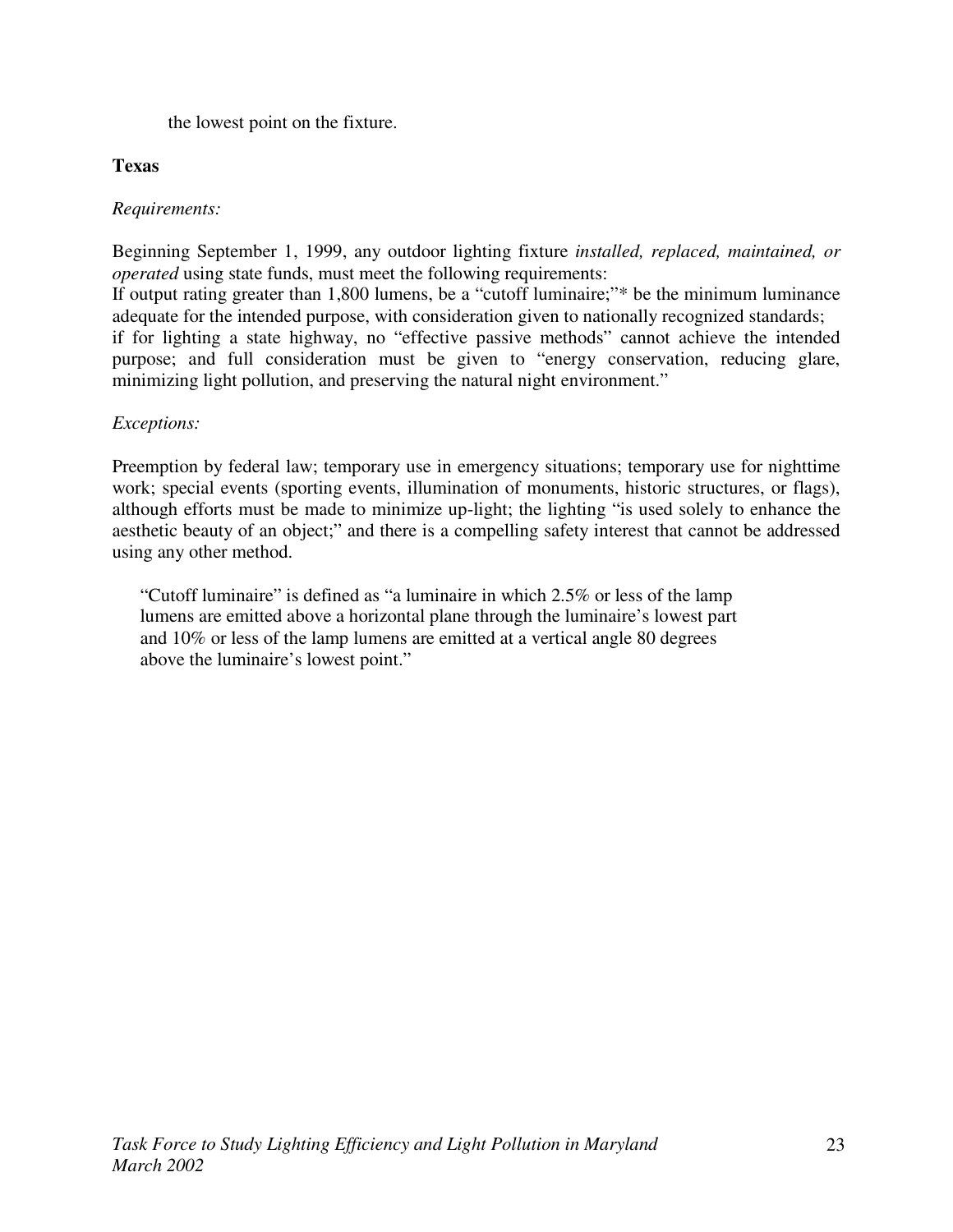the lowest point on the fixture.

**Texas**

*Requirements:*

Beginning September 1, 1999, any outdoor lighting fixture *installed, replaced, maintained, or operated* using state funds, must meet the following requirements:
If output rating greater than 1,800 lumens, be a "cutoff luminaire;"* be the minimum luminance adequate for the intended purpose, with consideration given to nationally recognized standards;
if for lighting a state highway, no "effective passive methods" cannot achieve the intended purpose; and full consideration must be given to "energy conservation, reducing glare, minimizing light pollution, and preserving the natural night environment."

*Exceptions:*

Preemption by federal law; temporary use in emergency situations; temporary use for nighttime work; special events (sporting events, illumination of monuments, historic structures, or flags), although efforts must be made to minimize up-light; the lighting "is used solely to enhance the aesthetic beauty of an object;" and there is a compelling safety interest that cannot be addressed using any other method.

> "Cutoff luminaire" is defined as "a luminaire in which 2.5% or less of the lamp lumens are emitted above a horizontal plane through the luminaire's lowest part and 10% or less of the lamp lumens are emitted at a vertical angle 80 degrees above the luminaire's lowest point."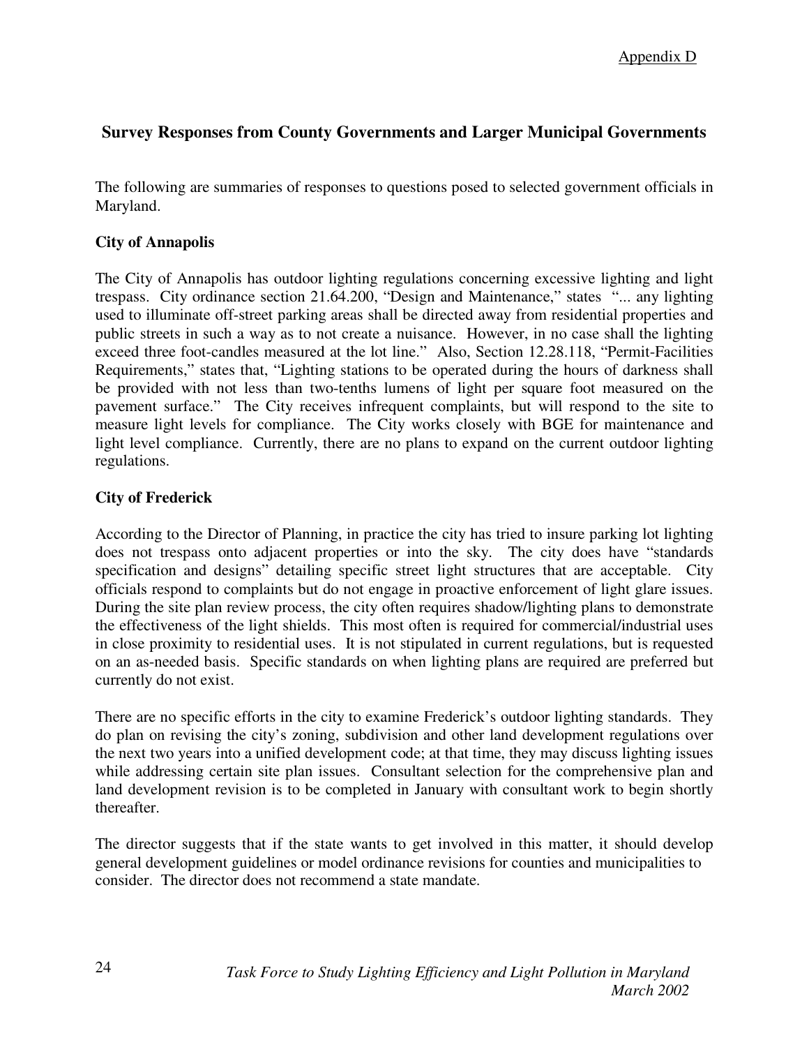Appendix D

## Survey Responses from County Governments and Larger Municipal Governments

The following are summaries of responses to questions posed to selected government officials in Maryland.

### City of Annapolis

The City of Annapolis has outdoor lighting regulations concerning excessive lighting and light trespass. City ordinance section 21.64.200, "Design and Maintenance," states "... any lighting used to illuminate off-street parking areas shall be directed away from residential properties and public streets in such a way as to not create a nuisance. However, in no case shall the lighting exceed three foot-candles measured at the lot line." Also, Section 12.28.118, "Permit-Facilities Requirements," states that, "Lighting stations to be operated during the hours of darkness shall be provided with not less than two-tenths lumens of light per square foot measured on the pavement surface." The City receives infrequent complaints, but will respond to the site to measure light levels for compliance. The City works closely with BGE for maintenance and light level compliance. Currently, there are no plans to expand on the current outdoor lighting regulations.

### City of Frederick

According to the Director of Planning, in practice the city has tried to insure parking lot lighting does not trespass onto adjacent properties or into the sky. The city does have "standards specification and designs" detailing specific street light structures that are acceptable. City officials respond to complaints but do not engage in proactive enforcement of light glare issues. During the site plan review process, the city often requires shadow/lighting plans to demonstrate the effectiveness of the light shields. This most often is required for commercial/industrial uses in close proximity to residential uses. It is not stipulated in current regulations, but is requested on an as-needed basis. Specific standards on when lighting plans are required are preferred but currently do not exist.

There are no specific efforts in the city to examine Frederick's outdoor lighting standards. They do plan on revising the city's zoning, subdivision and other land development regulations over the next two years into a unified development code; at that time, they may discuss lighting issues while addressing certain site plan issues. Consultant selection for the comprehensive plan and land development revision is to be completed in January with consultant work to begin shortly thereafter.

The director suggests that if the state wants to get involved in this matter, it should develop general development guidelines or model ordinance revisions for counties and municipalities to consider. The director does not recommend a state mandate.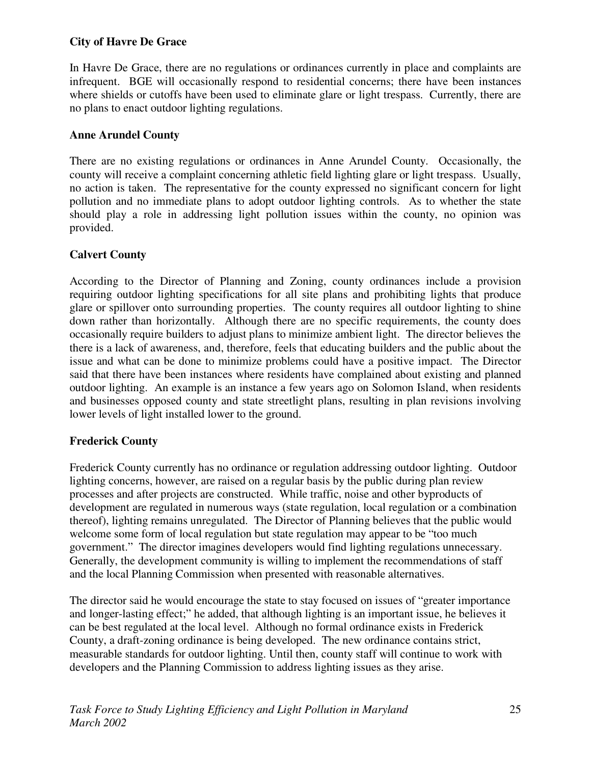**City of Havre De Grace**

In Havre De Grace, there are no regulations or ordinances currently in place and complaints are infrequent. BGE will occasionally respond to residential concerns; there have been instances where shields or cutoffs have been used to eliminate glare or light trespass. Currently, there are no plans to enact outdoor lighting regulations.

**Anne Arundel County**

There are no existing regulations or ordinances in Anne Arundel County. Occasionally, the county will receive a complaint concerning athletic field lighting glare or light trespass. Usually, no action is taken. The representative for the county expressed no significant concern for light pollution and no immediate plans to adopt outdoor lighting controls. As to whether the state should play a role in addressing light pollution issues within the county, no opinion was provided.

**Calvert County**

According to the Director of Planning and Zoning, county ordinances include a provision requiring outdoor lighting specifications for all site plans and prohibiting lights that produce glare or spillover onto surrounding properties. The county requires all outdoor lighting to shine down rather than horizontally. Although there are no specific requirements, the county does occasionally require builders to adjust plans to minimize ambient light. The director believes the there is a lack of awareness, and, therefore, feels that educating builders and the public about the issue and what can be done to minimize problems could have a positive impact. The Director said that there have been instances where residents have complained about existing and planned outdoor lighting. An example is an instance a few years ago on Solomon Island, when residents and businesses opposed county and state streetlight plans, resulting in plan revisions involving lower levels of light installed lower to the ground.

**Frederick County**

Frederick County currently has no ordinance or regulation addressing outdoor lighting. Outdoor lighting concerns, however, are raised on a regular basis by the public during plan review processes and after projects are constructed. While traffic, noise and other byproducts of development are regulated in numerous ways (state regulation, local regulation or a combination thereof), lighting remains unregulated. The Director of Planning believes that the public would welcome some form of local regulation but state regulation may appear to be "too much government." The director imagines developers would find lighting regulations unnecessary. Generally, the development community is willing to implement the recommendations of staff and the local Planning Commission when presented with reasonable alternatives.

The director said he would encourage the state to stay focused on issues of "greater importance and longer-lasting effect;" he added, that although lighting is an important issue, he believes it can be best regulated at the local level. Although no formal ordinance exists in Frederick County, a draft-zoning ordinance is being developed. The new ordinance contains strict, measurable standards for outdoor lighting. Until then, county staff will continue to work with developers and the Planning Commission to address lighting issues as they arise.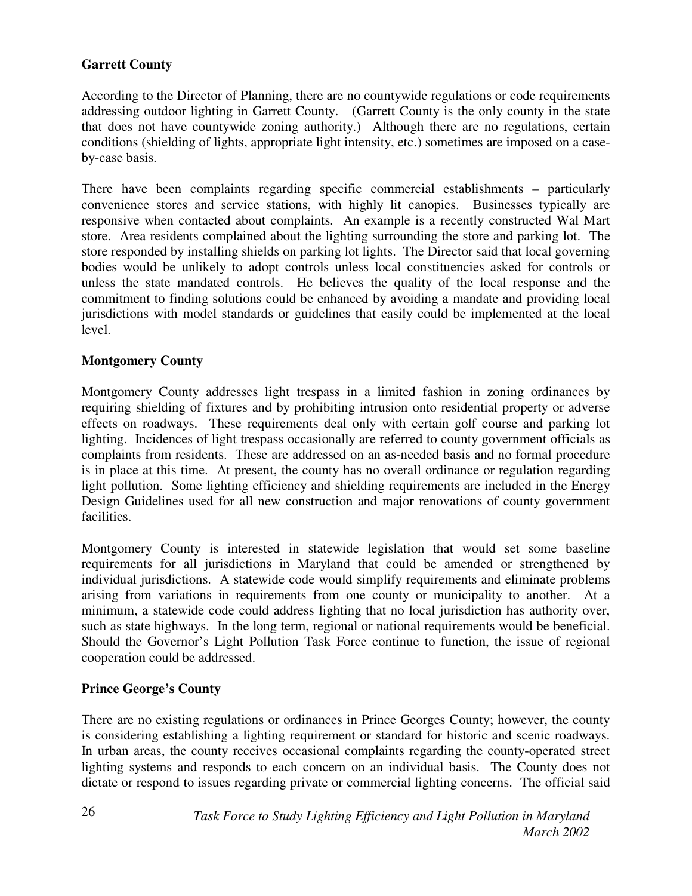**Garrett County**

According to the Director of Planning, there are no countywide regulations or code requirements addressing outdoor lighting in Garrett County. (Garrett County is the only county in the state that does not have countywide zoning authority.) Although there are no regulations, certain conditions (shielding of lights, appropriate light intensity, etc.) sometimes are imposed on a case-by-case basis.

There have been complaints regarding specific commercial establishments – particularly convenience stores and service stations, with highly lit canopies. Businesses typically are responsive when contacted about complaints. An example is a recently constructed Wal Mart store. Area residents complained about the lighting surrounding the store and parking lot. The store responded by installing shields on parking lot lights. The Director said that local governing bodies would be unlikely to adopt controls unless local constituencies asked for controls or unless the state mandated controls. He believes the quality of the local response and the commitment to finding solutions could be enhanced by avoiding a mandate and providing local jurisdictions with model standards or guidelines that easily could be implemented at the local level.

**Montgomery County**

Montgomery County addresses light trespass in a limited fashion in zoning ordinances by requiring shielding of fixtures and by prohibiting intrusion onto residential property or adverse effects on roadways. These requirements deal only with certain golf course and parking lot lighting. Incidences of light trespass occasionally are referred to county government officials as complaints from residents. These are addressed on an as-needed basis and no formal procedure is in place at this time. At present, the county has no overall ordinance or regulation regarding light pollution. Some lighting efficiency and shielding requirements are included in the Energy Design Guidelines used for all new construction and major renovations of county government facilities.

Montgomery County is interested in statewide legislation that would set some baseline requirements for all jurisdictions in Maryland that could be amended or strengthened by individual jurisdictions. A statewide code would simplify requirements and eliminate problems arising from variations in requirements from one county or municipality to another. At a minimum, a statewide code could address lighting that no local jurisdiction has authority over, such as state highways. In the long term, regional or national requirements would be beneficial. Should the Governor's Light Pollution Task Force continue to function, the issue of regional cooperation could be addressed.

**Prince George's County**

There are no existing regulations or ordinances in Prince Georges County; however, the county is considering establishing a lighting requirement or standard for historic and scenic roadways. In urban areas, the county receives occasional complaints regarding the county-operated street lighting systems and responds to each concern on an individual basis. The County does not dictate or respond to issues regarding private or commercial lighting concerns. The official said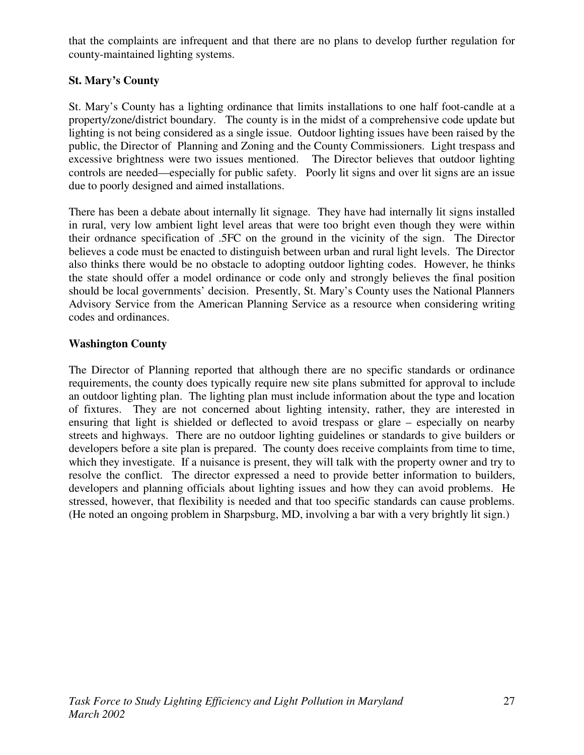that the complaints are infrequent and that there are no plans to develop further regulation for county-maintained lighting systems.

**St. Mary's County**

St. Mary's County has a lighting ordinance that limits installations to one half foot-candle at a property/zone/district boundary. The county is in the midst of a comprehensive code update but lighting is not being considered as a single issue. Outdoor lighting issues have been raised by the public, the Director of Planning and Zoning and the County Commissioners. Light trespass and excessive brightness were two issues mentioned. The Director believes that outdoor lighting controls are needed—especially for public safety. Poorly lit signs and over lit signs are an issue due to poorly designed and aimed installations.

There has been a debate about internally lit signage. They have had internally lit signs installed in rural, very low ambient light level areas that were too bright even though they were within their ordnance specification of .5FC on the ground in the vicinity of the sign. The Director believes a code must be enacted to distinguish between urban and rural light levels. The Director also thinks there would be no obstacle to adopting outdoor lighting codes. However, he thinks the state should offer a model ordinance or code only and strongly believes the final position should be local governments' decision. Presently, St. Mary's County uses the National Planners Advisory Service from the American Planning Service as a resource when considering writing codes and ordinances.

**Washington County**

The Director of Planning reported that although there are no specific standards or ordinance requirements, the county does typically require new site plans submitted for approval to include an outdoor lighting plan. The lighting plan must include information about the type and location of fixtures. They are not concerned about lighting intensity, rather, they are interested in ensuring that light is shielded or deflected to avoid trespass or glare – especially on nearby streets and highways. There are no outdoor lighting guidelines or standards to give builders or developers before a site plan is prepared. The county does receive complaints from time to time, which they investigate. If a nuisance is present, they will talk with the property owner and try to resolve the conflict. The director expressed a need to provide better information to builders, developers and planning officials about lighting issues and how they can avoid problems. He stressed, however, that flexibility is needed and that too specific standards can cause problems. (He noted an ongoing problem in Sharpsburg, MD, involving a bar with a very brightly lit sign.)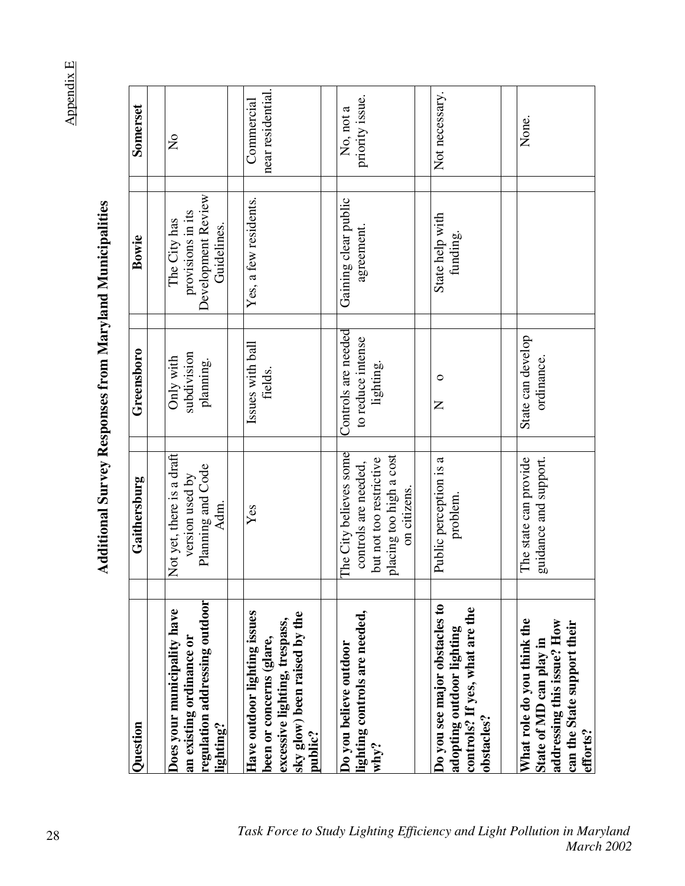Appendix E

# Additional Survey Responses from Maryland Municipalities

| Question | Gaithersburg | Greensboro | Bowie | Somerset |
|---|---|---|---|---|
| **Does your municipality have an existing ordinance or regulation addressing outdoor lighting?** | Not yet, there is a draft version used by Planning and Code Adm. | Only with subdivision planning. | The City has provisions in its Development Review Guidelines. | No |
| **Have outdoor lighting issues been or concerns (glare, excessive lighting, trespass, sky glow) been raised by the public?** | Yes | Issues with ball fields. | Yes, a few residents. | Commercial near residential. |
| **Do you believe outdoor lighting controls are needed, why?** | The City believes some controls are needed, but not too restrictive placing too high a cost on citizens. | Controls are needed to reduce intense lighting. | Gaining clear public agreement. | No, not a priority issue. |
| **Do you see major obstacles to adopting outdoor lighting controls? If yes, what are the obstacles?** | Public perception is a problem. | N o | State help with funding. | Not necessary. |
| **What role do you think the State of MD can play in addressing this issue? How can the State support their efforts?** | The state can provide guidance and support. | State can develop ordinance. | | None. |

*Task Force to Study Lighting Efficiency and Light Pollution in Maryland*
*March 2002*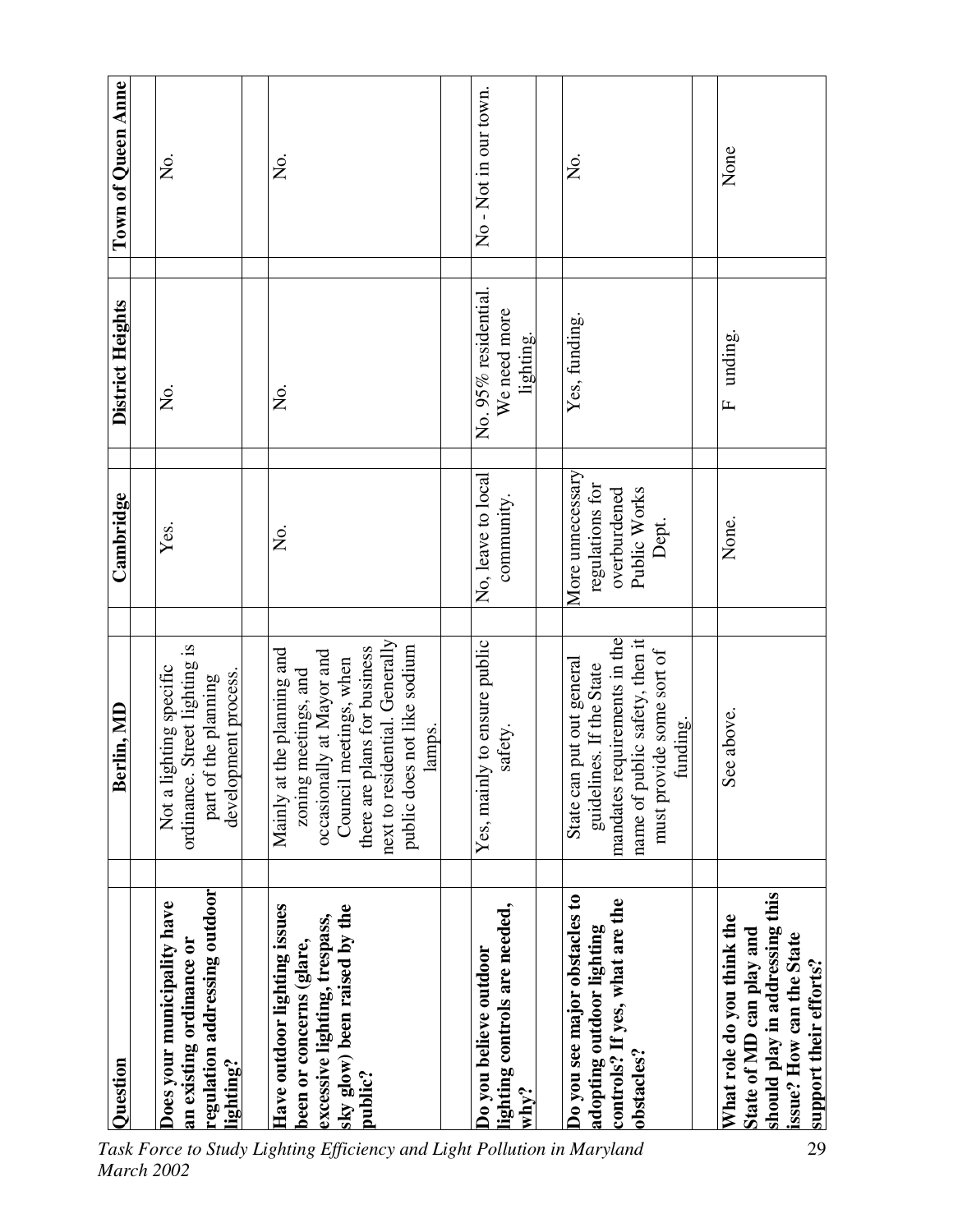| Question | Berlin, MD | Cambridge | District Heights | Town of Queen Anne |
|---|---|---|---|---|
| **Does your municipality have an existing ordinance or regulation addressing outdoor lighting?** | Not a lighting specific ordinance. Street lighting is part of the planning development process. | Yes. | No. | No. |
| **Have outdoor lighting issues been or concerns (glare, excessive lighting, trespass, sky glow) been raised by the public?** | Mainly at the planning and zoning meetings, and occasionally at Mayor and Council meetings, when there are plans for business next to residential. Generally public does not like sodium lamps. | No. | No. | No. |
| **Do you believe outdoor lighting controls are needed, why?** | Yes, mainly to ensure public safety. | No, leave to local community. | No. 95% residential. We need more lighting. | No - Not in our town. |
| **Do you see major obstacles to adopting outdoor lighting controls? If yes, what are the obstacles?** | State can put out general guidelines. If the State mandates requirements in the name of public safety, then it must provide some sort of funding. | More unnecessary regulations for overburdened Public Works Dept. | Yes, funding. | No. |
| **What role do you think the State of MD can play and should play in addressing this issue? How can the State support their efforts?** | See above. | None. | F unding. | None |

*Task Force to Study Lighting Efficiency and Light Pollution in Maryland*
*March 2002*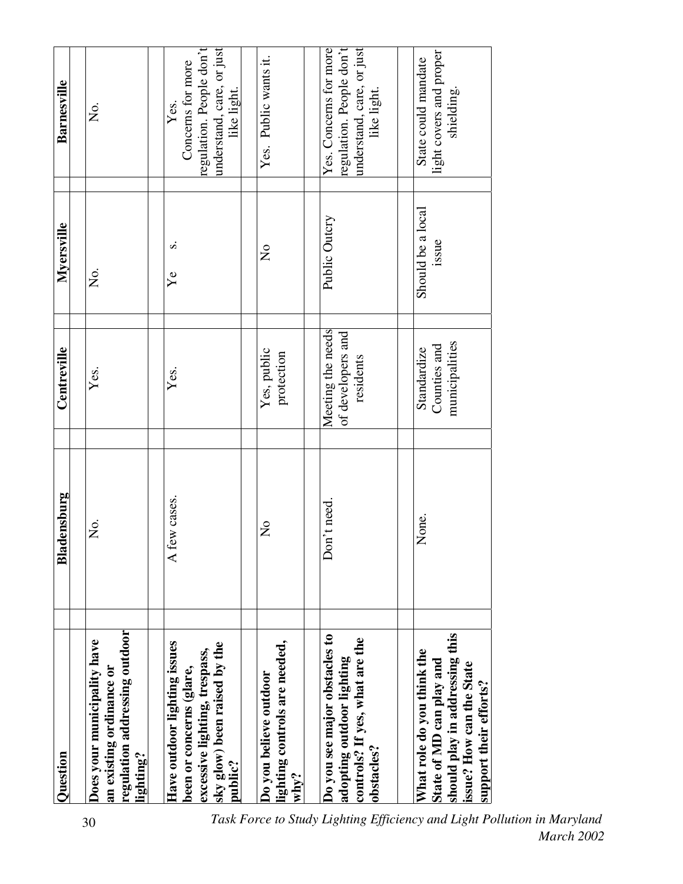| Question | Bladensburg | Centreville | Myersville | Barnesville |
|---|---|---|---|---|
| **Does your municipality have an existing ordinance or regulation addressing outdoor lighting?** | No. | Yes. | No. | No. |
| **Have outdoor lighting issues been or concerns (glare, excessive lighting, trespass, sky glow) been raised by the public?** | A few cases. | Yes. | Ye s. | Yes. Concerns for more regulation. People don't understand, care, or just like light. |
| **Do you believe outdoor lighting controls are needed, why?** | No | Yes, public protection | No | Yes. Public wants it. |
| **Do you see major obstacles to adopting outdoor lighting controls? If yes, what are the obstacles?** | Don't need. | Meeting the needs of developers and residents | Public Outcry | Yes. Concerns for more regulation. People don't understand, care, or just like light. |
| **What role do you think the State of MD can play and should play in addressing this issue? How can the State support their efforts?** | None. | Standardize Counties and municipalities | Should be a local issue | State could mandate light covers and proper shielding. |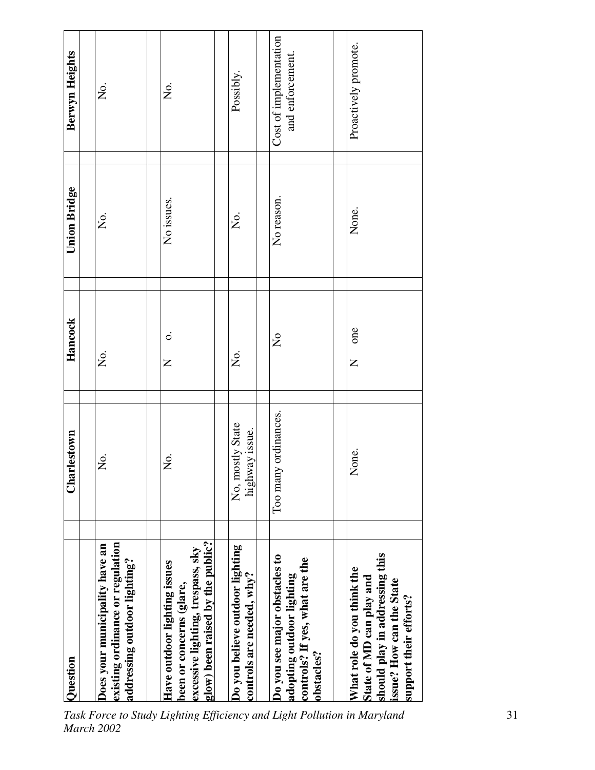| Question | Charlestown | Hancock | Union Bridge | Berwyn Heights |
|---|---|---|---|---|
| **Does your municipality have an existing ordinance or regulation addressing outdoor lighting?** | No. | No. | No. | No. |
| **Have outdoor lighting issues been or concerns (glare, excessive lighting, trespass, sky glow) been raised by the public?** | No. | N o. | No issues. | No. |
| **Do you believe outdoor lighting controls are needed, why?** | No, mostly State highway issue. | No. | No. | Possibly. |
| **Do you see major obstacles to adopting outdoor lighting controls? If yes, what are the obstacles?** | Too many ordinances. | No | No reason. | Cost of implementation and enforcement. |
| **What role do you think the State of MD can play and should play in addressing this issue? How can the State support their efforts?** | None. | N one | None. | Proactively promote. |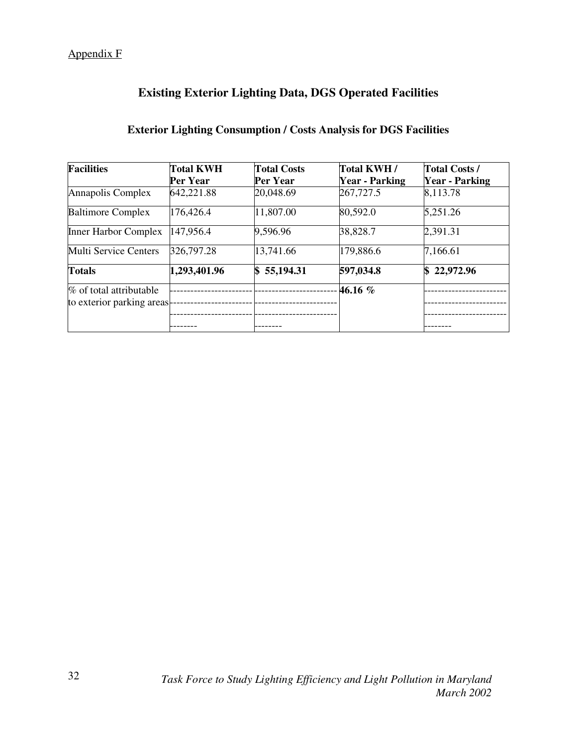Appendix F

## Existing Exterior Lighting Data, DGS Operated Facilities

### Exterior Lighting Consumption / Costs Analysis for DGS Facilities

| **Facilities** | **Total KWH Per Year** | **Total Costs Per Year** | **Total KWH / Year - Parking** | **Total Costs / Year - Parking** |
|---|---|---|---|---|
| Annapolis Complex | 642,221.88 | 20,048.69 | 267,727.5 | 8,113.78 |
| Baltimore Complex | 176,426.4 | 11,807.00 | 80,592.0 | 5,251.26 |
| Inner Harbor Complex | 147,956.4 | 9,596.96 | 38,828.7 | 2,391.31 |
| Multi Service Centers | 326,797.28 | 13,741.66 | 179,886.6 | 7,166.61 |
| **Totals** | **1,293,401.96** | **$ 55,194.31** | **597,034.8** | **$ 22,972.96** |
| % of total attributable to exterior parking areas | ------------------------ | ------------------------ | **46.16 %** | ------------------------ |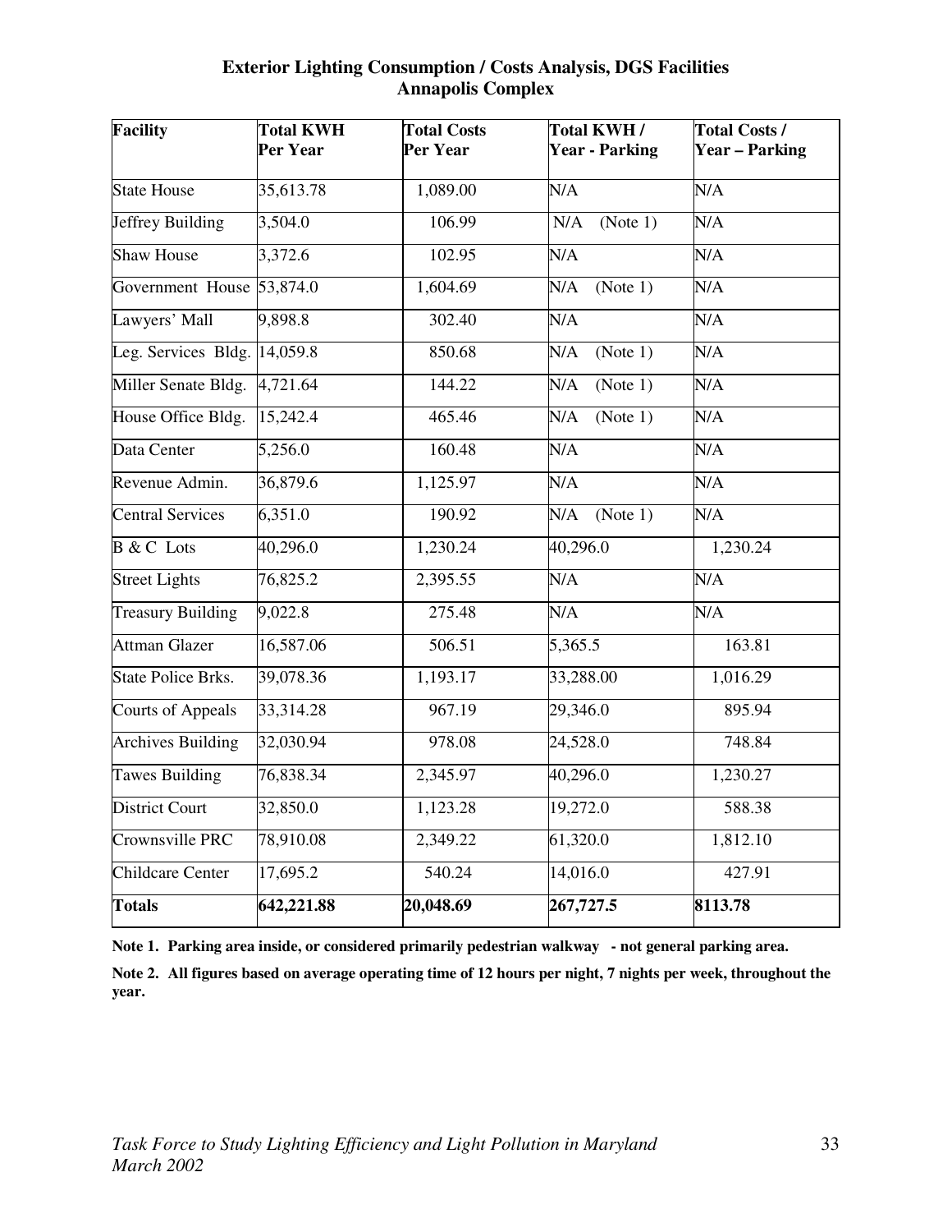# Exterior Lighting Consumption / Costs Analysis, DGS Facilities Annapolis Complex

| Facility | Total KWH Per Year | Total Costs Per Year | Total KWH / Year - Parking | Total Costs / Year – Parking |
|---|---|---|---|---|
| State House | 35,613.78 | 1,089.00 | N/A | N/A |
| Jeffrey Building | 3,504.0 | 106.99 | N/A (Note 1) | N/A |
| Shaw House | 3,372.6 | 102.95 | N/A | N/A |
| Government House | 53,874.0 | 1,604.69 | N/A (Note 1) | N/A |
| Lawyers' Mall | 9,898.8 | 302.40 | N/A | N/A |
| Leg. Services Bldg. | 14,059.8 | 850.68 | N/A (Note 1) | N/A |
| Miller Senate Bldg. | 4,721.64 | 144.22 | N/A (Note 1) | N/A |
| House Office Bldg. | 15,242.4 | 465.46 | N/A (Note 1) | N/A |
| Data Center | 5,256.0 | 160.48 | N/A | N/A |
| Revenue Admin. | 36,879.6 | 1,125.97 | N/A | N/A |
| Central Services | 6,351.0 | 190.92 | N/A (Note 1) | N/A |
| B & C Lots | 40,296.0 | 1,230.24 | 40,296.0 | 1,230.24 |
| Street Lights | 76,825.2 | 2,395.55 | N/A | N/A |
| Treasury Building | 9,022.8 | 275.48 | N/A | N/A |
| Attman Glazer | 16,587.06 | 506.51 | 5,365.5 | 163.81 |
| State Police Brks. | 39,078.36 | 1,193.17 | 33,288.00 | 1,016.29 |
| Courts of Appeals | 33,314.28 | 967.19 | 29,346.0 | 895.94 |
| Archives Building | 32,030.94 | 978.08 | 24,528.0 | 748.84 |
| Tawes Building | 76,838.34 | 2,345.97 | 40,296.0 | 1,230.27 |
| District Court | 32,850.0 | 1,123.28 | 19,272.0 | 588.38 |
| Crownsville PRC | 78,910.08 | 2,349.22 | 61,320.0 | 1,812.10 |
| Childcare Center | 17,695.2 | 540.24 | 14,016.0 | 427.91 |
| **Totals** | **642,221.88** | **20,048.69** | **267,727.5** | **8113.78** |

**Note 1. Parking area inside, or considered primarily pedestrian walkway - not general parking area.**

**Note 2. All figures based on average operating time of 12 hours per night, 7 nights per week, throughout the year.**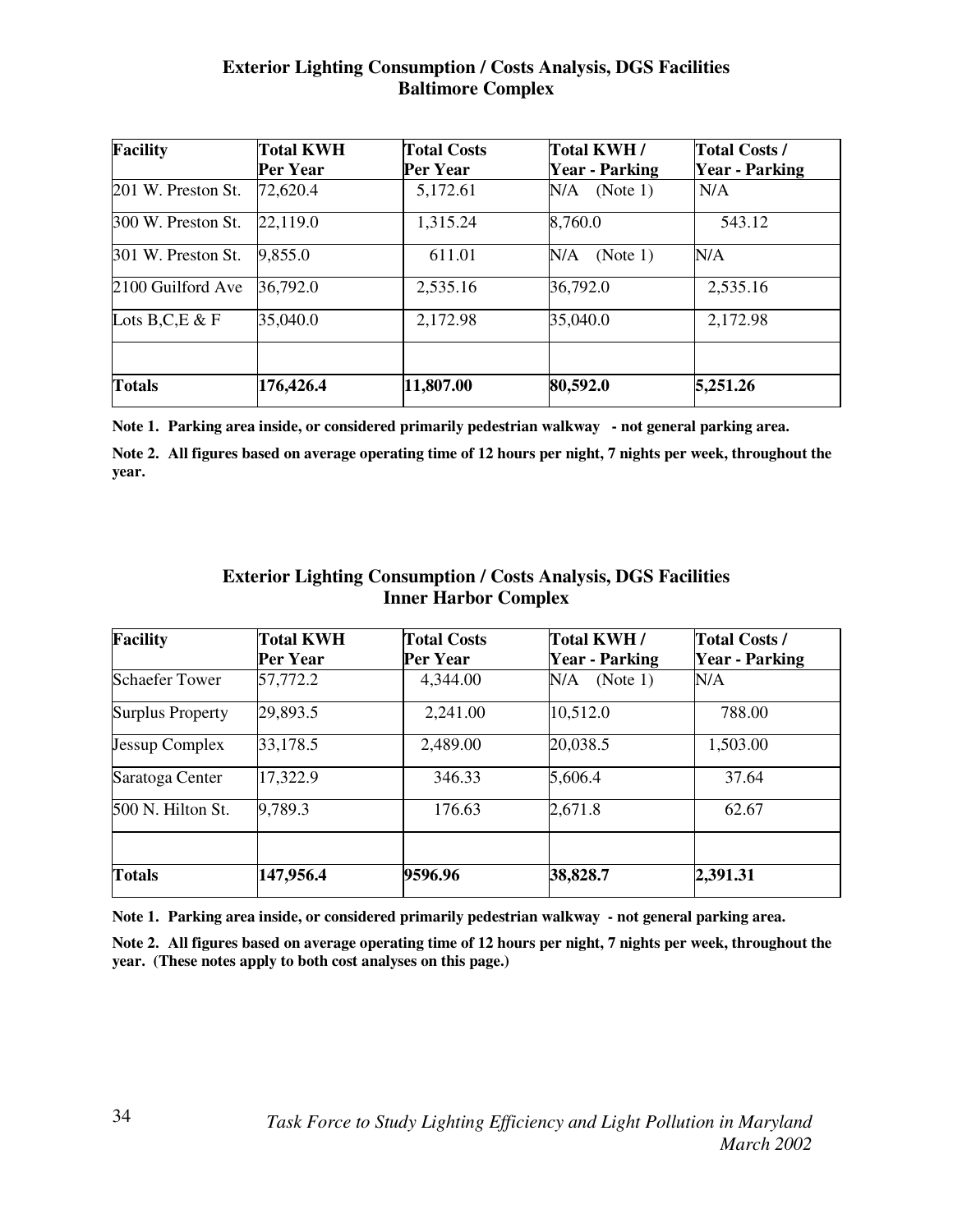## Exterior Lighting Consumption / Costs Analysis, DGS Facilities
## Baltimore Complex

| Facility | Total KWH Per Year | Total Costs Per Year | Total KWH / Year - Parking | Total Costs / Year - Parking |
|---|---|---|---|---|
| 201 W. Preston St. | 72,620.4 | 5,172.61 | N/A (Note 1) | N/A |
| 300 W. Preston St. | 22,119.0 | 1,315.24 | 8,760.0 | 543.12 |
| 301 W. Preston St. | 9,855.0 | 611.01 | N/A (Note 1) | N/A |
| 2100 Guilford Ave | 36,792.0 | 2,535.16 | 36,792.0 | 2,535.16 |
| Lots B,C,E & F | 35,040.0 | 2,172.98 | 35,040.0 | 2,172.98 |
| | | | | |
| **Totals** | **176,426.4** | **11,807.00** | **80,592.0** | **5,251.26** |

**Note 1. Parking area inside, or considered primarily pedestrian walkway - not general parking area.**

**Note 2. All figures based on average operating time of 12 hours per night, 7 nights per week, throughout the year.**

## Exterior Lighting Consumption / Costs Analysis, DGS Facilities
## Inner Harbor Complex

| Facility | Total KWH Per Year | Total Costs Per Year | Total KWH / Year - Parking | Total Costs / Year - Parking |
|---|---|---|---|---|
| Schaefer Tower | 57,772.2 | 4,344.00 | N/A (Note 1) | N/A |
| Surplus Property | 29,893.5 | 2,241.00 | 10,512.0 | 788.00 |
| Jessup Complex | 33,178.5 | 2,489.00 | 20,038.5 | 1,503.00 |
| Saratoga Center | 17,322.9 | 346.33 | 5,606.4 | 37.64 |
| 500 N. Hilton St. | 9,789.3 | 176.63 | 2,671.8 | 62.67 |
| | | | | |
| **Totals** | **147,956.4** | **9596.96** | **38,828.7** | **2,391.31** |

**Note 1. Parking area inside, or considered primarily pedestrian walkway - not general parking area.**

**Note 2. All figures based on average operating time of 12 hours per night, 7 nights per week, throughout the year. (These notes apply to both cost analyses on this page.)**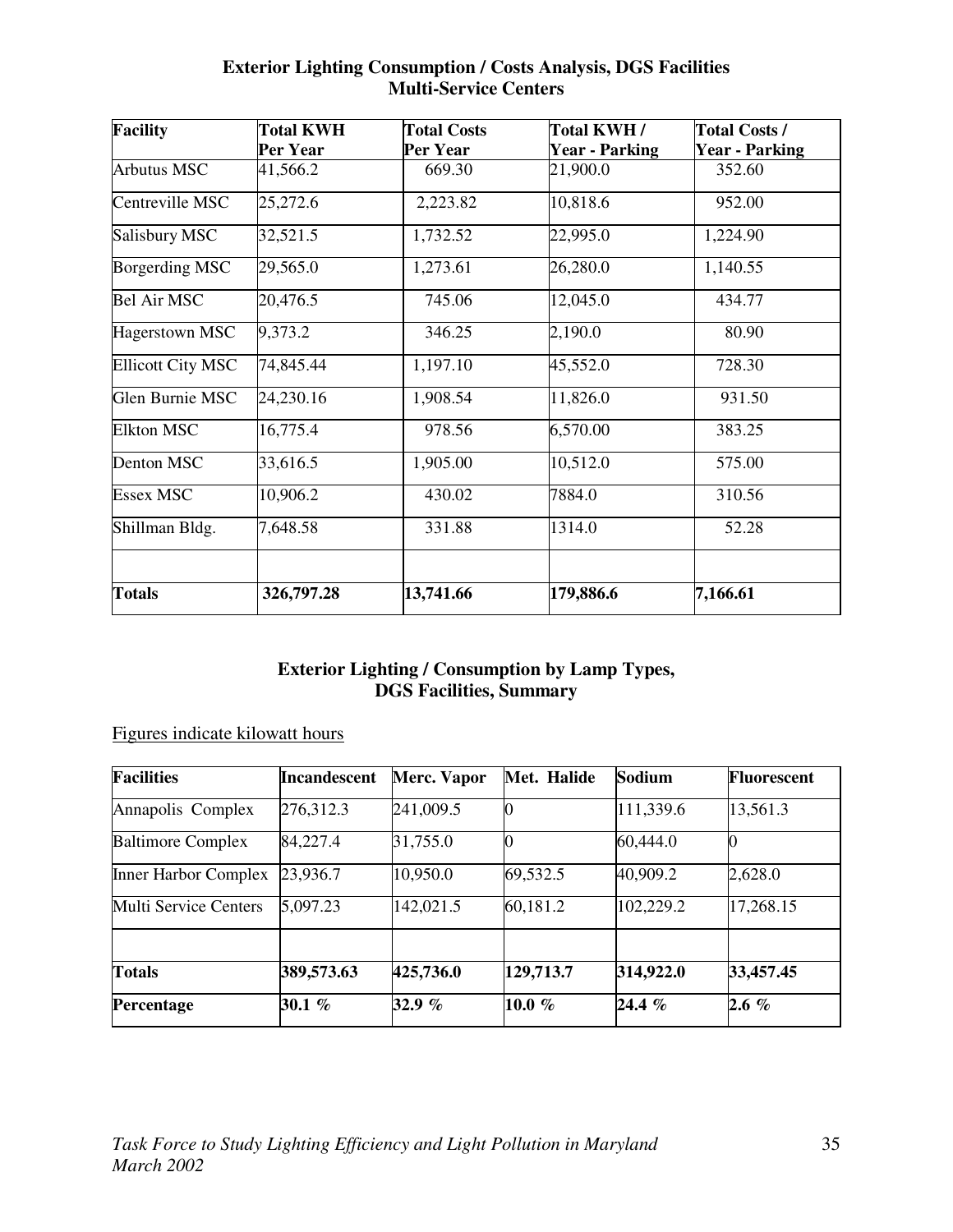**Exterior Lighting Consumption / Costs Analysis, DGS Facilities**
**Multi-Service Centers**

| Facility | Total KWH Per Year | Total Costs Per Year | Total KWH / Year - Parking | Total Costs / Year - Parking |
|---|---|---|---|---|
| Arbutus MSC | 41,566.2 | 669.30 | 21,900.0 | 352.60 |
| Centreville MSC | 25,272.6 | 2,223.82 | 10,818.6 | 952.00 |
| Salisbury MSC | 32,521.5 | 1,732.52 | 22,995.0 | 1,224.90 |
| Borgerding MSC | 29,565.0 | 1,273.61 | 26,280.0 | 1,140.55 |
| Bel Air MSC | 20,476.5 | 745.06 | 12,045.0 | 434.77 |
| Hagerstown MSC | 9,373.2 | 346.25 | 2,190.0 | 80.90 |
| Ellicott City MSC | 74,845.44 | 1,197.10 | 45,552.0 | 728.30 |
| Glen Burnie MSC | 24,230.16 | 1,908.54 | 11,826.0 | 931.50 |
| Elkton MSC | 16,775.4 | 978.56 | 6,570.00 | 383.25 |
| Denton MSC | 33,616.5 | 1,905.00 | 10,512.0 | 575.00 |
| Essex MSC | 10,906.2 | 430.02 | 7884.0 | 310.56 |
| Shillman Bldg. | 7,648.58 | 331.88 | 1314.0 | 52.28 |
| | | | | |
| **Totals** | **326,797.28** | **13,741.66** | **179,886.6** | **7,166.61** |

**Exterior Lighting / Consumption by Lamp Types,**
**DGS Facilities, Summary**

Figures indicate kilowatt hours

| Facilities | Incandescent | Merc. Vapor | Met. Halide | Sodium | Fluorescent |
|---|---|---|---|---|---|
| Annapolis Complex | 276,312.3 | 241,009.5 | 0 | 111,339.6 | 13,561.3 |
| Baltimore Complex | 84,227.4 | 31,755.0 | 0 | 60,444.0 | 0 |
| Inner Harbor Complex | 23,936.7 | 10,950.0 | 69,532.5 | 40,909.2 | 2,628.0 |
| Multi Service Centers | 5,097.23 | 142,021.5 | 60,181.2 | 102,229.2 | 17,268.15 |
| | | | | | |
| **Totals** | **389,573.63** | **425,736.0** | **129,713.7** | **314,922.0** | **33,457.45** |
| **Percentage** | **30.1 %** | **32.9 %** | **10.0 %** | **24.4 %** | **2.6 %** |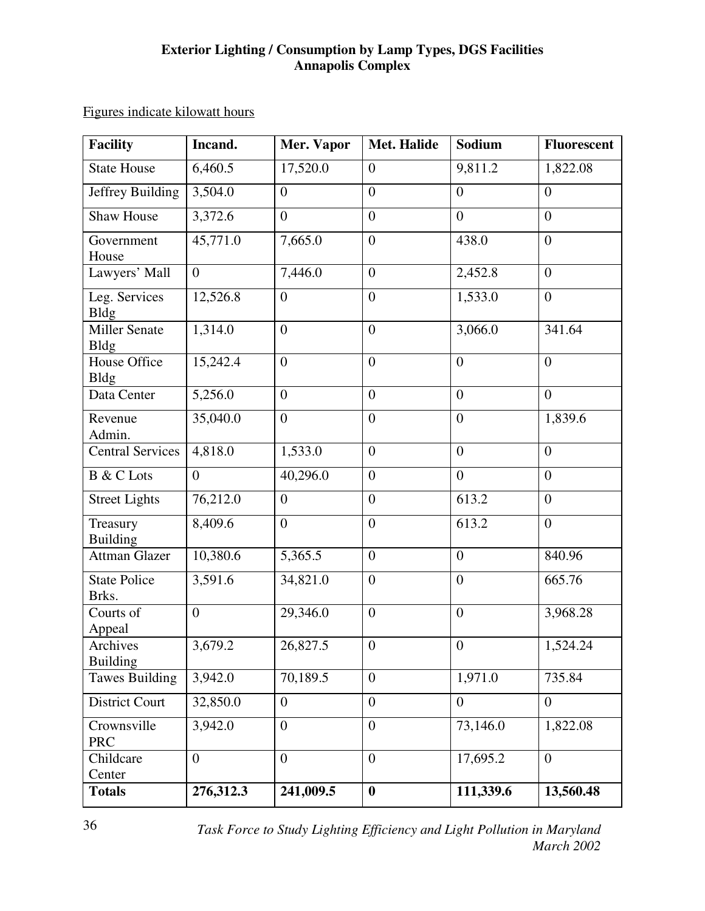**Exterior Lighting / Consumption by Lamp Types, DGS Facilities**
**Annapolis Complex**

Figures indicate kilowatt hours

| Facility | Incand. | Mer. Vapor | Met. Halide | Sodium | Fluorescent |
|---|---|---|---|---|---|
| State House | 6,460.5 | 17,520.0 | 0 | 9,811.2 | 1,822.08 |
| Jeffrey Building | 3,504.0 | 0 | 0 | 0 | 0 |
| Shaw House | 3,372.6 | 0 | 0 | 0 | 0 |
| Government House | 45,771.0 | 7,665.0 | 0 | 438.0 | 0 |
| Lawyers' Mall | 0 | 7,446.0 | 0 | 2,452.8 | 0 |
| Leg. Services Bldg | 12,526.8 | 0 | 0 | 1,533.0 | 0 |
| Miller Senate Bldg | 1,314.0 | 0 | 0 | 3,066.0 | 341.64 |
| House Office Bldg | 15,242.4 | 0 | 0 | 0 | 0 |
| Data Center | 5,256.0 | 0 | 0 | 0 | 0 |
| Revenue Admin. | 35,040.0 | 0 | 0 | 0 | 1,839.6 |
| Central Services | 4,818.0 | 1,533.0 | 0 | 0 | 0 |
| B & C Lots | 0 | 40,296.0 | 0 | 0 | 0 |
| Street Lights | 76,212.0 | 0 | 0 | 613.2 | 0 |
| Treasury Building | 8,409.6 | 0 | 0 | 613.2 | 0 |
| Attman Glazer | 10,380.6 | 5,365.5 | 0 | 0 | 840.96 |
| State Police Brks. | 3,591.6 | 34,821.0 | 0 | 0 | 665.76 |
| Courts of Appeal | 0 | 29,346.0 | 0 | 0 | 3,968.28 |
| Archives Building | 3,679.2 | 26,827.5 | 0 | 0 | 1,524.24 |
| Tawes Building | 3,942.0 | 70,189.5 | 0 | 1,971.0 | 735.84 |
| District Court | 32,850.0 | 0 | 0 | 0 | 0 |
| Crownsville PRC | 3,942.0 | 0 | 0 | 73,146.0 | 1,822.08 |
| Childcare Center | 0 | 0 | 0 | 17,695.2 | 0 |
| **Totals** | **276,312.3** | **241,009.5** | **0** | **111,339.6** | **13,560.48** |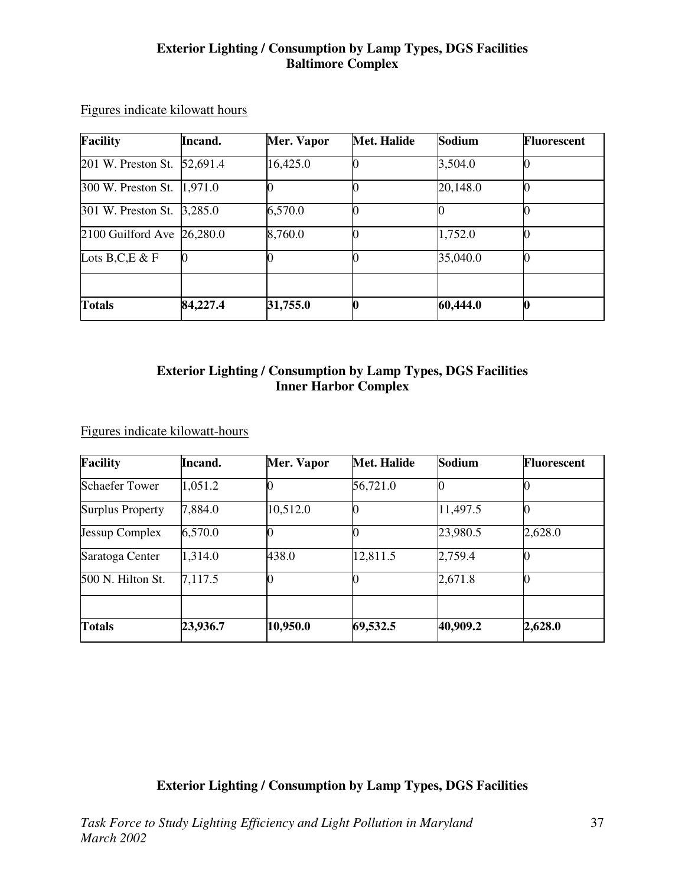**Exterior Lighting / Consumption by Lamp Types, DGS Facilities**
**Baltimore Complex**

Figures indicate kilowatt hours

| Facility | Incand. | Mer. Vapor | Met. Halide | Sodium | Fluorescent |
|---|---|---|---|---|---|
| 201 W. Preston St. | 52,691.4 | 16,425.0 | 0 | 3,504.0 | 0 |
| 300 W. Preston St. | 1,971.0 | 0 | 0 | 20,148.0 | 0 |
| 301 W. Preston St. | 3,285.0 | 6,570.0 | 0 | 0 | 0 |
| 2100 Guilford Ave | 26,280.0 | 8,760.0 | 0 | 1,752.0 | 0 |
| Lots B,C,E & F | 0 | 0 | 0 | 35,040.0 | 0 |
| | | | | | |
| **Totals** | **84,227.4** | **31,755.0** | **0** | **60,444.0** | **0** |

**Exterior Lighting / Consumption by Lamp Types, DGS Facilities**
**Inner Harbor Complex**

Figures indicate kilowatt-hours

| Facility | Incand. | Mer. Vapor | Met. Halide | Sodium | Fluorescent |
|---|---|---|---|---|---|
| Schaefer Tower | 1,051.2 | 0 | 56,721.0 | 0 | 0 |
| Surplus Property | 7,884.0 | 10,512.0 | 0 | 11,497.5 | 0 |
| Jessup Complex | 6,570.0 | 0 | 0 | 23,980.5 | 2,628.0 |
| Saratoga Center | 1,314.0 | 438.0 | 12,811.5 | 2,759.4 | 0 |
| 500 N. Hilton St. | 7,117.5 | 0 | 0 | 2,671.8 | 0 |
| | | | | | |
| **Totals** | **23,936.7** | **10,950.0** | **69,532.5** | **40,909.2** | **2,628.0** |

**Exterior Lighting / Consumption by Lamp Types, DGS Facilities**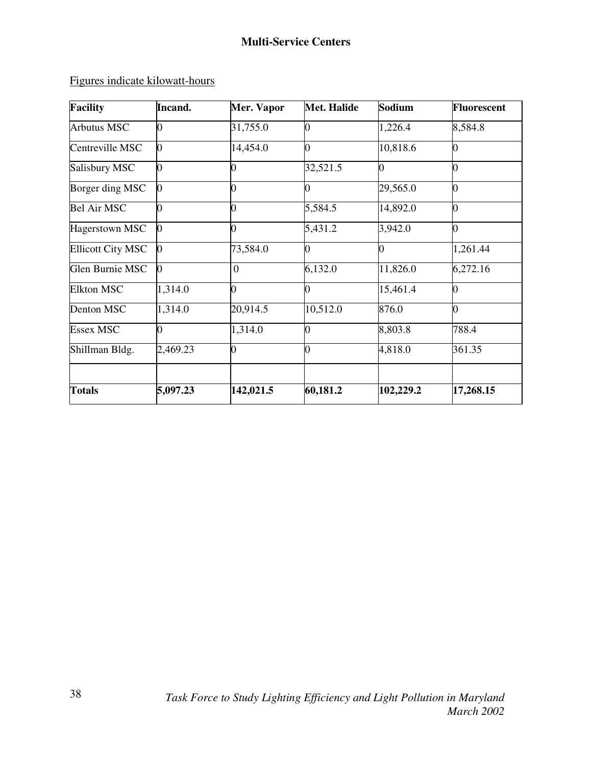## Multi-Service Centers

Figures indicate kilowatt-hours

| Facility | Incand. | Mer. Vapor | Met. Halide | Sodium | Fluorescent |
|---|---|---|---|---|---|
| Arbutus MSC | 0 | 31,755.0 | 0 | 1,226.4 | 8,584.8 |
| Centreville MSC | 0 | 14,454.0 | 0 | 10,818.6 | 0 |
| Salisbury MSC | 0 | 0 | 32,521.5 | 0 | 0 |
| Borger ding MSC | 0 | 0 | 0 | 29,565.0 | 0 |
| Bel Air MSC | 0 | 0 | 5,584.5 | 14,892.0 | 0 |
| Hagerstown MSC | 0 | 0 | 5,431.2 | 3,942.0 | 0 |
| Ellicott City MSC | 0 | 73,584.0 | 0 | 0 | 1,261.44 |
| Glen Burnie MSC | 0 | 0 | 6,132.0 | 11,826.0 | 6,272.16 |
| Elkton MSC | 1,314.0 | 0 | 0 | 15,461.4 | 0 |
| Denton MSC | 1,314.0 | 20,914.5 | 10,512.0 | 876.0 | 0 |
| Essex MSC | 0 | 1,314.0 | 0 | 8,803.8 | 788.4 |
| Shillman Bldg. | 2,469.23 | 0 | 0 | 4,818.0 | 361.35 |
| | | | | | |
| **Totals** | **5,097.23** | **142,021.5** | **60,181.2** | **102,229.2** | **17,268.15** |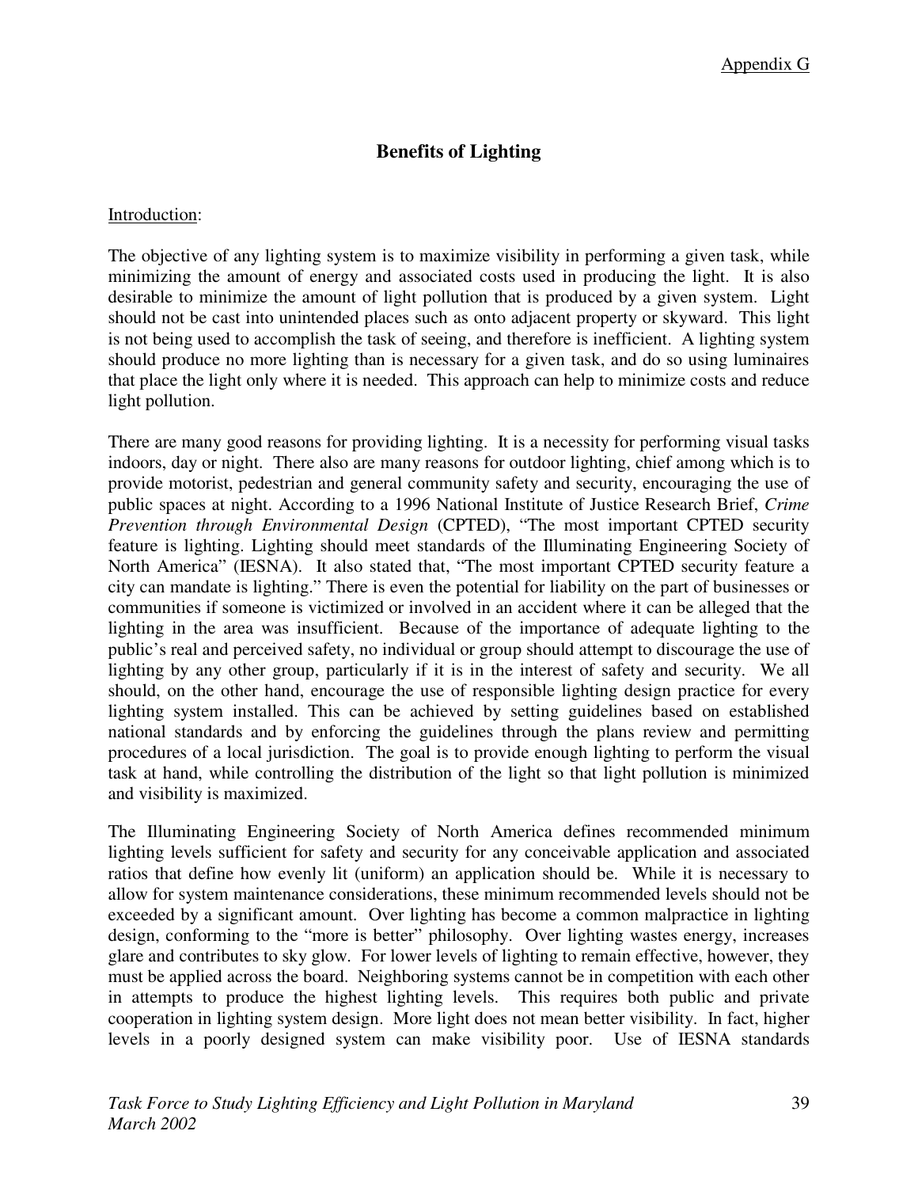Appendix G

## Benefits of Lighting

Introduction:

The objective of any lighting system is to maximize visibility in performing a given task, while minimizing the amount of energy and associated costs used in producing the light. It is also desirable to minimize the amount of light pollution that is produced by a given system. Light should not be cast into unintended places such as onto adjacent property or skyward. This light is not being used to accomplish the task of seeing, and therefore is inefficient. A lighting system should produce no more lighting than is necessary for a given task, and do so using luminaires that place the light only where it is needed. This approach can help to minimize costs and reduce light pollution.

There are many good reasons for providing lighting. It is a necessity for performing visual tasks indoors, day or night. There also are many reasons for outdoor lighting, chief among which is to provide motorist, pedestrian and general community safety and security, encouraging the use of public spaces at night. According to a 1996 National Institute of Justice Research Brief, *Crime Prevention through Environmental Design* (CPTED), "The most important CPTED security feature is lighting. Lighting should meet standards of the Illuminating Engineering Society of North America" (IESNA). It also stated that, "The most important CPTED security feature a city can mandate is lighting." There is even the potential for liability on the part of businesses or communities if someone is victimized or involved in an accident where it can be alleged that the lighting in the area was insufficient. Because of the importance of adequate lighting to the public's real and perceived safety, no individual or group should attempt to discourage the use of lighting by any other group, particularly if it is in the interest of safety and security. We all should, on the other hand, encourage the use of responsible lighting design practice for every lighting system installed. This can be achieved by setting guidelines based on established national standards and by enforcing the guidelines through the plans review and permitting procedures of a local jurisdiction. The goal is to provide enough lighting to perform the visual task at hand, while controlling the distribution of the light so that light pollution is minimized and visibility is maximized.

The Illuminating Engineering Society of North America defines recommended minimum lighting levels sufficient for safety and security for any conceivable application and associated ratios that define how evenly lit (uniform) an application should be. While it is necessary to allow for system maintenance considerations, these minimum recommended levels should not be exceeded by a significant amount. Over lighting has become a common malpractice in lighting design, conforming to the "more is better" philosophy. Over lighting wastes energy, increases glare and contributes to sky glow. For lower levels of lighting to remain effective, however, they must be applied across the board. Neighboring systems cannot be in competition with each other in attempts to produce the highest lighting levels. This requires both public and private cooperation in lighting system design. More light does not mean better visibility. In fact, higher levels in a poorly designed system can make visibility poor. Use of IESNA standards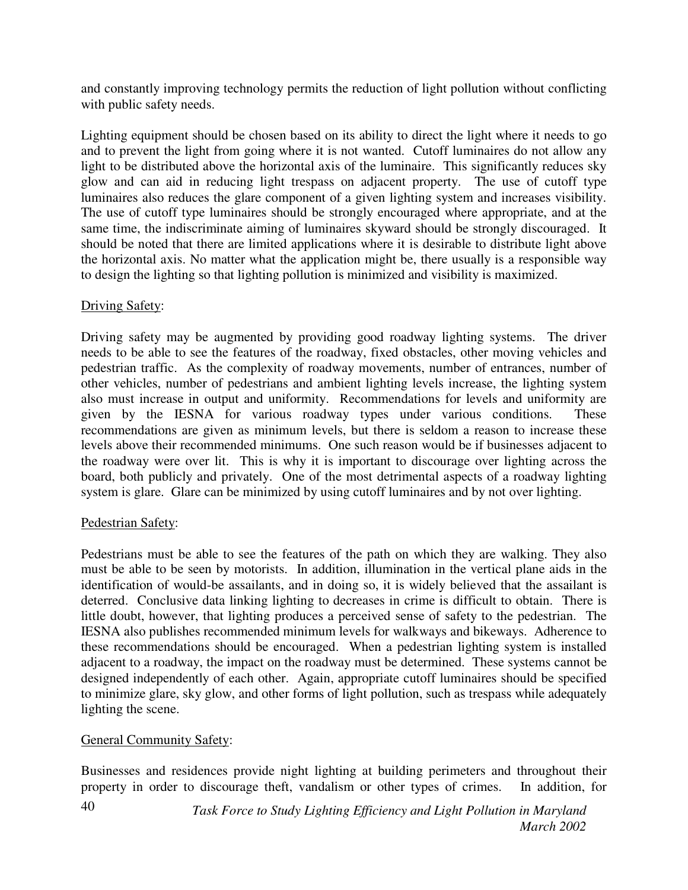and constantly improving technology permits the reduction of light pollution without conflicting with public safety needs.

Lighting equipment should be chosen based on its ability to direct the light where it needs to go and to prevent the light from going where it is not wanted. Cutoff luminaires do not allow any light to be distributed above the horizontal axis of the luminaire. This significantly reduces sky glow and can aid in reducing light trespass on adjacent property. The use of cutoff type luminaires also reduces the glare component of a given lighting system and increases visibility. The use of cutoff type luminaires should be strongly encouraged where appropriate, and at the same time, the indiscriminate aiming of luminaires skyward should be strongly discouraged. It should be noted that there are limited applications where it is desirable to distribute light above the horizontal axis. No matter what the application might be, there usually is a responsible way to design the lighting so that lighting pollution is minimized and visibility is maximized.

Driving Safety:

Driving safety may be augmented by providing good roadway lighting systems. The driver needs to be able to see the features of the roadway, fixed obstacles, other moving vehicles and pedestrian traffic. As the complexity of roadway movements, number of entrances, number of other vehicles, number of pedestrians and ambient lighting levels increase, the lighting system also must increase in output and uniformity. Recommendations for levels and uniformity are given by the IESNA for various roadway types under various conditions. These recommendations are given as minimum levels, but there is seldom a reason to increase these levels above their recommended minimums. One such reason would be if businesses adjacent to the roadway were over lit. This is why it is important to discourage over lighting across the board, both publicly and privately. One of the most detrimental aspects of a roadway lighting system is glare. Glare can be minimized by using cutoff luminaires and by not over lighting.

Pedestrian Safety:

Pedestrians must be able to see the features of the path on which they are walking. They also must be able to be seen by motorists. In addition, illumination in the vertical plane aids in the identification of would-be assailants, and in doing so, it is widely believed that the assailant is deterred. Conclusive data linking lighting to decreases in crime is difficult to obtain. There is little doubt, however, that lighting produces a perceived sense of safety to the pedestrian. The IESNA also publishes recommended minimum levels for walkways and bikeways. Adherence to these recommendations should be encouraged. When a pedestrian lighting system is installed adjacent to a roadway, the impact on the roadway must be determined. These systems cannot be designed independently of each other. Again, appropriate cutoff luminaires should be specified to minimize glare, sky glow, and other forms of light pollution, such as trespass while adequately lighting the scene.

General Community Safety:

Businesses and residences provide night lighting at building perimeters and throughout their property in order to discourage theft, vandalism or other types of crimes. In addition, for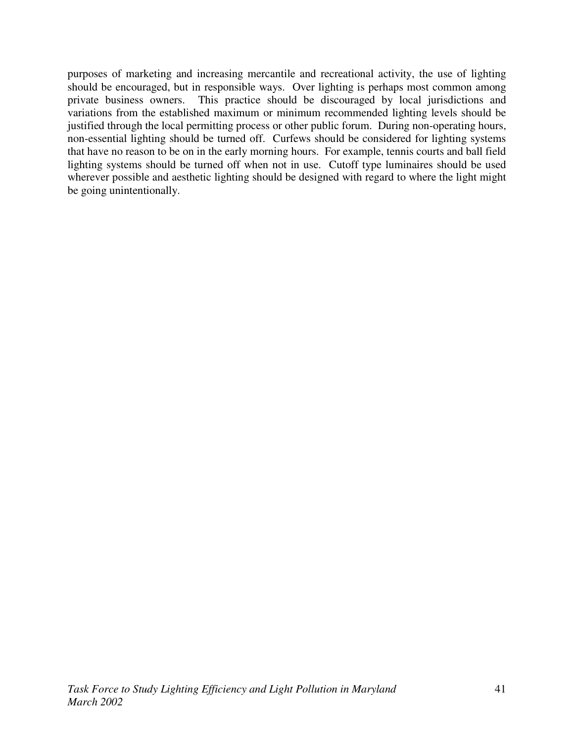purposes of marketing and increasing mercantile and recreational activity, the use of lighting should be encouraged, but in responsible ways. Over lighting is perhaps most common among private business owners. This practice should be discouraged by local jurisdictions and variations from the established maximum or minimum recommended lighting levels should be justified through the local permitting process or other public forum. During non-operating hours, non-essential lighting should be turned off. Curfews should be considered for lighting systems that have no reason to be on in the early morning hours. For example, tennis courts and ball field lighting systems should be turned off when not in use. Cutoff type luminaires should be used wherever possible and aesthetic lighting should be designed with regard to where the light might be going unintentionally.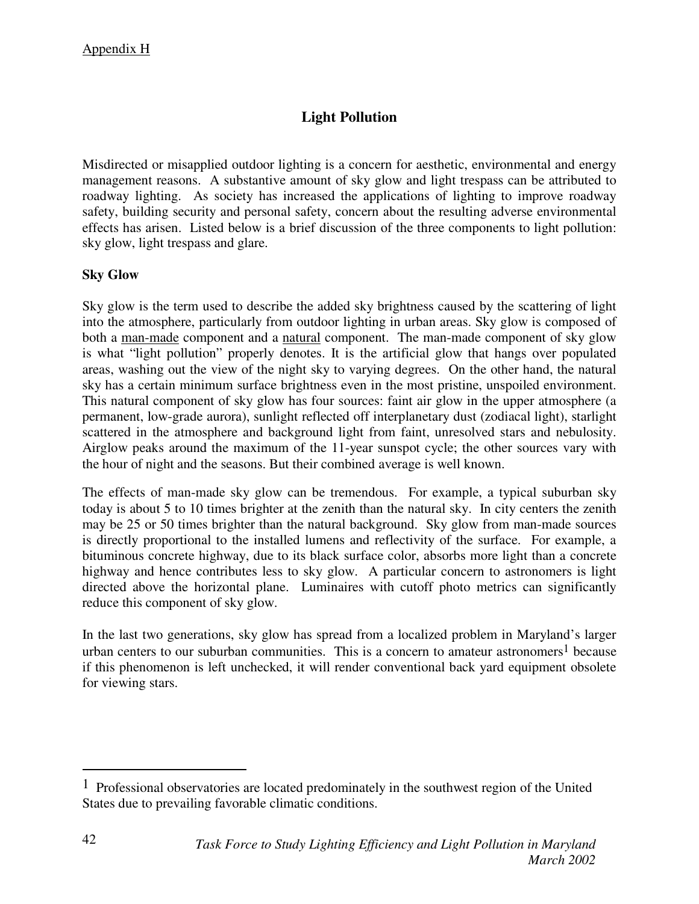Appendix H

# Light Pollution

Misdirected or misapplied outdoor lighting is a concern for aesthetic, environmental and energy management reasons. A substantive amount of sky glow and light trespass can be attributed to roadway lighting. As society has increased the applications of lighting to improve roadway safety, building security and personal safety, concern about the resulting adverse environmental effects has arisen. Listed below is a brief discussion of the three components to light pollution: sky glow, light trespass and glare.

## Sky Glow

Sky glow is the term used to describe the added sky brightness caused by the scattering of light into the atmosphere, particularly from outdoor lighting in urban areas. Sky glow is composed of both a man-made component and a natural component. The man-made component of sky glow is what "light pollution" properly denotes. It is the artificial glow that hangs over populated areas, washing out the view of the night sky to varying degrees. On the other hand, the natural sky has a certain minimum surface brightness even in the most pristine, unspoiled environment. This natural component of sky glow has four sources: faint air glow in the upper atmosphere (a permanent, low-grade aurora), sunlight reflected off interplanetary dust (zodiacal light), starlight scattered in the atmosphere and background light from faint, unresolved stars and nebulosity. Airglow peaks around the maximum of the 11-year sunspot cycle; the other sources vary with the hour of night and the seasons. But their combined average is well known.

The effects of man-made sky glow can be tremendous. For example, a typical suburban sky today is about 5 to 10 times brighter at the zenith than the natural sky. In city centers the zenith may be 25 or 50 times brighter than the natural background. Sky glow from man-made sources is directly proportional to the installed lumens and reflectivity of the surface. For example, a bituminous concrete highway, due to its black surface color, absorbs more light than a concrete highway and hence contributes less to sky glow. A particular concern to astronomers is light directed above the horizontal plane. Luminaires with cutoff photo metrics can significantly reduce this component of sky glow.

In the last two generations, sky glow has spread from a localized problem in Maryland's larger urban centers to our suburban communities. This is a concern to amateur astronomers[1] because if this phenomenon is left unchecked, it will render conventional back yard equipment obsolete for viewing stars.

---

[1] Professional observatories are located predominately in the southwest region of the United States due to prevailing favorable climatic conditions.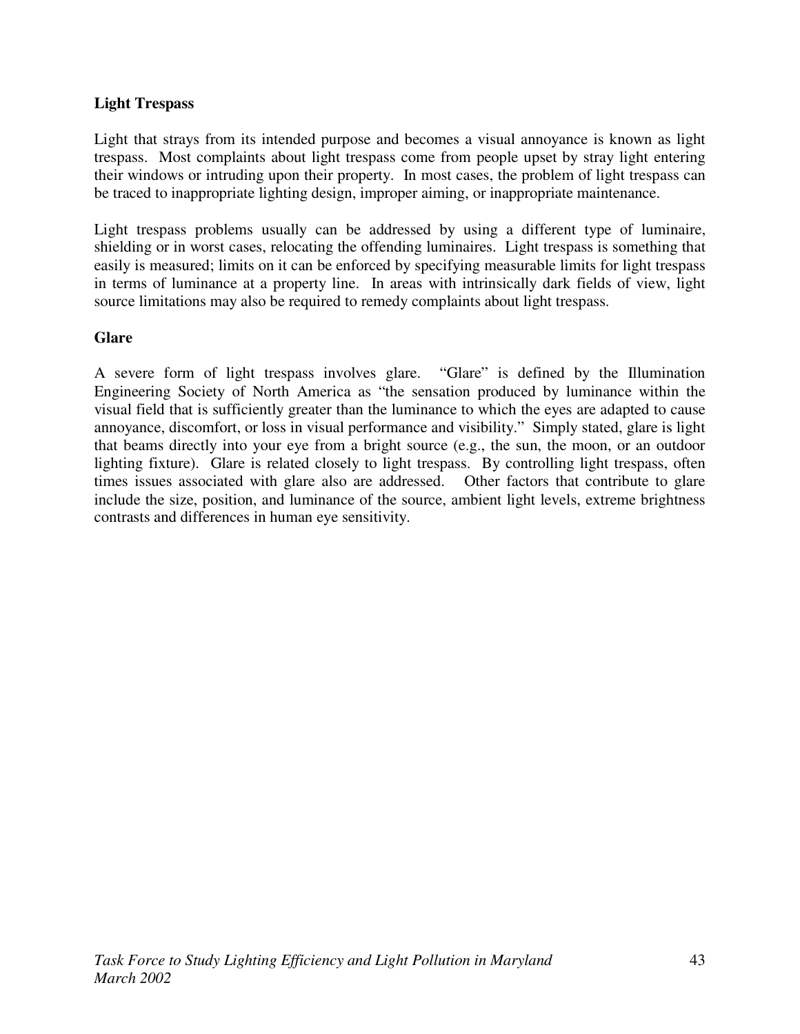## Light Trespass

Light that strays from its intended purpose and becomes a visual annoyance is known as light trespass. Most complaints about light trespass come from people upset by stray light entering their windows or intruding upon their property. In most cases, the problem of light trespass can be traced to inappropriate lighting design, improper aiming, or inappropriate maintenance.

Light trespass problems usually can be addressed by using a different type of luminaire, shielding or in worst cases, relocating the offending luminaires. Light trespass is something that easily is measured; limits on it can be enforced by specifying measurable limits for light trespass in terms of luminance at a property line. In areas with intrinsically dark fields of view, light source limitations may also be required to remedy complaints about light trespass.

## Glare

A severe form of light trespass involves glare. "Glare" is defined by the Illumination Engineering Society of North America as "the sensation produced by luminance within the visual field that is sufficiently greater than the luminance to which the eyes are adapted to cause annoyance, discomfort, or loss in visual performance and visibility." Simply stated, glare is light that beams directly into your eye from a bright source (e.g., the sun, the moon, or an outdoor lighting fixture). Glare is related closely to light trespass. By controlling light trespass, often times issues associated with glare also are addressed. Other factors that contribute to glare include the size, position, and luminance of the source, ambient light levels, extreme brightness contrasts and differences in human eye sensitivity.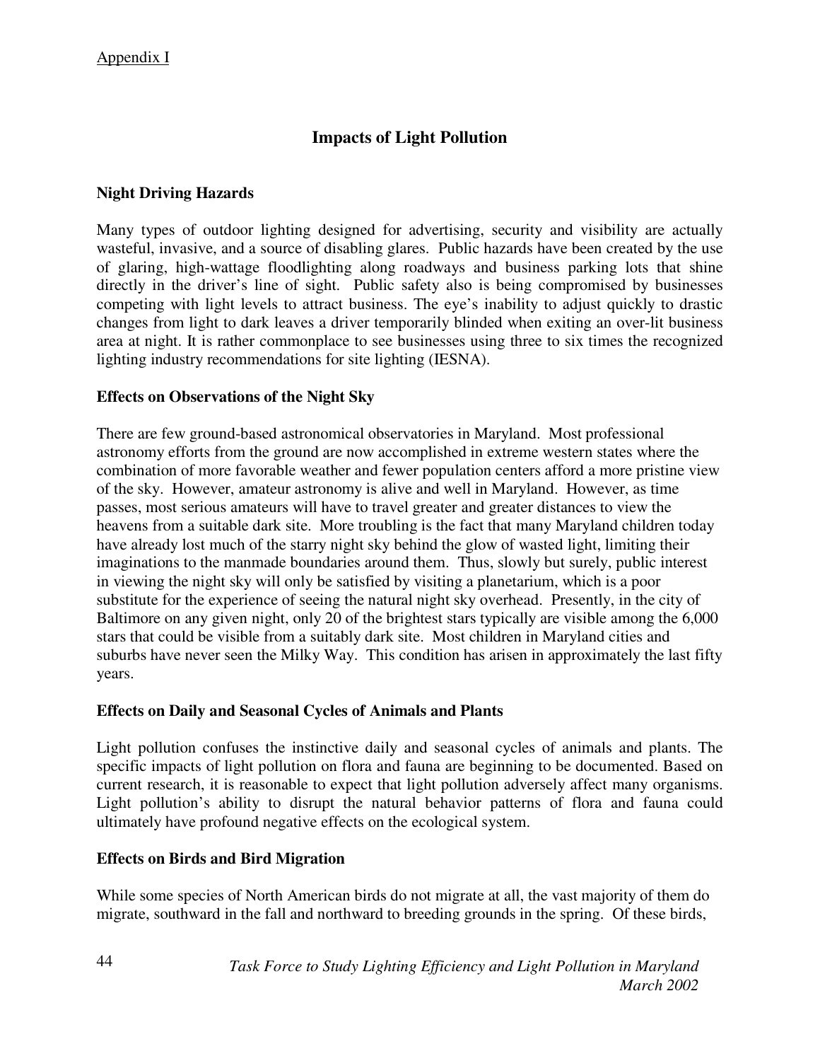Appendix I

## Impacts of Light Pollution

### Night Driving Hazards

Many types of outdoor lighting designed for advertising, security and visibility are actually wasteful, invasive, and a source of disabling glares. Public hazards have been created by the use of glaring, high-wattage floodlighting along roadways and business parking lots that shine directly in the driver's line of sight. Public safety also is being compromised by businesses competing with light levels to attract business. The eye's inability to adjust quickly to drastic changes from light to dark leaves a driver temporarily blinded when exiting an over-lit business area at night. It is rather commonplace to see businesses using three to six times the recognized lighting industry recommendations for site lighting (IESNA).

### Effects on Observations of the Night Sky

There are few ground-based astronomical observatories in Maryland. Most professional astronomy efforts from the ground are now accomplished in extreme western states where the combination of more favorable weather and fewer population centers afford a more pristine view of the sky. However, amateur astronomy is alive and well in Maryland. However, as time passes, most serious amateurs will have to travel greater and greater distances to view the heavens from a suitable dark site. More troubling is the fact that many Maryland children today have already lost much of the starry night sky behind the glow of wasted light, limiting their imaginations to the manmade boundaries around them. Thus, slowly but surely, public interest in viewing the night sky will only be satisfied by visiting a planetarium, which is a poor substitute for the experience of seeing the natural night sky overhead. Presently, in the city of Baltimore on any given night, only 20 of the brightest stars typically are visible among the 6,000 stars that could be visible from a suitably dark site. Most children in Maryland cities and suburbs have never seen the Milky Way. This condition has arisen in approximately the last fifty years.

### Effects on Daily and Seasonal Cycles of Animals and Plants

Light pollution confuses the instinctive daily and seasonal cycles of animals and plants. The specific impacts of light pollution on flora and fauna are beginning to be documented. Based on current research, it is reasonable to expect that light pollution adversely affect many organisms. Light pollution's ability to disrupt the natural behavior patterns of flora and fauna could ultimately have profound negative effects on the ecological system.

### Effects on Birds and Bird Migration

While some species of North American birds do not migrate at all, the vast majority of them do migrate, southward in the fall and northward to breeding grounds in the spring. Of these birds,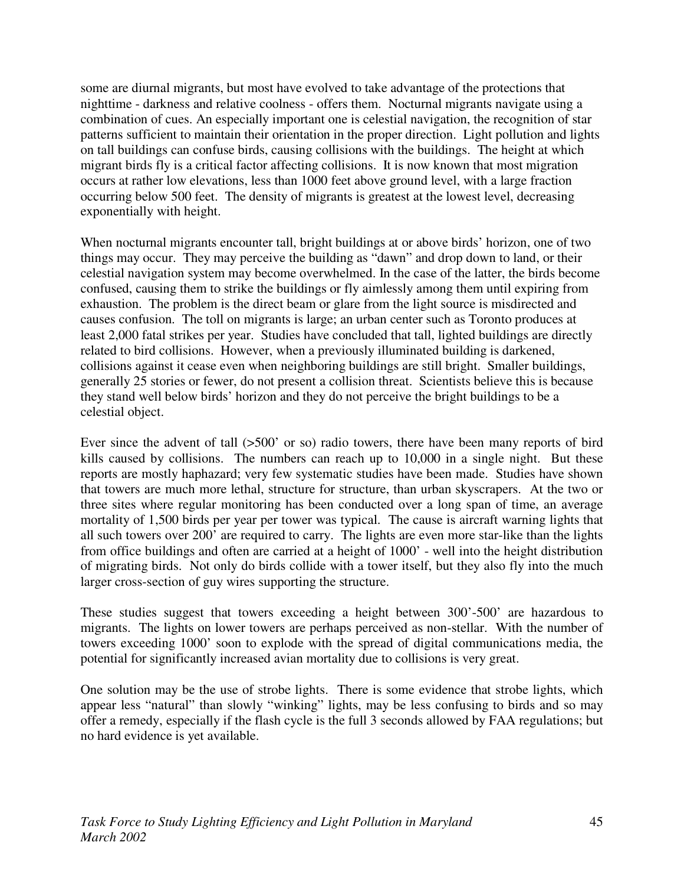some are diurnal migrants, but most have evolved to take advantage of the protections that nighttime - darkness and relative coolness - offers them. Nocturnal migrants navigate using a combination of cues. An especially important one is celestial navigation, the recognition of star patterns sufficient to maintain their orientation in the proper direction. Light pollution and lights on tall buildings can confuse birds, causing collisions with the buildings. The height at which migrant birds fly is a critical factor affecting collisions. It is now known that most migration occurs at rather low elevations, less than 1000 feet above ground level, with a large fraction occurring below 500 feet. The density of migrants is greatest at the lowest level, decreasing exponentially with height.

When nocturnal migrants encounter tall, bright buildings at or above birds' horizon, one of two things may occur. They may perceive the building as "dawn" and drop down to land, or their celestial navigation system may become overwhelmed. In the case of the latter, the birds become confused, causing them to strike the buildings or fly aimlessly among them until expiring from exhaustion. The problem is the direct beam or glare from the light source is misdirected and causes confusion. The toll on migrants is large; an urban center such as Toronto produces at least 2,000 fatal strikes per year. Studies have concluded that tall, lighted buildings are directly related to bird collisions. However, when a previously illuminated building is darkened, collisions against it cease even when neighboring buildings are still bright. Smaller buildings, generally 25 stories or fewer, do not present a collision threat. Scientists believe this is because they stand well below birds' horizon and they do not perceive the bright buildings to be a celestial object.

Ever since the advent of tall (>500' or so) radio towers, there have been many reports of bird kills caused by collisions. The numbers can reach up to 10,000 in a single night. But these reports are mostly haphazard; very few systematic studies have been made. Studies have shown that towers are much more lethal, structure for structure, than urban skyscrapers. At the two or three sites where regular monitoring has been conducted over a long span of time, an average mortality of 1,500 birds per year per tower was typical. The cause is aircraft warning lights that all such towers over 200' are required to carry. The lights are even more star-like than the lights from office buildings and often are carried at a height of 1000' - well into the height distribution of migrating birds. Not only do birds collide with a tower itself, but they also fly into the much larger cross-section of guy wires supporting the structure.

These studies suggest that towers exceeding a height between 300'-500' are hazardous to migrants. The lights on lower towers are perhaps perceived as non-stellar. With the number of towers exceeding 1000' soon to explode with the spread of digital communications media, the potential for significantly increased avian mortality due to collisions is very great.

One solution may be the use of strobe lights. There is some evidence that strobe lights, which appear less "natural" than slowly "winking" lights, may be less confusing to birds and so may offer a remedy, especially if the flash cycle is the full 3 seconds allowed by FAA regulations; but no hard evidence is yet available.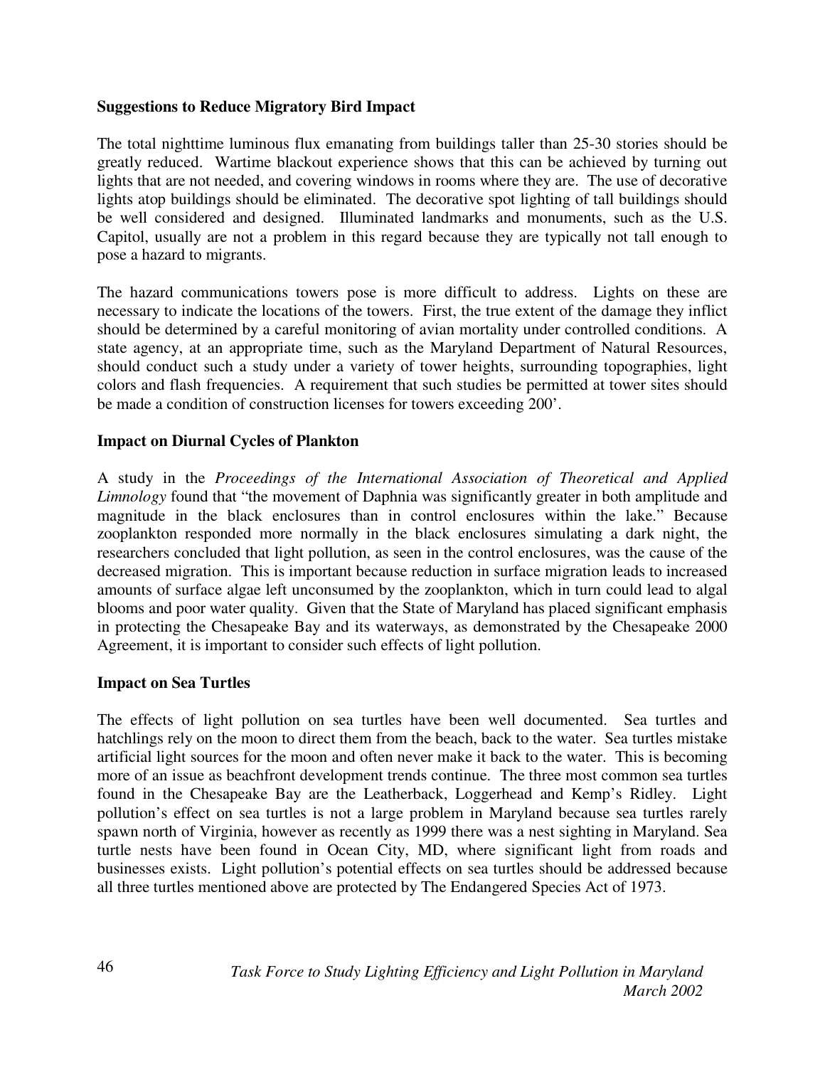### Suggestions to Reduce Migratory Bird Impact

The total nighttime luminous flux emanating from buildings taller than 25-30 stories should be greatly reduced. Wartime blackout experience shows that this can be achieved by turning out lights that are not needed, and covering windows in rooms where they are. The use of decorative lights atop buildings should be eliminated. The decorative spot lighting of tall buildings should be well considered and designed. Illuminated landmarks and monuments, such as the U.S. Capitol, usually are not a problem in this regard because they are typically not tall enough to pose a hazard to migrants.

The hazard communications towers pose is more difficult to address. Lights on these are necessary to indicate the locations of the towers. First, the true extent of the damage they inflict should be determined by a careful monitoring of avian mortality under controlled conditions. A state agency, at an appropriate time, such as the Maryland Department of Natural Resources, should conduct such a study under a variety of tower heights, surrounding topographies, light colors and flash frequencies. A requirement that such studies be permitted at tower sites should be made a condition of construction licenses for towers exceeding 200'.

### Impact on Diurnal Cycles of Plankton

A study in the *Proceedings of the International Association of Theoretical and Applied Limnology* found that "the movement of Daphnia was significantly greater in both amplitude and magnitude in the black enclosures than in control enclosures within the lake." Because zooplankton responded more normally in the black enclosures simulating a dark night, the researchers concluded that light pollution, as seen in the control enclosures, was the cause of the decreased migration. This is important because reduction in surface migration leads to increased amounts of surface algae left unconsumed by the zooplankton, which in turn could lead to algal blooms and poor water quality. Given that the State of Maryland has placed significant emphasis in protecting the Chesapeake Bay and its waterways, as demonstrated by the Chesapeake 2000 Agreement, it is important to consider such effects of light pollution.

### Impact on Sea Turtles

The effects of light pollution on sea turtles have been well documented. Sea turtles and hatchlings rely on the moon to direct them from the beach, back to the water. Sea turtles mistake artificial light sources for the moon and often never make it back to the water. This is becoming more of an issue as beachfront development trends continue. The three most common sea turtles found in the Chesapeake Bay are the Leatherback, Loggerhead and Kemp's Ridley. Light pollution's effect on sea turtles is not a large problem in Maryland because sea turtles rarely spawn north of Virginia, however as recently as 1999 there was a nest sighting in Maryland. Sea turtle nests have been found in Ocean City, MD, where significant light from roads and businesses exists. Light pollution's potential effects on sea turtles should be addressed because all three turtles mentioned above are protected by The Endangered Species Act of 1973.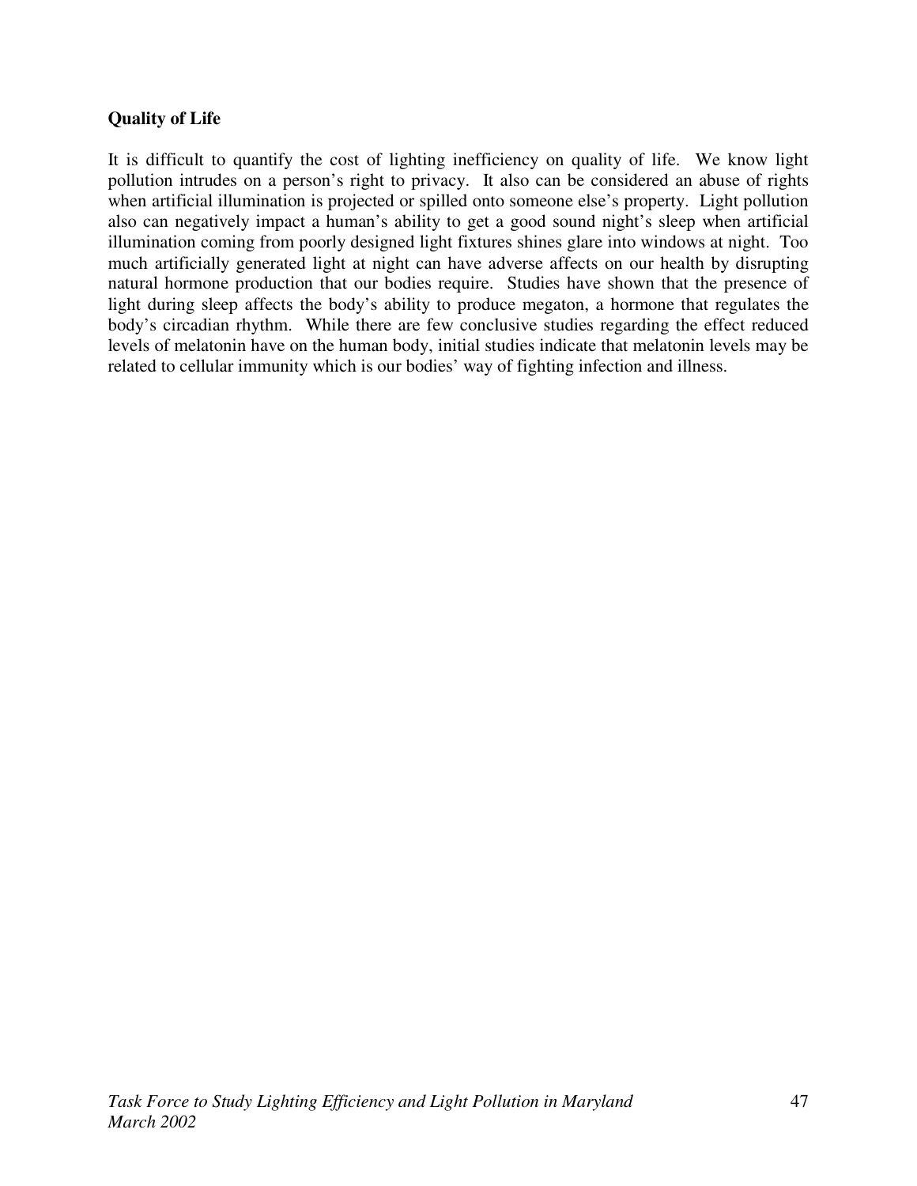**Quality of Life**

It is difficult to quantify the cost of lighting inefficiency on quality of life. We know light pollution intrudes on a person's right to privacy. It also can be considered an abuse of rights when artificial illumination is projected or spilled onto someone else's property. Light pollution also can negatively impact a human's ability to get a good sound night's sleep when artificial illumination coming from poorly designed light fixtures shines glare into windows at night. Too much artificially generated light at night can have adverse affects on our health by disrupting natural hormone production that our bodies require. Studies have shown that the presence of light during sleep affects the body's ability to produce megaton, a hormone that regulates the body's circadian rhythm. While there are few conclusive studies regarding the effect reduced levels of melatonin have on the human body, initial studies indicate that melatonin levels may be related to cellular immunity which is our bodies' way of fighting infection and illness.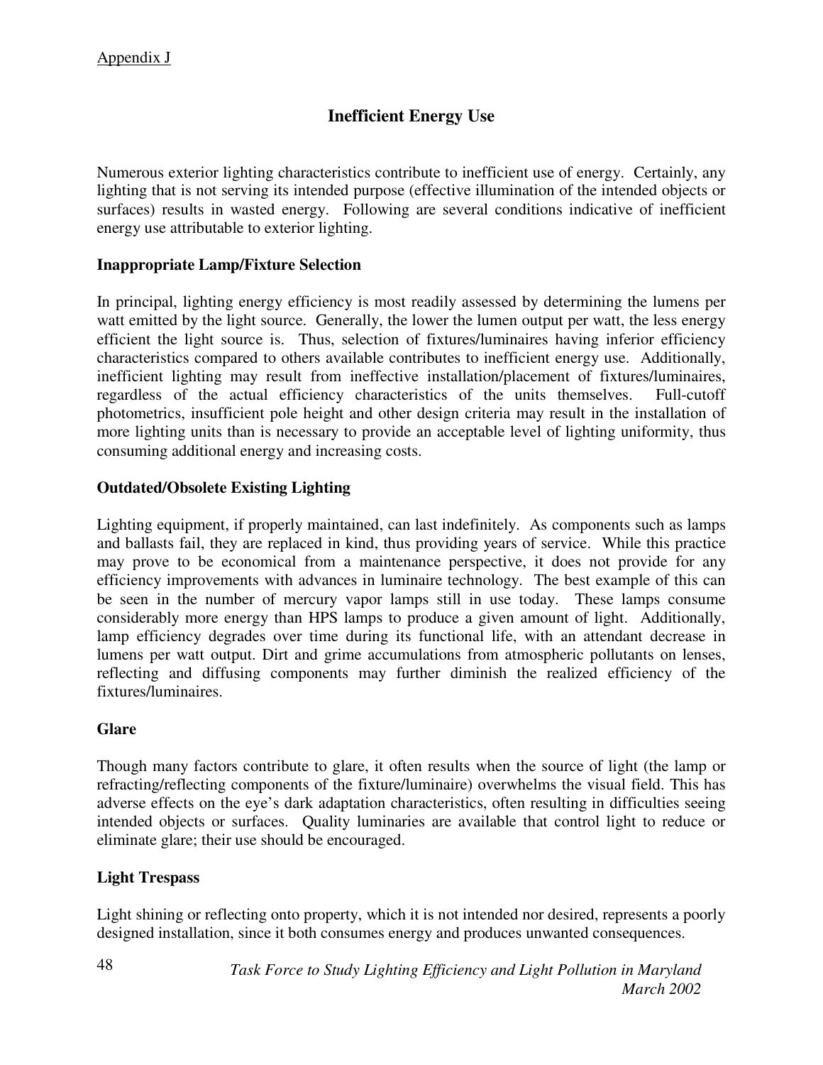Appendix J

## Inefficient Energy Use

Numerous exterior lighting characteristics contribute to inefficient use of energy. Certainly, any lighting that is not serving its intended purpose (effective illumination of the intended objects or surfaces) results in wasted energy. Following are several conditions indicative of inefficient energy use attributable to exterior lighting.

### Inappropriate Lamp/Fixture Selection

In principal, lighting energy efficiency is most readily assessed by determining the lumens per watt emitted by the light source. Generally, the lower the lumen output per watt, the less energy efficient the light source is. Thus, selection of fixtures/luminaires having inferior efficiency characteristics compared to others available contributes to inefficient energy use. Additionally, inefficient lighting may result from ineffective installation/placement of fixtures/luminaires, regardless of the actual efficiency characteristics of the units themselves. Full-cutoff photometrics, insufficient pole height and other design criteria may result in the installation of more lighting units than is necessary to provide an acceptable level of lighting uniformity, thus consuming additional energy and increasing costs.

### Outdated/Obsolete Existing Lighting

Lighting equipment, if properly maintained, can last indefinitely. As components such as lamps and ballasts fail, they are replaced in kind, thus providing years of service. While this practice may prove to be economical from a maintenance perspective, it does not provide for any efficiency improvements with advances in luminaire technology. The best example of this can be seen in the number of mercury vapor lamps still in use today. These lamps consume considerably more energy than HPS lamps to produce a given amount of light. Additionally, lamp efficiency degrades over time during its functional life, with an attendant decrease in lumens per watt output. Dirt and grime accumulations from atmospheric pollutants on lenses, reflecting and diffusing components may further diminish the realized efficiency of the fixtures/luminaires.

### Glare

Though many factors contribute to glare, it often results when the source of light (the lamp or refracting/reflecting components of the fixture/luminaire) overwhelms the visual field. This has adverse effects on the eye's dark adaptation characteristics, often resulting in difficulties seeing intended objects or surfaces. Quality luminaries are available that control light to reduce or eliminate glare; their use should be encouraged.

### Light Trespass

Light shining or reflecting onto property, which it is not intended nor desired, represents a poorly designed installation, since it both consumes energy and produces unwanted consequences.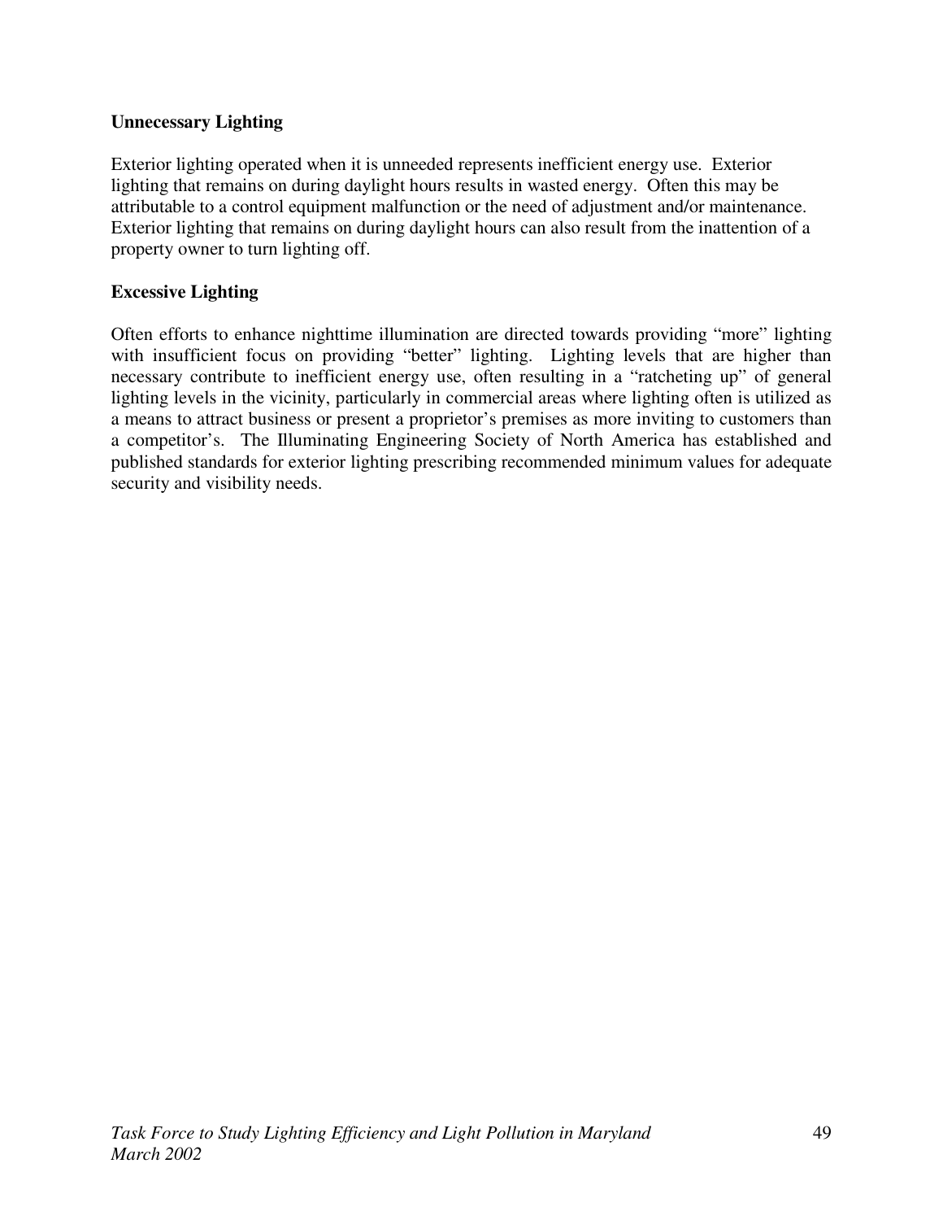**Unnecessary Lighting**

Exterior lighting operated when it is unneeded represents inefficient energy use. Exterior lighting that remains on during daylight hours results in wasted energy. Often this may be attributable to a control equipment malfunction or the need of adjustment and/or maintenance. Exterior lighting that remains on during daylight hours can also result from the inattention of a property owner to turn lighting off.

**Excessive Lighting**

Often efforts to enhance nighttime illumination are directed towards providing "more" lighting with insufficient focus on providing "better" lighting. Lighting levels that are higher than necessary contribute to inefficient energy use, often resulting in a "ratcheting up" of general lighting levels in the vicinity, particularly in commercial areas where lighting often is utilized as a means to attract business or present a proprietor's premises as more inviting to customers than a competitor's. The Illuminating Engineering Society of North America has established and published standards for exterior lighting prescribing recommended minimum values for adequate security and visibility needs.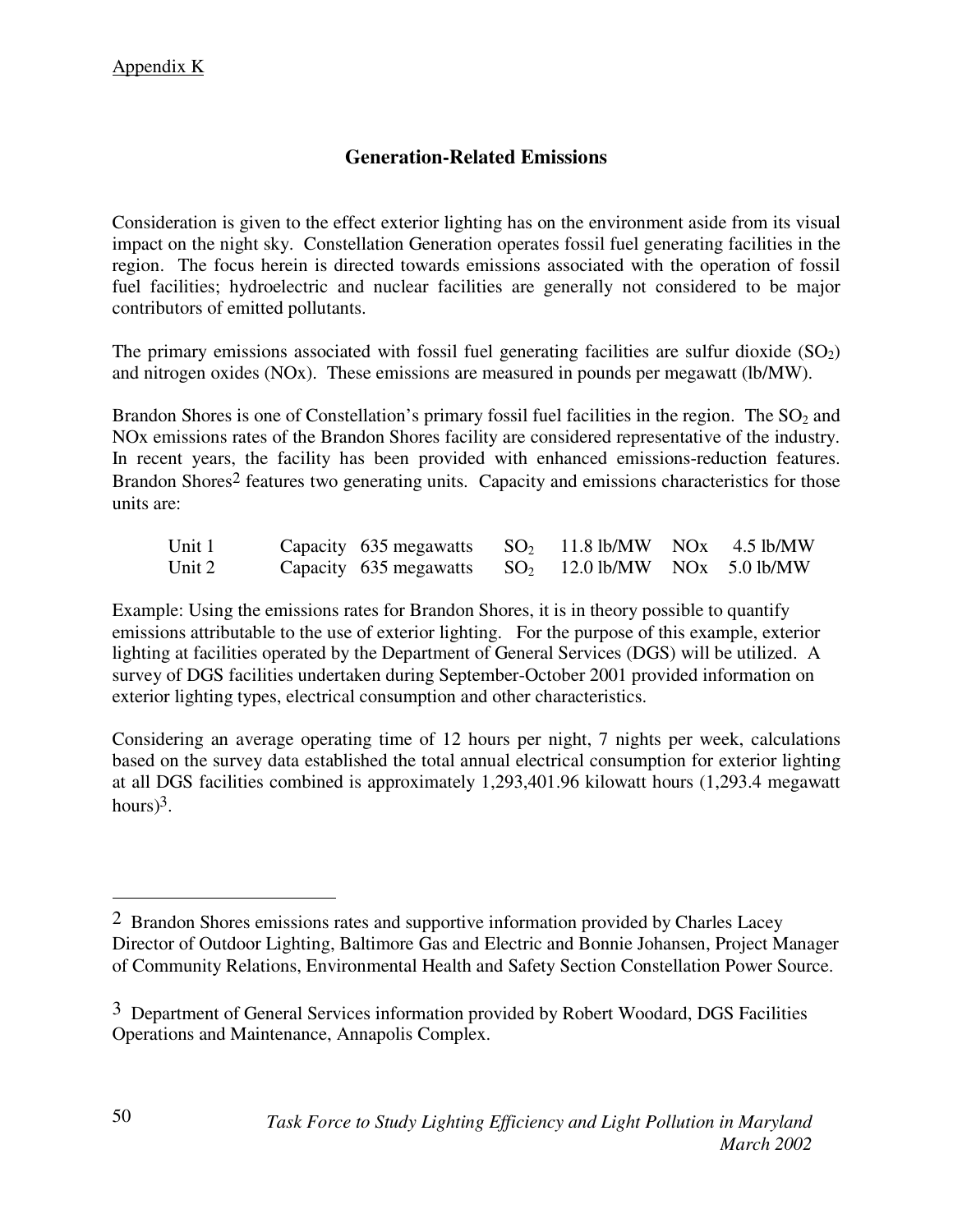Appendix K

## Generation-Related Emissions

Consideration is given to the effect exterior lighting has on the environment aside from its visual impact on the night sky. Constellation Generation operates fossil fuel generating facilities in the region. The focus herein is directed towards emissions associated with the operation of fossil fuel facilities; hydroelectric and nuclear facilities are generally not considered to be major contributors of emitted pollutants.

The primary emissions associated with fossil fuel generating facilities are sulfur dioxide ($SO_2$) and nitrogen oxides (NOx). These emissions are measured in pounds per megawatt (lb/MW).

Brandon Shores is one of Constellation's primary fossil fuel facilities in the region. The $SO_2$ and NOx emissions rates of the Brandon Shores facility are considered representative of the industry. In recent years, the facility has been provided with enhanced emissions-reduction features. Brandon Shores[2] features two generating units. Capacity and emissions characteristics for those units are:

| Unit | Capacity | $SO_2$ | NOx |
|---|---|---|---|
| Unit 1 | Capacity 635 megawatts | $SO_2$ 11.8 lb/MW | NOx 4.5 lb/MW |
| Unit 2 | Capacity 635 megawatts | $SO_2$ 12.0 lb/MW | NOx 5.0 lb/MW |

Example: Using the emissions rates for Brandon Shores, it is in theory possible to quantify emissions attributable to the use of exterior lighting. For the purpose of this example, exterior lighting at facilities operated by the Department of General Services (DGS) will be utilized. A survey of DGS facilities undertaken during September-October 2001 provided information on exterior lighting types, electrical consumption and other characteristics.

Considering an average operating time of 12 hours per night, 7 nights per week, calculations based on the survey data established the total annual electrical consumption for exterior lighting at all DGS facilities combined is approximately 1,293,401.96 kilowatt hours (1,293.4 megawatt hours)[3].

---

[2] Brandon Shores emissions rates and supportive information provided by Charles Lacey Director of Outdoor Lighting, Baltimore Gas and Electric and Bonnie Johansen, Project Manager of Community Relations, Environmental Health and Safety Section Constellation Power Source.

[3] Department of General Services information provided by Robert Woodard, DGS Facilities Operations and Maintenance, Annapolis Complex.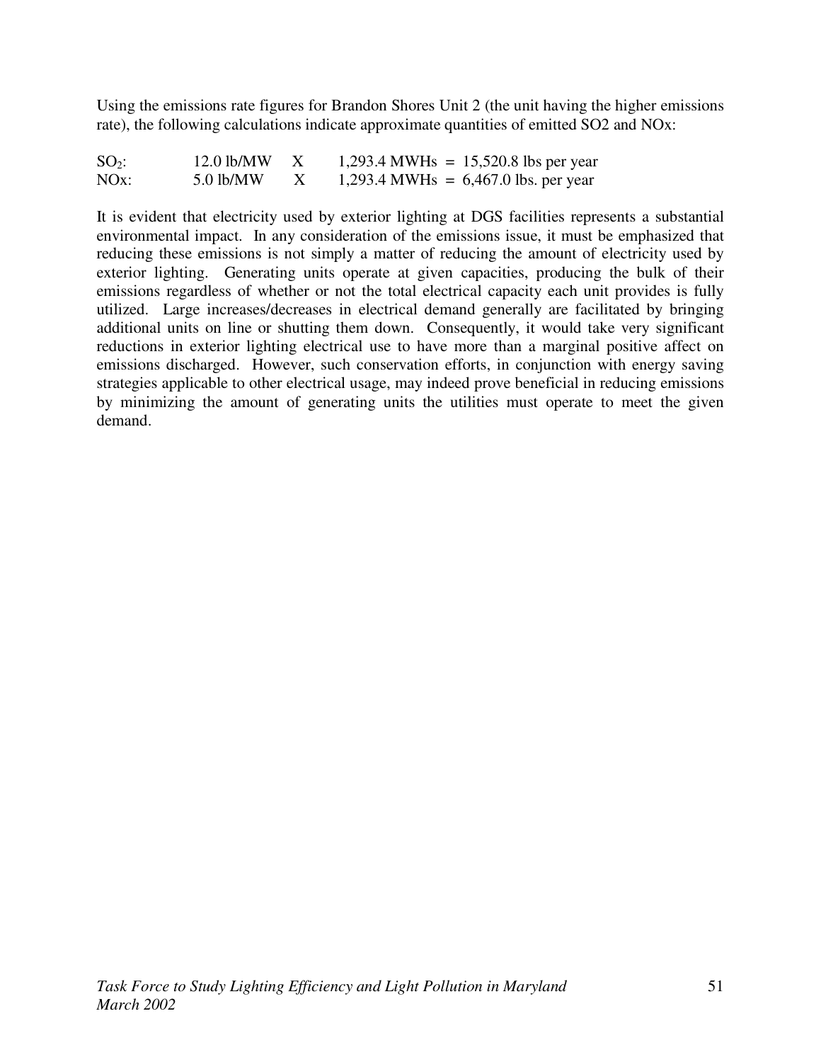Using the emissions rate figures for Brandon Shores Unit 2 (the unit having the higher emissions rate), the following calculations indicate approximate quantities of emitted SO2 and NOx:

| | | | |
|---|---|---|---|
| $SO_2$: | 12.0 lb/MW | X | 1,293.4 MWHs = 15,520.8 lbs per year |
| NOx: | 5.0 lb/MW | X | 1,293.4 MWHs = 6,467.0 lbs. per year |

It is evident that electricity used by exterior lighting at DGS facilities represents a substantial environmental impact. In any consideration of the emissions issue, it must be emphasized that reducing these emissions is not simply a matter of reducing the amount of electricity used by exterior lighting. Generating units operate at given capacities, producing the bulk of their emissions regardless of whether or not the total electrical capacity each unit provides is fully utilized. Large increases/decreases in electrical demand generally are facilitated by bringing additional units on line or shutting them down. Consequently, it would take very significant reductions in exterior lighting electrical use to have more than a marginal positive affect on emissions discharged. However, such conservation efforts, in conjunction with energy saving strategies applicable to other electrical usage, may indeed prove beneficial in reducing emissions by minimizing the amount of generating units the utilities must operate to meet the given demand.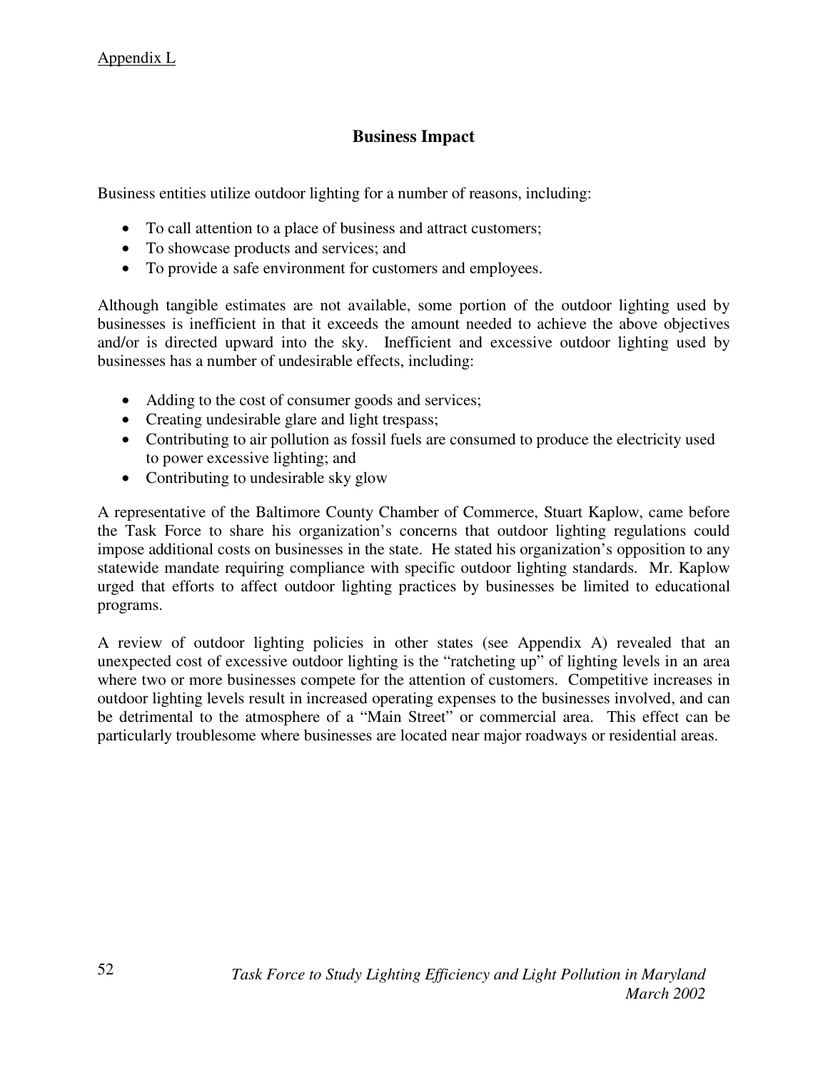Appendix L

## Business Impact

Business entities utilize outdoor lighting for a number of reasons, including:

- To call attention to a place of business and attract customers;
- To showcase products and services; and
- To provide a safe environment for customers and employees.

Although tangible estimates are not available, some portion of the outdoor lighting used by businesses is inefficient in that it exceeds the amount needed to achieve the above objectives and/or is directed upward into the sky. Inefficient and excessive outdoor lighting used by businesses has a number of undesirable effects, including:

- Adding to the cost of consumer goods and services;
- Creating undesirable glare and light trespass;
- Contributing to air pollution as fossil fuels are consumed to produce the electricity used to power excessive lighting; and
- Contributing to undesirable sky glow

A representative of the Baltimore County Chamber of Commerce, Stuart Kaplow, came before the Task Force to share his organization's concerns that outdoor lighting regulations could impose additional costs on businesses in the state. He stated his organization's opposition to any statewide mandate requiring compliance with specific outdoor lighting standards. Mr. Kaplow urged that efforts to affect outdoor lighting practices by businesses be limited to educational programs.

A review of outdoor lighting policies in other states (see Appendix A) revealed that an unexpected cost of excessive outdoor lighting is the "ratcheting up" of lighting levels in an area where two or more businesses compete for the attention of customers. Competitive increases in outdoor lighting levels result in increased operating expenses to the businesses involved, and can be detrimental to the atmosphere of a "Main Street" or commercial area. This effect can be particularly troublesome where businesses are located near major roadways or residential areas.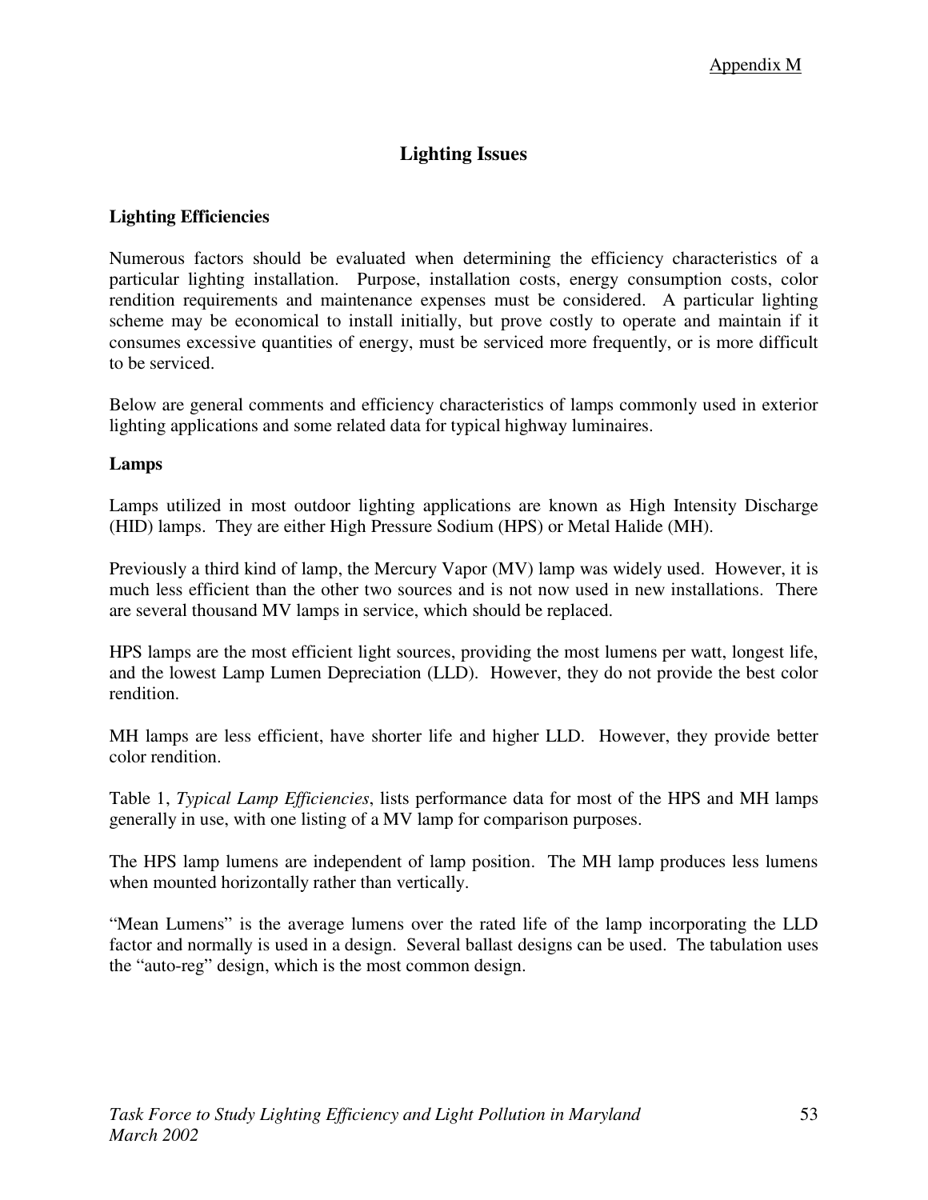Appendix M

# Lighting Issues

## Lighting Efficiencies

Numerous factors should be evaluated when determining the efficiency characteristics of a particular lighting installation. Purpose, installation costs, energy consumption costs, color rendition requirements and maintenance expenses must be considered. A particular lighting scheme may be economical to install initially, but prove costly to operate and maintain if it consumes excessive quantities of energy, must be serviced more frequently, or is more difficult to be serviced.

Below are general comments and efficiency characteristics of lamps commonly used in exterior lighting applications and some related data for typical highway luminaires.

## Lamps

Lamps utilized in most outdoor lighting applications are known as High Intensity Discharge (HID) lamps. They are either High Pressure Sodium (HPS) or Metal Halide (MH).

Previously a third kind of lamp, the Mercury Vapor (MV) lamp was widely used. However, it is much less efficient than the other two sources and is not now used in new installations. There are several thousand MV lamps in service, which should be replaced.

HPS lamps are the most efficient light sources, providing the most lumens per watt, longest life, and the lowest Lamp Lumen Depreciation (LLD). However, they do not provide the best color rendition.

MH lamps are less efficient, have shorter life and higher LLD. However, they provide better color rendition.

Table 1, *Typical Lamp Efficiencies*, lists performance data for most of the HPS and MH lamps generally in use, with one listing of a MV lamp for comparison purposes.

The HPS lamp lumens are independent of lamp position. The MH lamp produces less lumens when mounted horizontally rather than vertically.

"Mean Lumens" is the average lumens over the rated life of the lamp incorporating the LLD factor and normally is used in a design. Several ballast designs can be used. The tabulation uses the "auto-reg" design, which is the most common design.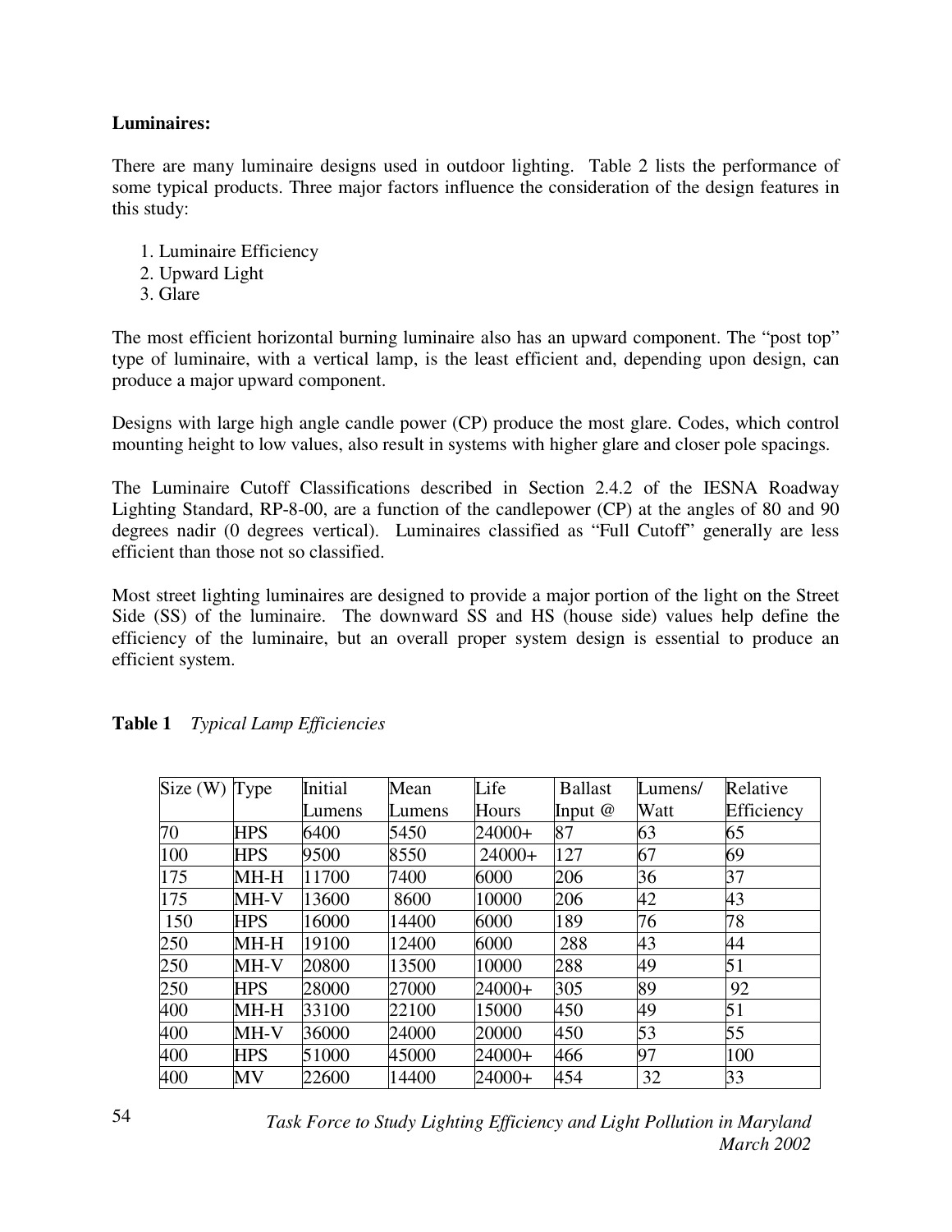**Luminaires:**

There are many luminaire designs used in outdoor lighting. Table 2 lists the performance of some typical products. Three major factors influence the consideration of the design features in this study:

1. Luminaire Efficiency
2. Upward Light
3. Glare

The most efficient horizontal burning luminaire also has an upward component. The "post top" type of luminaire, with a vertical lamp, is the least efficient and, depending upon design, can produce a major upward component.

Designs with large high angle candle power (CP) produce the most glare. Codes, which control mounting height to low values, also result in systems with higher glare and closer pole spacings.

The Luminaire Cutoff Classifications described in Section 2.4.2 of the IESNA Roadway Lighting Standard, RP-8-00, are a function of the candlepower (CP) at the angles of 80 and 90 degrees nadir (0 degrees vertical). Luminaires classified as "Full Cutoff" generally are less efficient than those not so classified.

Most street lighting luminaires are designed to provide a major portion of the light on the Street Side (SS) of the luminaire. The downward SS and HS (house side) values help define the efficiency of the luminaire, but an overall proper system design is essential to produce an efficient system.

**Table 1** *Typical Lamp Efficiencies*

| Size (W) | Type | Initial Lumens | Mean Lumens | Life Hours | Ballast Input @ | Lumens/ Watt | Relative Efficiency |
|---|---|---|---|---|---|---|---|
| 70 | HPS | 6400 | 5450 | 24000+ | 87 | 63 | 65 |
| 100 | HPS | 9500 | 8550 | 24000+ | 127 | 67 | 69 |
| 175 | MH-H | 11700 | 7400 | 6000 | 206 | 36 | 37 |
| 175 | MH-V | 13600 | 8600 | 10000 | 206 | 42 | 43 |
| 150 | HPS | 16000 | 14400 | 6000 | 189 | 76 | 78 |
| 250 | MH-H | 19100 | 12400 | 6000 | 288 | 43 | 44 |
| 250 | MH-V | 20800 | 13500 | 10000 | 288 | 49 | 51 |
| 250 | HPS | 28000 | 27000 | 24000+ | 305 | 89 | 92 |
| 400 | MH-H | 33100 | 22100 | 15000 | 450 | 49 | 51 |
| 400 | MH-V | 36000 | 24000 | 20000 | 450 | 53 | 55 |
| 400 | HPS | 51000 | 45000 | 24000+ | 466 | 97 | 100 |
| 400 | MV | 22600 | 14400 | 24000+ | 454 | 32 | 33 |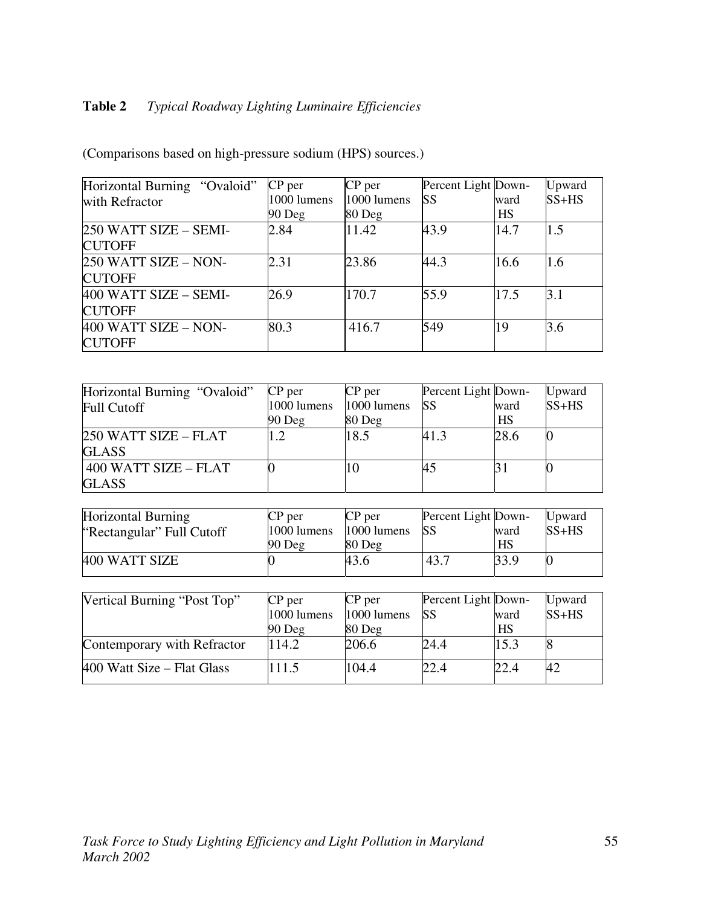**Table 2** *Typical Roadway Lighting Luminaire Efficiencies*

(Comparisons based on high-pressure sodium (HPS) sources.)

| Horizontal Burning "Ovaloid" with Refractor | CP per 1000 lumens 90 Deg | CP per 1000 lumens 80 Deg | Percent Light SS | Down-ward HS | Upward SS+HS |
|---|---|---|---|---|---|
| 250 WATT SIZE – SEMI-CUTOFF | 2.84 | 11.42 | 43.9 | 14.7 | 1.5 |
| 250 WATT SIZE – NON-CUTOFF | 2.31 | 23.86 | 44.3 | 16.6 | 1.6 |
| 400 WATT SIZE – SEMI-CUTOFF | 26.9 | 170.7 | 55.9 | 17.5 | 3.1 |
| 400 WATT SIZE – NON-CUTOFF | 80.3 | 416.7 | 549 | 19 | 3.6 |

| Horizontal Burning "Ovaloid" Full Cutoff | CP per 1000 lumens 90 Deg | CP per 1000 lumens 80 Deg | Percent Light SS | Down-ward HS | Upward SS+HS |
|---|---|---|---|---|---|
| 250 WATT SIZE – FLAT GLASS | 1.2 | 18.5 | 41.3 | 28.6 | 0 |
| 400 WATT SIZE – FLAT GLASS | 0 | 10 | 45 | 31 | 0 |

| Horizontal Burning "Rectangular" Full Cutoff | CP per 1000 lumens 90 Deg | CP per 1000 lumens 80 Deg | Percent Light SS | Down-ward HS | Upward SS+HS |
|---|---|---|---|---|---|
| 400 WATT SIZE | 0 | 43.6 | 43.7 | 33.9 | 0 |

| Vertical Burning "Post Top" | CP per 1000 lumens 90 Deg | CP per 1000 lumens 80 Deg | Percent Light SS | Down-ward HS | Upward SS+HS |
|---|---|---|---|---|---|
| Contemporary with Refractor | 114.2 | 206.6 | 24.4 | 15.3 | 8 |
| 400 Watt Size – Flat Glass | 111.5 | 104.4 | 22.4 | 22.4 | 42 |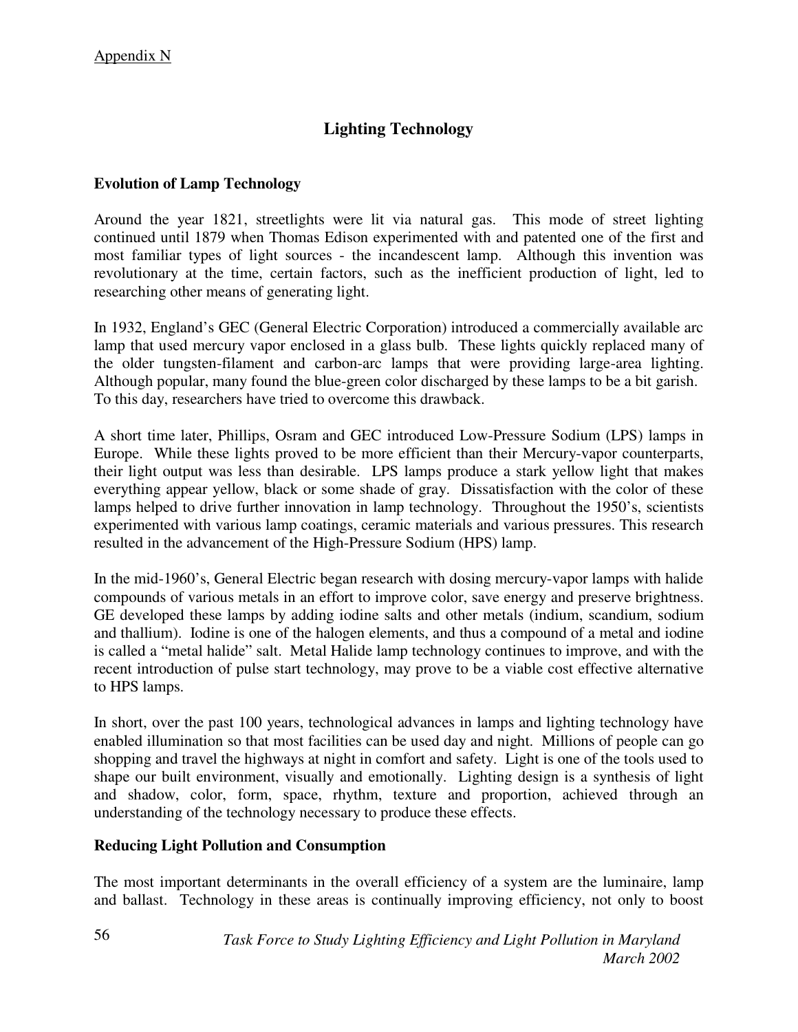Appendix N

# Lighting Technology

## Evolution of Lamp Technology

Around the year 1821, streetlights were lit via natural gas. This mode of street lighting continued until 1879 when Thomas Edison experimented with and patented one of the first and most familiar types of light sources - the incandescent lamp. Although this invention was revolutionary at the time, certain factors, such as the inefficient production of light, led to researching other means of generating light.

In 1932, England's GEC (General Electric Corporation) introduced a commercially available arc lamp that used mercury vapor enclosed in a glass bulb. These lights quickly replaced many of the older tungsten-filament and carbon-arc lamps that were providing large-area lighting. Although popular, many found the blue-green color discharged by these lamps to be a bit garish. To this day, researchers have tried to overcome this drawback.

A short time later, Phillips, Osram and GEC introduced Low-Pressure Sodium (LPS) lamps in Europe. While these lights proved to be more efficient than their Mercury-vapor counterparts, their light output was less than desirable. LPS lamps produce a stark yellow light that makes everything appear yellow, black or some shade of gray. Dissatisfaction with the color of these lamps helped to drive further innovation in lamp technology. Throughout the 1950's, scientists experimented with various lamp coatings, ceramic materials and various pressures. This research resulted in the advancement of the High-Pressure Sodium (HPS) lamp.

In the mid-1960's, General Electric began research with dosing mercury-vapor lamps with halide compounds of various metals in an effort to improve color, save energy and preserve brightness. GE developed these lamps by adding iodine salts and other metals (indium, scandium, sodium and thallium). Iodine is one of the halogen elements, and thus a compound of a metal and iodine is called a "metal halide" salt. Metal Halide lamp technology continues to improve, and with the recent introduction of pulse start technology, may prove to be a viable cost effective alternative to HPS lamps.

In short, over the past 100 years, technological advances in lamps and lighting technology have enabled illumination so that most facilities can be used day and night. Millions of people can go shopping and travel the highways at night in comfort and safety. Light is one of the tools used to shape our built environment, visually and emotionally. Lighting design is a synthesis of light and shadow, color, form, space, rhythm, texture and proportion, achieved through an understanding of the technology necessary to produce these effects.

## Reducing Light Pollution and Consumption

The most important determinants in the overall efficiency of a system are the luminaire, lamp and ballast. Technology in these areas is continually improving efficiency, not only to boost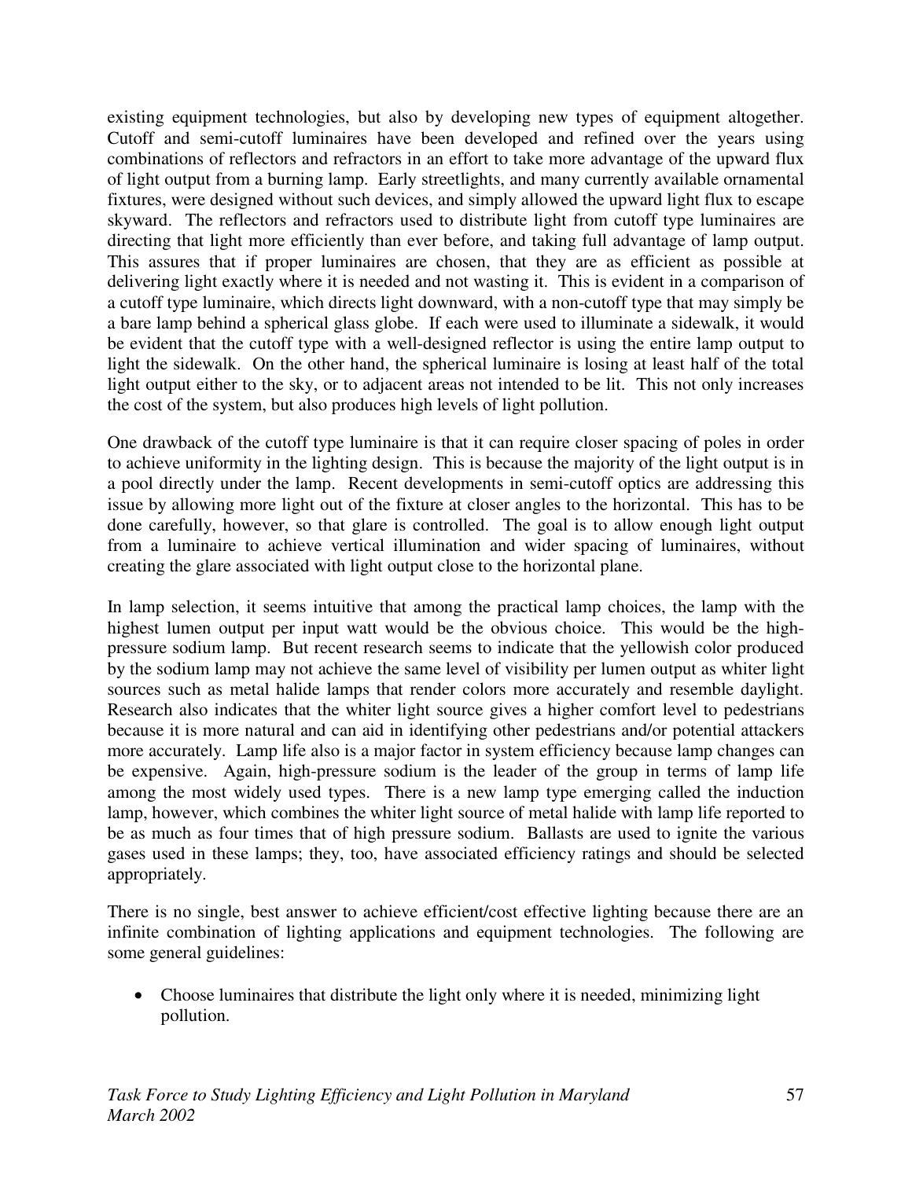existing equipment technologies, but also by developing new types of equipment altogether. Cutoff and semi-cutoff luminaires have been developed and refined over the years using combinations of reflectors and refractors in an effort to take more advantage of the upward flux of light output from a burning lamp. Early streetlights, and many currently available ornamental fixtures, were designed without such devices, and simply allowed the upward light flux to escape skyward. The reflectors and refractors used to distribute light from cutoff type luminaires are directing that light more efficiently than ever before, and taking full advantage of lamp output. This assures that if proper luminaires are chosen, that they are as efficient as possible at delivering light exactly where it is needed and not wasting it. This is evident in a comparison of a cutoff type luminaire, which directs light downward, with a non-cutoff type that may simply be a bare lamp behind a spherical glass globe. If each were used to illuminate a sidewalk, it would be evident that the cutoff type with a well-designed reflector is using the entire lamp output to light the sidewalk. On the other hand, the spherical luminaire is losing at least half of the total light output either to the sky, or to adjacent areas not intended to be lit. This not only increases the cost of the system, but also produces high levels of light pollution.

One drawback of the cutoff type luminaire is that it can require closer spacing of poles in order to achieve uniformity in the lighting design. This is because the majority of the light output is in a pool directly under the lamp. Recent developments in semi-cutoff optics are addressing this issue by allowing more light out of the fixture at closer angles to the horizontal. This has to be done carefully, however, so that glare is controlled. The goal is to allow enough light output from a luminaire to achieve vertical illumination and wider spacing of luminaires, without creating the glare associated with light output close to the horizontal plane.

In lamp selection, it seems intuitive that among the practical lamp choices, the lamp with the highest lumen output per input watt would be the obvious choice. This would be the high-pressure sodium lamp. But recent research seems to indicate that the yellowish color produced by the sodium lamp may not achieve the same level of visibility per lumen output as whiter light sources such as metal halide lamps that render colors more accurately and resemble daylight. Research also indicates that the whiter light source gives a higher comfort level to pedestrians because it is more natural and can aid in identifying other pedestrians and/or potential attackers more accurately. Lamp life also is a major factor in system efficiency because lamp changes can be expensive. Again, high-pressure sodium is the leader of the group in terms of lamp life among the most widely used types. There is a new lamp type emerging called the induction lamp, however, which combines the whiter light source of metal halide with lamp life reported to be as much as four times that of high pressure sodium. Ballasts are used to ignite the various gases used in these lamps; they, too, have associated efficiency ratings and should be selected appropriately.

There is no single, best answer to achieve efficient/cost effective lighting because there are an infinite combination of lighting applications and equipment technologies. The following are some general guidelines:

- Choose luminaires that distribute the light only where it is needed, minimizing light pollution.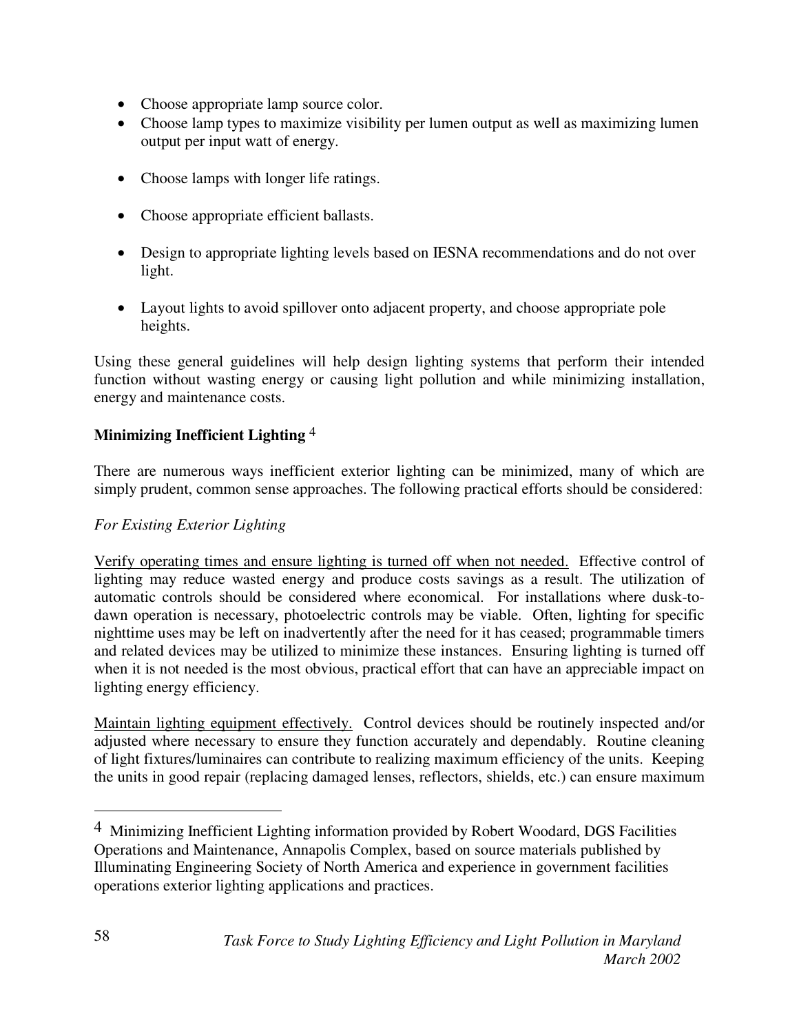- Choose appropriate lamp source color.
- Choose lamp types to maximize visibility per lumen output as well as maximizing lumen output per input watt of energy.
- Choose lamps with longer life ratings.
- Choose appropriate efficient ballasts.
- Design to appropriate lighting levels based on IESNA recommendations and do not over light.
- Layout lights to avoid spillover onto adjacent property, and choose appropriate pole heights.

Using these general guidelines will help design lighting systems that perform their intended function without wasting energy or causing light pollution and while minimizing installation, energy and maintenance costs.

**Minimizing Inefficient Lighting** [4]

There are numerous ways inefficient exterior lighting can be minimized, many of which are simply prudent, common sense approaches. The following practical efforts should be considered:

*For Existing Exterior Lighting*

<u>Verify operating times and ensure lighting is turned off when not needed.</u> Effective control of lighting may reduce wasted energy and produce costs savings as a result. The utilization of automatic controls should be considered where economical. For installations where dusk-to-dawn operation is necessary, photoelectric controls may be viable. Often, lighting for specific nighttime uses may be left on inadvertently after the need for it has ceased; programmable timers and related devices may be utilized to minimize these instances. Ensuring lighting is turned off when it is not needed is the most obvious, practical effort that can have an appreciable impact on lighting energy efficiency.

<u>Maintain lighting equipment effectively.</u> Control devices should be routinely inspected and/or adjusted where necessary to ensure they function accurately and dependably. Routine cleaning of light fixtures/luminaires can contribute to realizing maximum efficiency of the units. Keeping the units in good repair (replacing damaged lenses, reflectors, shields, etc.) can ensure maximum

---

[4] Minimizing Inefficient Lighting information provided by Robert Woodard, DGS Facilities Operations and Maintenance, Annapolis Complex, based on source materials published by Illuminating Engineering Society of North America and experience in government facilities operations exterior lighting applications and practices.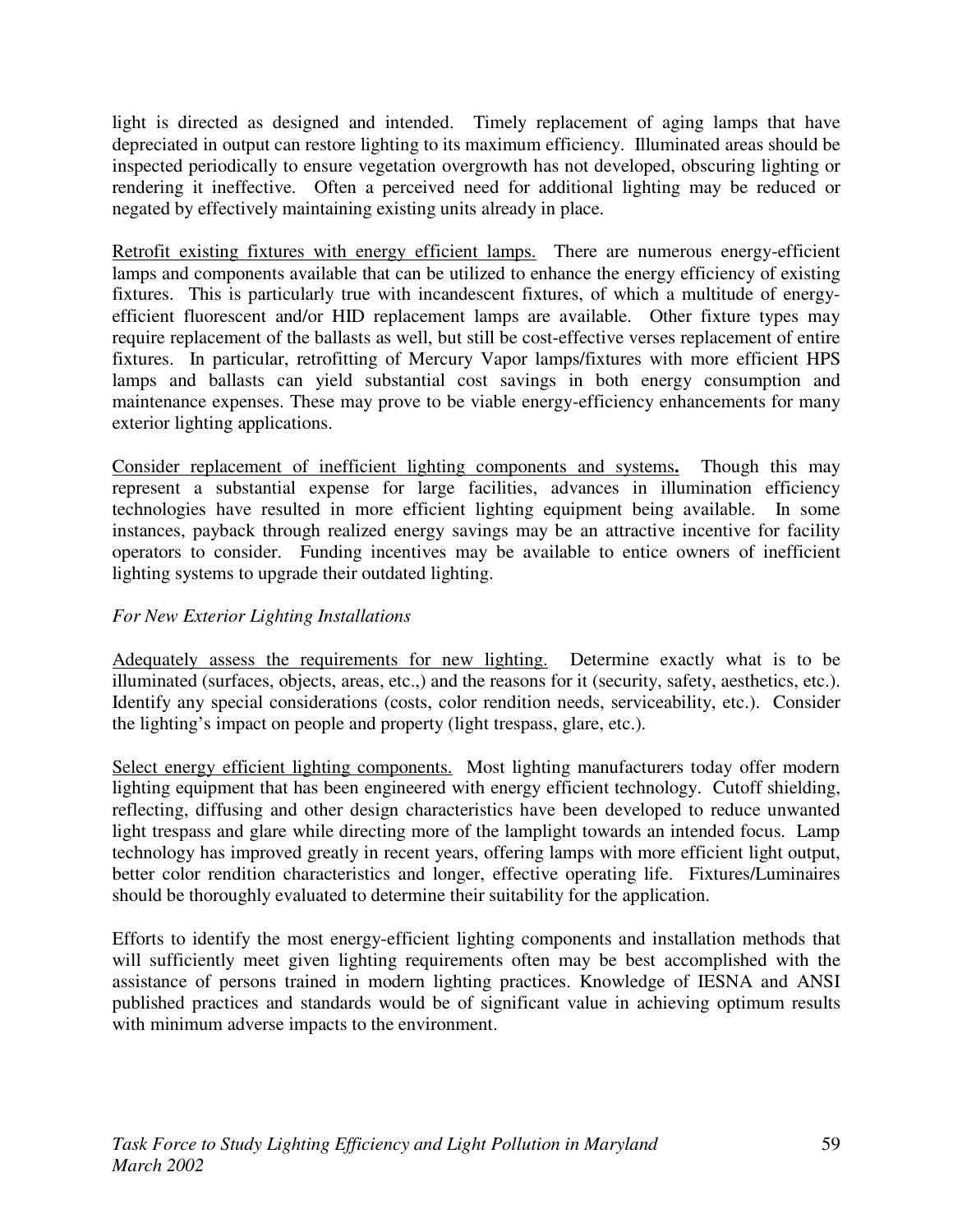light is directed as designed and intended. Timely replacement of aging lamps that have depreciated in output can restore lighting to its maximum efficiency. Illuminated areas should be inspected periodically to ensure vegetation overgrowth has not developed, obscuring lighting or rendering it ineffective. Often a perceived need for additional lighting may be reduced or negated by effectively maintaining existing units already in place.

<u>Retrofit existing fixtures with energy efficient lamps.</u> There are numerous energy-efficient lamps and components available that can be utilized to enhance the energy efficiency of existing fixtures. This is particularly true with incandescent fixtures, of which a multitude of energy-efficient fluorescent and/or HID replacement lamps are available. Other fixture types may require replacement of the ballasts as well, but still be cost-effective verses replacement of entire fixtures. In particular, retrofitting of Mercury Vapor lamps/fixtures with more efficient HPS lamps and ballasts can yield substantial cost savings in both energy consumption and maintenance expenses. These may prove to be viable energy-efficiency enhancements for many exterior lighting applications.

<u>Consider replacement of inefficient lighting components and systems</u>**.** Though this may represent a substantial expense for large facilities, advances in illumination efficiency technologies have resulted in more efficient lighting equipment being available. In some instances, payback through realized energy savings may be an attractive incentive for facility operators to consider. Funding incentives may be available to entice owners of inefficient lighting systems to upgrade their outdated lighting.

*For New Exterior Lighting Installations*

<u>Adequately assess the requirements for new lighting.</u> Determine exactly what is to be illuminated (surfaces, objects, areas, etc.,) and the reasons for it (security, safety, aesthetics, etc.). Identify any special considerations (costs, color rendition needs, serviceability, etc.). Consider the lighting's impact on people and property (light trespass, glare, etc.).

<u>Select energy efficient lighting components.</u> Most lighting manufacturers today offer modern lighting equipment that has been engineered with energy efficient technology. Cutoff shielding, reflecting, diffusing and other design characteristics have been developed to reduce unwanted light trespass and glare while directing more of the lamplight towards an intended focus. Lamp technology has improved greatly in recent years, offering lamps with more efficient light output, better color rendition characteristics and longer, effective operating life. Fixtures/Luminaires should be thoroughly evaluated to determine their suitability for the application.

Efforts to identify the most energy-efficient lighting components and installation methods that will sufficiently meet given lighting requirements often may be best accomplished with the assistance of persons trained in modern lighting practices. Knowledge of IESNA and ANSI published practices and standards would be of significant value in achieving optimum results with minimum adverse impacts to the environment.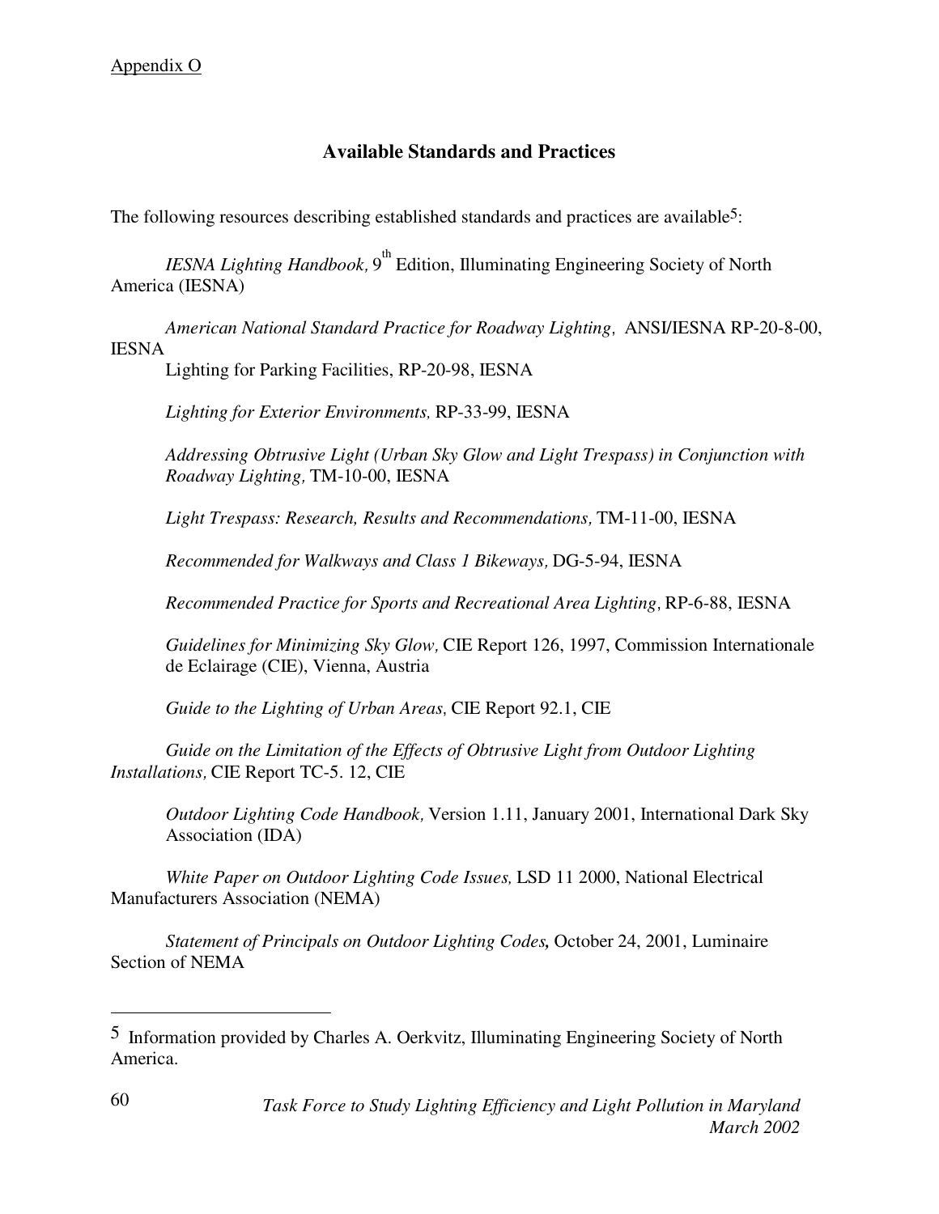Appendix O

## Available Standards and Practices

The following resources describing established standards and practices are available[5]:

*IESNA Lighting Handbook,* 9th Edition, Illuminating Engineering Society of North America (IESNA)

*American National Standard Practice for Roadway Lighting,* ANSI/IESNA RP-20-8-00, IESNA

Lighting for Parking Facilities, RP-20-98, IESNA

*Lighting for Exterior Environments,* RP-33-99, IESNA

*Addressing Obtrusive Light (Urban Sky Glow and Light Trespass) in Conjunction with Roadway Lighting,* TM-10-00, IESNA

*Light Trespass: Research, Results and Recommendations,* TM-11-00, IESNA

*Recommended for Walkways and Class 1 Bikeways,* DG-5-94, IESNA

*Recommended Practice for Sports and Recreational Area Lighting,* RP-6-88, IESNA

*Guidelines for Minimizing Sky Glow,* CIE Report 126, 1997, Commission Internationale de Eclairage (CIE), Vienna, Austria

*Guide to the Lighting of Urban Areas,* CIE Report 92.1, CIE

*Guide on the Limitation of the Effects of Obtrusive Light from Outdoor Lighting Installations,* CIE Report TC-5. 12, CIE

*Outdoor Lighting Code Handbook,* Version 1.11, January 2001, International Dark Sky Association (IDA)

*White Paper on Outdoor Lighting Code Issues,* LSD 11 2000, National Electrical Manufacturers Association (NEMA)

*Statement of Principals on Outdoor Lighting Codes*, October 24, 2001, Luminaire Section of NEMA

---

[5] Information provided by Charles A. Oerkvitz, Illuminating Engineering Society of North America.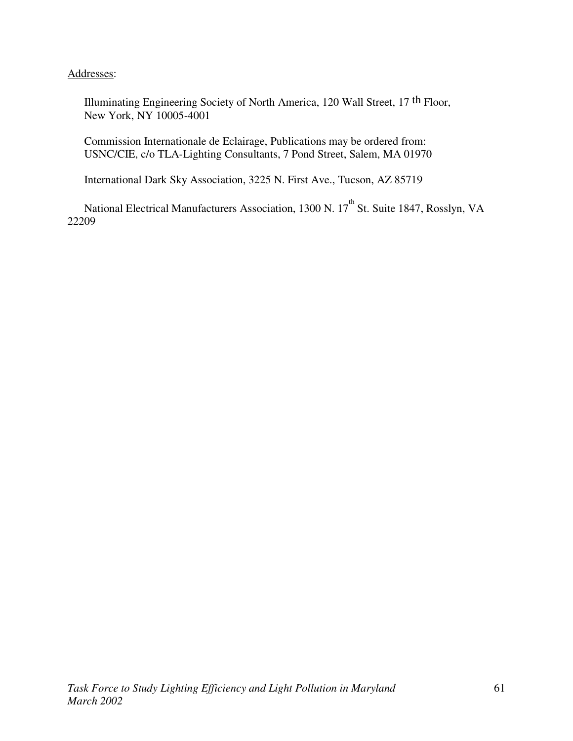Addresses:

Illuminating Engineering Society of North America, 120 Wall Street, 17th Floor, New York, NY 10005-4001

Commission Internationale de Eclairage, Publications may be ordered from: USNC/CIE, c/o TLA-Lighting Consultants, 7 Pond Street, Salem, MA 01970

International Dark Sky Association, 3225 N. First Ave., Tucson, AZ 85719

National Electrical Manufacturers Association, 1300 N. 17th St. Suite 1847, Rosslyn, VA 22209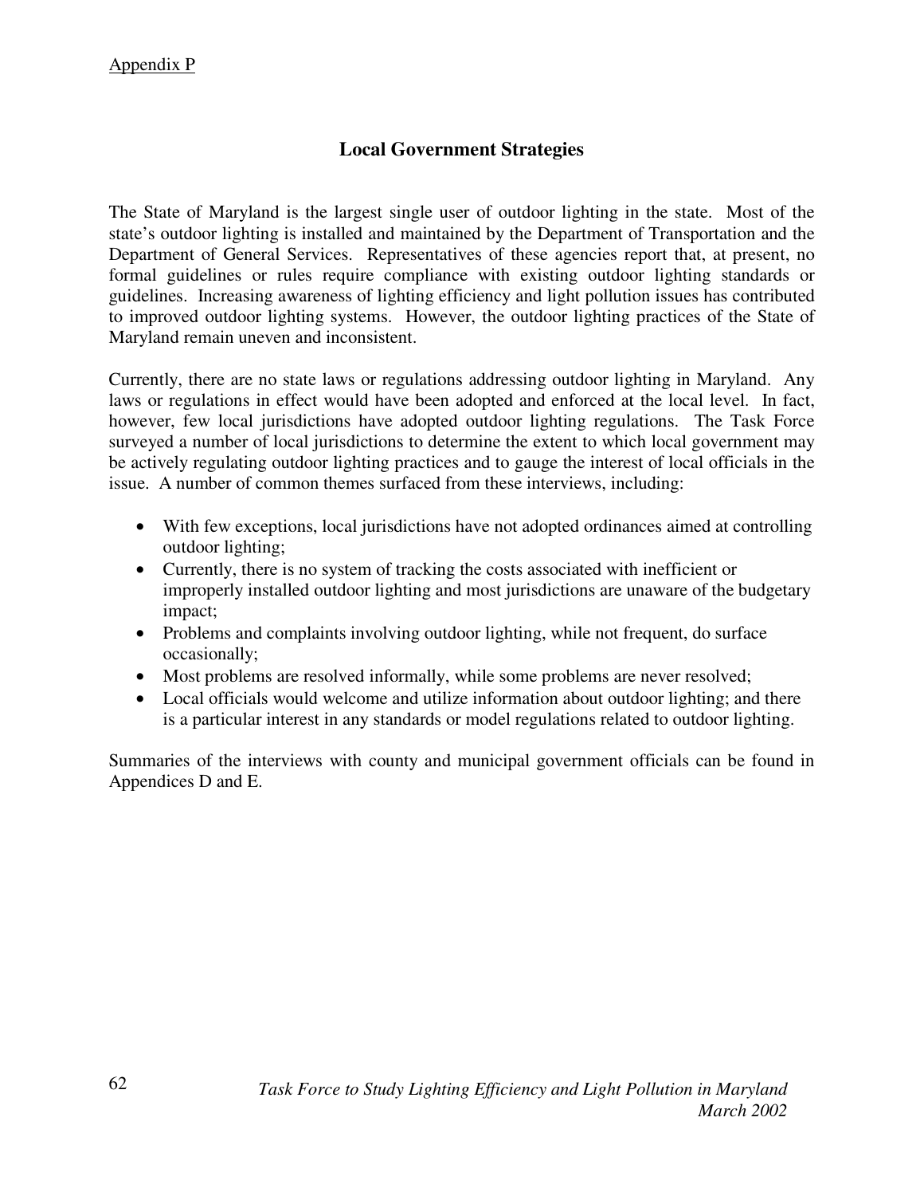Appendix P

## Local Government Strategies

The State of Maryland is the largest single user of outdoor lighting in the state. Most of the state's outdoor lighting is installed and maintained by the Department of Transportation and the Department of General Services. Representatives of these agencies report that, at present, no formal guidelines or rules require compliance with existing outdoor lighting standards or guidelines. Increasing awareness of lighting efficiency and light pollution issues has contributed to improved outdoor lighting systems. However, the outdoor lighting practices of the State of Maryland remain uneven and inconsistent.

Currently, there are no state laws or regulations addressing outdoor lighting in Maryland. Any laws or regulations in effect would have been adopted and enforced at the local level. In fact, however, few local jurisdictions have adopted outdoor lighting regulations. The Task Force surveyed a number of local jurisdictions to determine the extent to which local government may be actively regulating outdoor lighting practices and to gauge the interest of local officials in the issue. A number of common themes surfaced from these interviews, including:

- With few exceptions, local jurisdictions have not adopted ordinances aimed at controlling outdoor lighting;
- Currently, there is no system of tracking the costs associated with inefficient or improperly installed outdoor lighting and most jurisdictions are unaware of the budgetary impact;
- Problems and complaints involving outdoor lighting, while not frequent, do surface occasionally;
- Most problems are resolved informally, while some problems are never resolved;
- Local officials would welcome and utilize information about outdoor lighting; and there is a particular interest in any standards or model regulations related to outdoor lighting.

Summaries of the interviews with county and municipal government officials can be found in Appendices D and E.